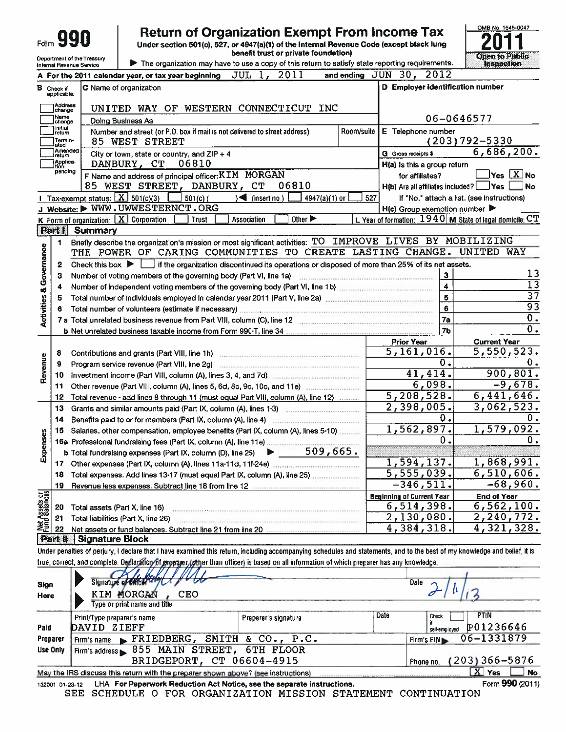Form **990**

# Return of Organization Exempt From Income Tax

Under section 501(c), 527, or 4947(a)(1) of the Internal Revenue Code (except black lung benefit trust or private foundation)

▶ The organization may have to use a copy of this return to satisfy state reporting requirements.

Department of the Treasury
Internal Revenue Service

OMB No. 1545-0047

**2011**

Open to Public Inspection

**A** For the 2011 calendar year, or tax year beginning JUL 1, 2011 and ending JUN 30, 2012

**B** Check if applicable:
- [ ] Address change
- [ ] Name change
- [ ] Initial return
- [ ] Terminated
- [ ] Amended return
- [ ] Application pending

**C** Name of organization: UNITED WAY OF WESTERN CONNECTICUT INC

Doing Business As

Number and street (or P.O. box if mail is not delivered to street address): 85 WEST STREET | Room/suite

City or town, state or country, and ZIP + 4: DANBURY, CT 06810

**D** Employer identification number: 06-0646577

**E** Telephone number: (203)792-5330

**G** Gross receipts $ 6,686,200.

**F** Name and address of principal officer: KIM MORGAN, 85 WEST STREET, DANBURY, CT 06810

**H(a)** Is this a group return for affiliates? [ ] Yes [X] No

**H(b)** Are all affiliates included? [ ] Yes [ ] No
If "No," attach a list. (see instructions)

**H(c)** Group exemption number ▶

**I** Tax-exempt status: [X] 501(c)(3) [ ] 501(c) ( ) ◀ (insert no.) [ ] 4947(a)(1) or [ ] 527

**J** Website: ▶ WWW.UWWESTERNCT.ORG

**K** Form of organization: [X] Corporation [ ] Trust [ ] Association [ ] Other ▶

**L** Year of formation: 1940 **M** State of legal domicile: CT

## Part I Summary

**Activities & Governance**

1. Briefly describe the organization's mission or most significant activities: TO IMPROVE LIVES BY MOBILIZING THE POWER OF CARING COMMUNITIES TO CREATE LASTING CHANGE. UNITED WAY
2. Check this box ▶ [ ] if the organization discontinued its operations or disposed of more than 25% of its net assets.

| | | | |
|---|---|---|---|
| 3 | Number of voting members of the governing body (Part VI, line 1a) | 3 | 13 |
| 4 | Number of independent voting members of the governing body (Part VI, line 1b) | 4 | 13 |
| 5 | Total number of individuals employed in calendar year 2011 (Part V, line 2a) | 5 | 37 |
| 6 | Total number of volunteers (estimate if necessary) | 6 | 93 |
| 7a | Total unrelated business revenue from Part VIII, column (C), line 12 | 7a | 0. |
| b | Net unrelated business taxable income from Form 990-T, line 34 | 7b | 0. |

| | | Prior Year | Current Year |
|---|---|---|---|
| **Revenue** | | | |
| 8 | Contributions and grants (Part VIII, line 1h) | 5,161,016. | 5,550,523. |
| 9 | Program service revenue (Part VIII, line 2g) | 0. | 0. |
| 10 | Investment income (Part VIII, column (A), lines 3, 4, and 7d) | 41,414. | 900,801. |
| 11 | Other revenue (Part VIII, column (A), lines 5, 6d, 8c, 9c, 10c, and 11e) | 6,098. | -9,678. |
| 12 | Total revenue - add lines 8 through 11 (must equal Part VIII, column (A), line 12) | 5,208,528. | 6,441,646. |
| **Expenses** | | | |
| 13 | Grants and similar amounts paid (Part IX, column (A), lines 1-3) | 2,398,005. | 3,062,523. |
| 14 | Benefits paid to or for members (Part IX, column (A), line 4) | 0. | 0. |
| 15 | Salaries, other compensation, employee benefits (Part IX, column (A), lines 5-10) | 1,562,897. | 1,579,092. |
| 16a | Professional fundraising fees (Part IX, column (A), line 11e) | 0. | 0. |
| b | Total fundraising expenses (Part IX, column (D), line 25) ▶ 509,665. | | |
| 17 | Other expenses (Part IX, column (A), lines 11a-11d, 11f-24e) | 1,594,137. | 1,868,991. |
| 18 | Total expenses. Add lines 13-17 (must equal Part IX, column (A), line 25) | 5,555,039. | 6,510,606. |
| 19 | Revenue less expenses. Subtract line 18 from line 12 | -346,511. | -68,960. |

| **Net Assets or Fund Balances** | | Beginning of Current Year | End of Year |
|---|---|---|---|
| 20 | Total assets (Part X, line 16) | 6,514,398. | 6,562,100. |
| 21 | Total liabilities (Part X, line 26) | 2,130,080. | 2,240,772. |
| 22 | Net assets or fund balances. Subtract line 21 from line 20 | 4,384,318. | 4,321,328. |

## Part II Signature Block

Under penalties of perjury, I declare that I have examined this return, including accompanying schedules and statements, and to the best of my knowledge and belief, it is true, correct, and complete. Declaration of preparer (other than officer) is based on all information of which preparer has any knowledge.

**Sign Here**

Signature of officer | Date 2/1/13

KIM MORGAN, CEO
Type or print name and title

**Paid Preparer Use Only**

| Print/Type preparer's name | Preparer's signature | Date | Check [ ] if self-employed | PTIN |
|---|---|---|---|---|
| DAVID ZIEFF | | | | P01236646 |

Firm's name ▶ FRIEDBERG, SMITH & CO., P.C. | Firm's EIN ▶ 06-1331879

Firm's address ▶ 855 MAIN STREET, 6TH FLOOR, BRIDGEPORT, CT 06604-4915 | Phone no. (203)366-5876

May the IRS discuss this return with the preparer shown above? (see instructions) [X] Yes [ ] No

132001 01-23-12 LHA For Paperwork Reduction Act Notice, see the separate instructions. Form **990** (2011)

SEE SCHEDULE O FOR ORGANIZATION MISSION STATEMENT CONTINUATION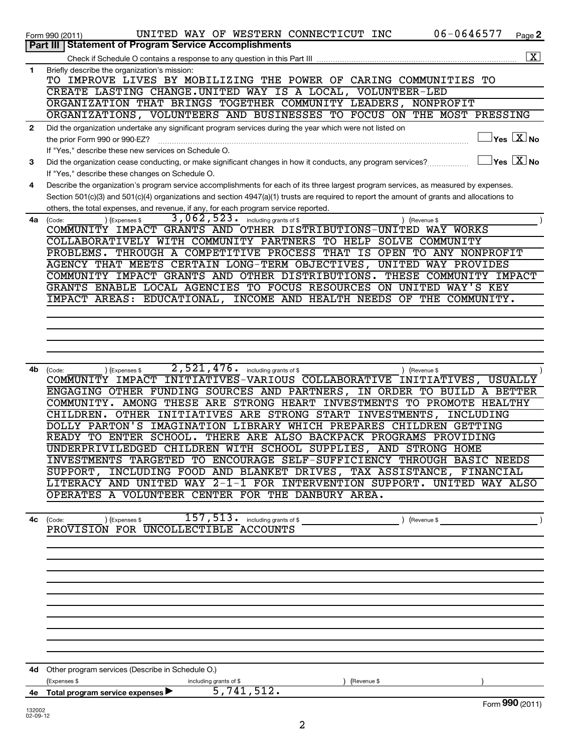Form 990 (2011) UNITED WAY OF WESTERN CONNECTICUT INC 06-0646577

## Part III Statement of Program Service Accomplishments

Check if Schedule O contains a response to any question in this Part III ☒

**1** Briefly describe the organization's mission:

TO IMPROVE LIVES BY MOBILIZING THE POWER OF CARING COMMUNITIES TO CREATE LASTING CHANGE.UNITED WAY IS A LOCAL, VOLUNTEER-LED ORGANIZATION THAT BRINGS TOGETHER COMMUNITY LEADERS, NONPROFIT ORGANIZATIONS, VOLUNTEERS AND BUSINESSES TO FOCUS ON THE MOST PRESSING

**2** Did the organization undertake any significant program services during the year which were not listed on the prior Form 990 or 990-EZ? ☐ Yes ☒ No

If "Yes," describe these new services on Schedule O.

**3** Did the organization cease conducting, or make significant changes in how it conducts, any program services? ☐ Yes ☒ No

If "Yes," describe these changes on Schedule O.

**4** Describe the organization's program service accomplishments for each of its three largest program services, as measured by expenses. Section 501(c)(3) and 501(c)(4) organizations and section 4947(a)(1) trusts are required to report the amount of grants and allocations to others, the total expenses, and revenue, if any, for each program service reported.

**4a** (Code: ) (Expenses $ 3,062,523. including grants of $ ) (Revenue $ )

COMMUNITY IMPACT GRANTS AND OTHER DISTRIBUTIONS-UNITED WAY WORKS COLLABORATIVELY WITH COMMUNITY PARTNERS TO HELP SOLVE COMMUNITY PROBLEMS. THROUGH A COMPETITIVE PROCESS THAT IS OPEN TO ANY NONPROFIT AGENCY THAT MEETS CERTAIN LONG-TERM OBJECTIVES, UNITED WAY PROVIDES COMMUNITY IMPACT GRANTS AND OTHER DISTRIBUTIONS. THESE COMMUNITY IMPACT GRANTS ENABLE LOCAL AGENCIES TO FOCUS RESOURCES ON UNITED WAY'S KEY IMPACT AREAS: EDUCATIONAL, INCOME AND HEALTH NEEDS OF THE COMMUNITY.

**4b** (Code: ) (Expenses $ 2,521,476. including grants of $ ) (Revenue $ )

COMMUNITY IMPACT INITIATIVES-VARIOUS COLLABORATIVE INITIATIVES, USUALLY ENGAGING OTHER FUNDING SOURCES AND PARTNERS, IN ORDER TO BUILD A BETTER COMMUNITY. AMONG THESE ARE STRONG HEART INVESTMENTS TO PROMOTE HEALTHY CHILDREN. OTHER INITIATIVES ARE STRONG START INVESTMENTS, INCLUDING DOLLY PARTON'S IMAGINATION LIBRARY WHICH PREPARES CHILDREN GETTING READY TO ENTER SCHOOL. THERE ARE ALSO BACKPACK PROGRAMS PROVIDING UNDERPRIVILEDGED CHILDREN WITH SCHOOL SUPPLIES, AND STRONG HOME INVESTMENTS TARGETED TO ENCOURAGE SELF-SUFFICIENCY THROUGH BASIC NEEDS SUPPORT, INCLUDING FOOD AND BLANKET DRIVES, TAX ASSISTANCE, FINANCIAL LITERACY AND UNITED WAY 2-1-1 FOR INTERVENTION SUPPORT. UNITED WAY ALSO OPERATES A VOLUNTEER CENTER FOR THE DANBURY AREA.

**4c** (Code: ) (Expenses $ 157,513. including grants of $ ) (Revenue $ )

PROVISION FOR UNCOLLECTIBLE ACCOUNTS

**4d** Other program services (Describe in Schedule O.)

(Expenses $ including grants of $ ) (Revenue $ )

**4e** Total program service expenses ▶ 5,741,512.

Form **990** (2011)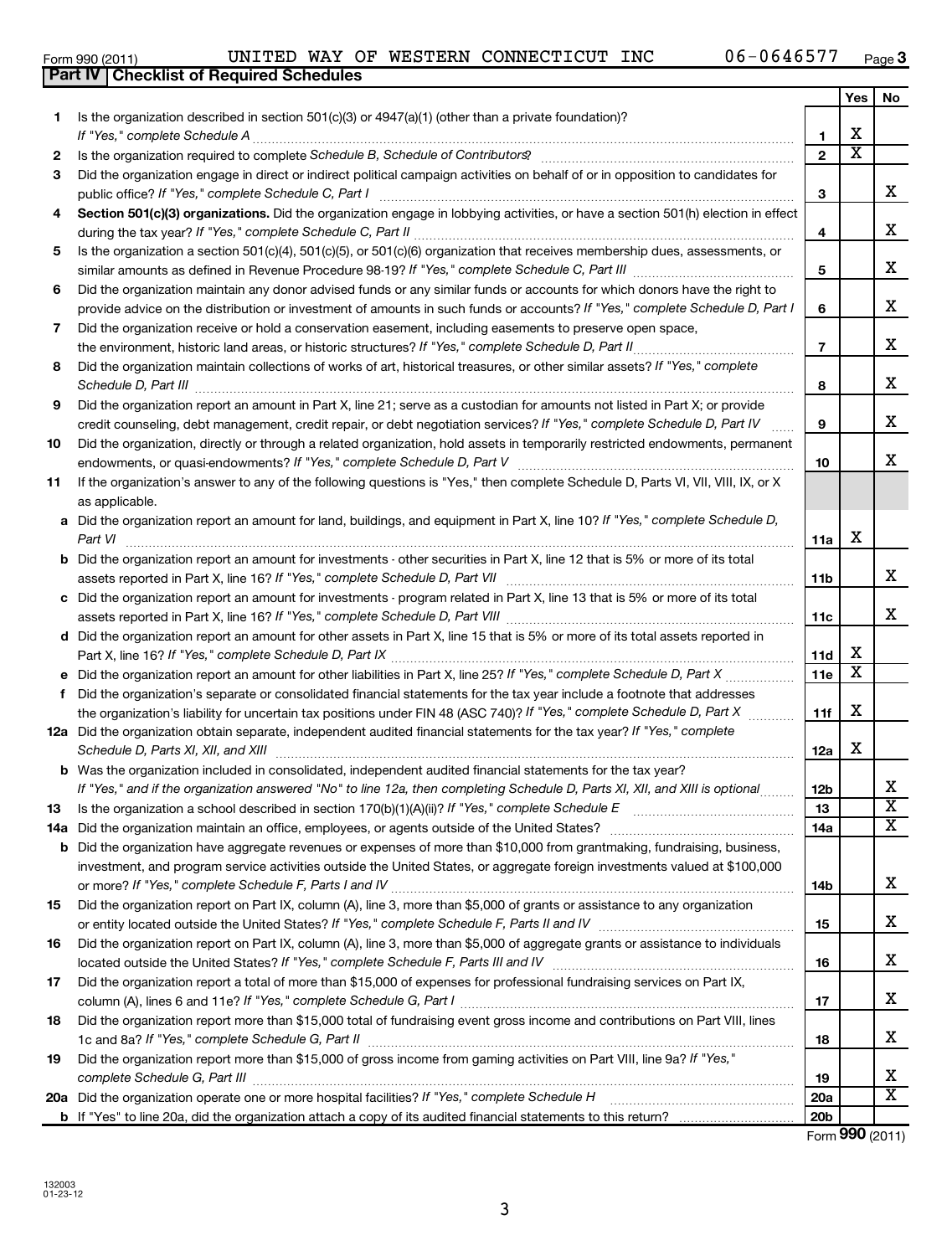Form 990 (2011) UNITED WAY OF WESTERN CONNECTICUT INC 06-0646577 Page 3

**Part IV | Checklist of Required Schedules**

| | | | Yes | No |
|---|---|---|---|---|
| 1 | Is the organization described in section 501(c)(3) or 4947(a)(1) (other than a private foundation)? *If "Yes," complete Schedule A* | 1 | X | |
| 2 | Is the organization required to complete *Schedule B, Schedule of Contributors*? | 2 | X | |
| 3 | Did the organization engage in direct or indirect political campaign activities on behalf of or in opposition to candidates for public office? *If "Yes," complete Schedule C, Part I* | 3 | | X |
| 4 | **Section 501(c)(3) organizations.** Did the organization engage in lobbying activities, or have a section 501(h) election in effect during the tax year? *If "Yes," complete Schedule C, Part II* | 4 | | X |
| 5 | Is the organization a section 501(c)(4), 501(c)(5), or 501(c)(6) organization that receives membership dues, assessments, or similar amounts as defined in Revenue Procedure 98-19? *If "Yes," complete Schedule C, Part III* | 5 | | X |
| 6 | Did the organization maintain any donor advised funds or any similar funds or accounts for which donors have the right to provide advice on the distribution or investment of amounts in such funds or accounts? *If "Yes," complete Schedule D, Part I* | 6 | | X |
| 7 | Did the organization receive or hold a conservation easement, including easements to preserve open space, the environment, historic land areas, or historic structures? *If "Yes," complete Schedule D, Part II* | 7 | | X |
| 8 | Did the organization maintain collections of works of art, historical treasures, or other similar assets? *If "Yes," complete Schedule D, Part III* | 8 | | X |
| 9 | Did the organization report an amount in Part X, line 21; serve as a custodian for amounts not listed in Part X; or provide credit counseling, debt management, credit repair, or debt negotiation services? *If "Yes," complete Schedule D, Part IV* | 9 | | X |
| 10 | Did the organization, directly or through a related organization, hold assets in temporarily restricted endowments, permanent endowments, or quasi-endowments? *If "Yes," complete Schedule D, Part V* | 10 | | X |
| 11 | If the organization's answer to any of the following questions is "Yes," then complete Schedule D, Parts VI, VII, VIII, IX, or X as applicable. | | | |
| a | Did the organization report an amount for land, buildings, and equipment in Part X, line 10? *If "Yes," complete Schedule D, Part VI* | 11a | X | |
| b | Did the organization report an amount for investments - other securities in Part X, line 12 that is 5% or more of its total assets reported in Part X, line 16? *If "Yes," complete Schedule D, Part VII* | 11b | | X |
| c | Did the organization report an amount for investments - program related in Part X, line 13 that is 5% or more of its total assets reported in Part X, line 16? *If "Yes," complete Schedule D, Part VIII* | 11c | | X |
| d | Did the organization report an amount for other assets in Part X, line 15 that is 5% or more of its total assets reported in Part X, line 16? *If "Yes," complete Schedule D, Part IX* | 11d | X | |
| e | Did the organization report an amount for other liabilities in Part X, line 25? *If "Yes," complete Schedule D, Part X* | 11e | X | |
| f | Did the organization's separate or consolidated financial statements for the tax year include a footnote that addresses the organization's liability for uncertain tax positions under FIN 48 (ASC 740)? *If "Yes," complete Schedule D, Part X* | 11f | X | |
| 12a | Did the organization obtain separate, independent audited financial statements for the tax year? *If "Yes," complete Schedule D, Parts XI, XII, and XIII* | 12a | X | |
| b | Was the organization included in consolidated, independent audited financial statements for the tax year? *If "Yes," and if the organization answered "No" to line 12a, then completing Schedule D, Parts XI, XII, and XIII is optional* | 12b | | X |
| 13 | Is the organization a school described in section 170(b)(1)(A)(ii)? *If "Yes," complete Schedule E* | 13 | | X |
| 14a | Did the organization maintain an office, employees, or agents outside of the United States? | 14a | | X |
| b | Did the organization have aggregate revenues or expenses of more than $10,000 from grantmaking, fundraising, business, investment, and program service activities outside the United States, or aggregate foreign investments valued at $100,000 or more? *If "Yes," complete Schedule F, Parts I and IV* | 14b | | X |
| 15 | Did the organization report on Part IX, column (A), line 3, more than $5,000 of grants or assistance to any organization or entity located outside the United States? *If "Yes," complete Schedule F, Parts II and IV* | 15 | | X |
| 16 | Did the organization report on Part IX, column (A), line 3, more than $5,000 of aggregate grants or assistance to individuals located outside the United States? *If "Yes," complete Schedule F, Parts III and IV* | 16 | | X |
| 17 | Did the organization report a total of more than $15,000 of expenses for professional fundraising services on Part IX, column (A), lines 6 and 11e? *If "Yes," complete Schedule G, Part I* | 17 | | X |
| 18 | Did the organization report more than $15,000 total of fundraising event gross income and contributions on Part VIII, lines 1c and 8a? *If "Yes," complete Schedule G, Part II* | 18 | | X |
| 19 | Did the organization report more than $15,000 of gross income from gaming activities on Part VIII, line 9a? *If "Yes," complete Schedule G, Part III* | 19 | | X |
| 20a | Did the organization operate one or more hospital facilities? *If "Yes," complete Schedule H* | 20a | | X |
| b | If "Yes" to line 20a, did the organization attach a copy of its audited financial statements to this return? | 20b | | |

Form **990** (2011)

132003
01-23-12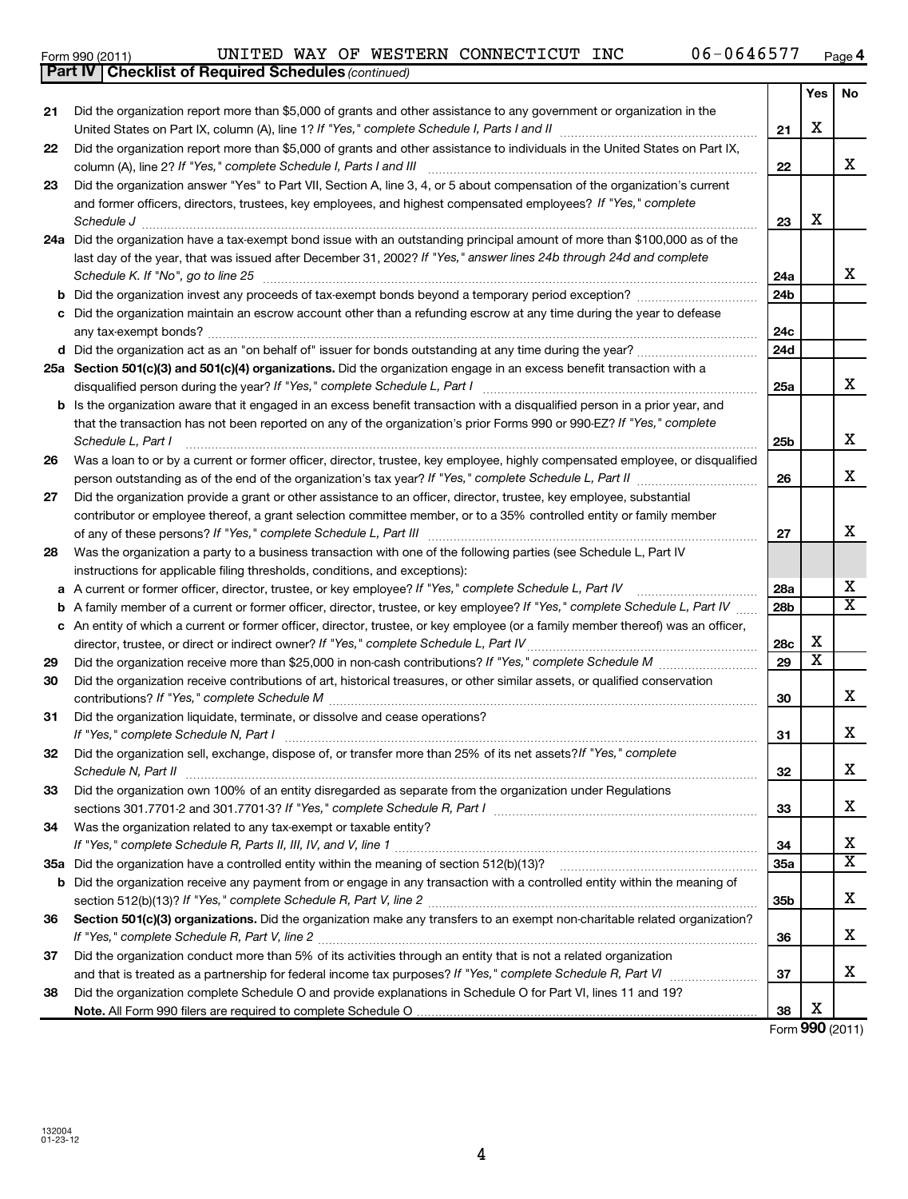Form 990 (2011) UNITED WAY OF WESTERN CONNECTICUT INC 06-0646577 Page 4

**Part IV Checklist of Required Schedules** *(continued)*

| | | | Yes | No |
|---|---|---|---|---|
| 21 | Did the organization report more than $5,000 of grants and other assistance to any government or organization in the United States on Part IX, column (A), line 1? *If "Yes," complete Schedule I, Parts I and II* | 21 | X | |
| 22 | Did the organization report more than $5,000 of grants and other assistance to individuals in the United States on Part IX, column (A), line 2? *If "Yes," complete Schedule I, Parts I and III* | 22 | | X |
| 23 | Did the organization answer "Yes" to Part VII, Section A, line 3, 4, or 5 about compensation of the organization's current and former officers, directors, trustees, key employees, and highest compensated employees? *If "Yes," complete Schedule J* | 23 | X | |
| 24a | Did the organization have a tax-exempt bond issue with an outstanding principal amount of more than $100,000 as of the last day of the year, that was issued after December 31, 2002? *If "Yes," answer lines 24b through 24d and complete Schedule K. If "No", go to line 25* | 24a | | X |
| b | Did the organization invest any proceeds of tax-exempt bonds beyond a temporary period exception? | 24b | | |
| c | Did the organization maintain an escrow account other than a refunding escrow at any time during the year to defease any tax-exempt bonds? | 24c | | |
| d | Did the organization act as an "on behalf of" issuer for bonds outstanding at any time during the year? | 24d | | |
| 25a | **Section 501(c)(3) and 501(c)(4) organizations.** Did the organization engage in an excess benefit transaction with a disqualified person during the year? *If "Yes," complete Schedule L, Part I* | 25a | | X |
| b | Is the organization aware that it engaged in an excess benefit transaction with a disqualified person in a prior year, and that the transaction has not been reported on any of the organization's prior Forms 990 or 990-EZ? *If "Yes," complete Schedule L, Part I* | 25b | | X |
| 26 | Was a loan to or by a current or former officer, director, trustee, key employee, highly compensated employee, or disqualified person outstanding as of the end of the organization's tax year? *If "Yes," complete Schedule L, Part II* | 26 | | X |
| 27 | Did the organization provide a grant or other assistance to an officer, director, trustee, key employee, substantial contributor or employee thereof, a grant selection committee member, or to a 35% controlled entity or family member of any of these persons? *If "Yes," complete Schedule L, Part III* | 27 | | X |
| 28 | Was the organization a party to a business transaction with one of the following parties (see Schedule L, Part IV instructions for applicable filing thresholds, conditions, and exceptions): | | | |
| a | A current or former officer, director, trustee, or key employee? *If "Yes," complete Schedule L, Part IV* | 28a | | X |
| b | A family member of a current or former officer, director, trustee, or key employee? *If "Yes," complete Schedule L, Part IV* | 28b | | X |
| c | An entity of which a current or former officer, director, trustee, or key employee (or a family member thereof) was an officer, director, trustee, or direct or indirect owner? *If "Yes," complete Schedule L, Part IV* | 28c | X | |
| 29 | Did the organization receive more than $25,000 in non-cash contributions? *If "Yes," complete Schedule M* | 29 | X | |
| 30 | Did the organization receive contributions of art, historical treasures, or other similar assets, or qualified conservation contributions? *If "Yes," complete Schedule M* | 30 | | X |
| 31 | Did the organization liquidate, terminate, or dissolve and cease operations? *If "Yes," complete Schedule N, Part I* | 31 | | X |
| 32 | Did the organization sell, exchange, dispose of, or transfer more than 25% of its net assets? *If "Yes," complete Schedule N, Part II* | 32 | | X |
| 33 | Did the organization own 100% of an entity disregarded as separate from the organization under Regulations sections 301.7701-2 and 301.7701-3? *If "Yes," complete Schedule R, Part I* | 33 | | X |
| 34 | Was the organization related to any tax-exempt or taxable entity? *If "Yes," complete Schedule R, Parts II, III, IV, and V, line 1* | 34 | | X |
| 35a | Did the organization have a controlled entity within the meaning of section 512(b)(13)? | 35a | | X |
| b | Did the organization receive any payment from or engage in any transaction with a controlled entity within the meaning of section 512(b)(13)? *If "Yes," complete Schedule R, Part V, line 2* | 35b | | X |
| 36 | **Section 501(c)(3) organizations.** Did the organization make any transfers to an exempt non-charitable related organization? *If "Yes," complete Schedule R, Part V, line 2* | 36 | | X |
| 37 | Did the organization conduct more than 5% of its activities through an entity that is not a related organization and that is treated as a partnership for federal income tax purposes? *If "Yes," complete Schedule R, Part VI* | 37 | | X |
| 38 | Did the organization complete Schedule O and provide explanations in Schedule O for Part VI, lines 11 and 19? **Note.** All Form 990 filers are required to complete Schedule O | 38 | X | |

Form **990** (2011)

132004 01-23-12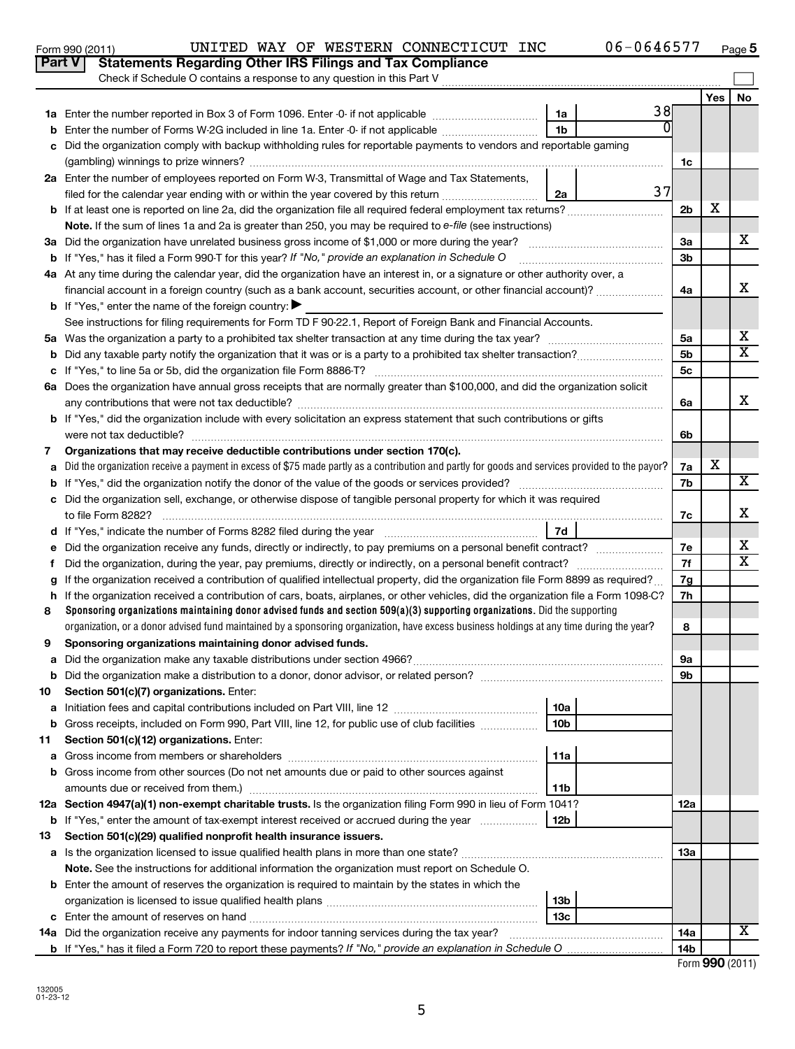Form 990 (2011) UNITED WAY OF WESTERN CONNECTICUT INC 06-0646577 Page 5

## Part V Statements Regarding Other IRS Filings and Tax Compliance

Check if Schedule O contains a response to any question in this Part V

| | | | | | Yes | No |
|---|---|---|---|---|---|---|
| 1a | Enter the number reported in Box 3 of Form 1096. Enter -0- if not applicable | 1a | 38 | | | |
| b | Enter the number of Forms W-2G included in line 1a. Enter -0- if not applicable | 1b | 0 | | | |
| c | Did the organization comply with backup withholding rules for reportable payments to vendors and reportable gaming (gambling) winnings to prize winners? | | | 1c | | |
| 2a | Enter the number of employees reported on Form W-3, Transmittal of Wage and Tax Statements, filed for the calendar year ending with or within the year covered by this return | 2a | 37 | | | |
| b | If at least one is reported on line 2a, did the organization file all required federal employment tax returns? | | | 2b | X | |
| | **Note.** If the sum of lines 1a and 2a is greater than 250, you may be required to *e-file* (see instructions) | | | | | |
| 3a | Did the organization have unrelated business gross income of $1,000 or more during the year? | | | 3a | | X |
| b | If "Yes," has it filed a Form 990-T for this year? *If "No," provide an explanation in Schedule O* | | | 3b | | |
| 4a | At any time during the calendar year, did the organization have an interest in, or a signature or other authority over, a financial account in a foreign country (such as a bank account, securities account, or other financial account)? | | | 4a | | X |
| b | If "Yes," enter the name of the foreign country: ▶ | | | | | |
| | See instructions for filing requirements for Form TD F 90-22.1, Report of Foreign Bank and Financial Accounts. | | | | | |
| 5a | Was the organization a party to a prohibited tax shelter transaction at any time during the tax year? | | | 5a | | X |
| b | Did any taxable party notify the organization that it was or is a party to a prohibited tax shelter transaction? | | | 5b | | X |
| c | If "Yes," to line 5a or 5b, did the organization file Form 8886-T? | | | 5c | | |
| 6a | Does the organization have annual gross receipts that are normally greater than $100,000, and did the organization solicit any contributions that were not tax deductible? | | | 6a | | X |
| b | If "Yes," did the organization include with every solicitation an express statement that such contributions or gifts were not tax deductible? | | | 6b | | |
| 7 | **Organizations that may receive deductible contributions under section 170(c).** | | | | | |
| a | Did the organization receive a payment in excess of $75 made partly as a contribution and partly for goods and services provided to the payor? | | | 7a | X | |
| b | If "Yes," did the organization notify the donor of the value of the goods or services provided? | | | 7b | | X |
| c | Did the organization sell, exchange, or otherwise dispose of tangible personal property for which it was required to file Form 8282? | | | 7c | | X |
| d | If "Yes," indicate the number of Forms 8282 filed during the year | 7d | | | | |
| e | Did the organization receive any funds, directly or indirectly, to pay premiums on a personal benefit contract? | | | 7e | | X |
| f | Did the organization, during the year, pay premiums, directly or indirectly, on a personal benefit contract? | | | 7f | | X |
| g | If the organization received a contribution of qualified intellectual property, did the organization file Form 8899 as required? | | | 7g | | |
| h | If the organization received a contribution of cars, boats, airplanes, or other vehicles, did the organization file a Form 1098-C? | | | 7h | | |
| 8 | **Sponsoring organizations maintaining donor advised funds and section 509(a)(3) supporting organizations.** Did the supporting organization, or a donor advised fund maintained by a sponsoring organization, have excess business holdings at any time during the year? | | | 8 | | |
| 9 | **Sponsoring organizations maintaining donor advised funds.** | | | | | |
| a | Did the organization make any taxable distributions under section 4966? | | | 9a | | |
| b | Did the organization make a distribution to a donor, donor advisor, or related person? | | | 9b | | |
| 10 | **Section 501(c)(7) organizations.** Enter: | | | | | |
| a | Initiation fees and capital contributions included on Part VIII, line 12 | 10a | | | | |
| b | Gross receipts, included on Form 990, Part VIII, line 12, for public use of club facilities | 10b | | | | |
| 11 | **Section 501(c)(12) organizations.** Enter: | | | | | |
| a | Gross income from members or shareholders | 11a | | | | |
| b | Gross income from other sources (Do not net amounts due or paid to other sources against amounts due or received from them.) | 11b | | | | |
| 12a | **Section 4947(a)(1) non-exempt charitable trusts.** Is the organization filing Form 990 in lieu of Form 1041? | | | 12a | | |
| b | If "Yes," enter the amount of tax-exempt interest received or accrued during the year | 12b | | | | |
| 13 | **Section 501(c)(29) qualified nonprofit health insurance issuers.** | | | | | |
| a | Is the organization licensed to issue qualified health plans in more than one state? | | | 13a | | |
| | **Note.** See the instructions for additional information the organization must report on Schedule O. | | | | | |
| b | Enter the amount of reserves the organization is required to maintain by the states in which the organization is licensed to issue qualified health plans | 13b | | | | |
| c | Enter the amount of reserves on hand | 13c | | | | |
| 14a | Did the organization receive any payments for indoor tanning services during the tax year? | | | 14a | | X |
| b | If "Yes," has it filed a Form 720 to report these payments? *If "No," provide an explanation in Schedule O* | | | 14b | | |

Form **990** (2011)

132005 01-23-12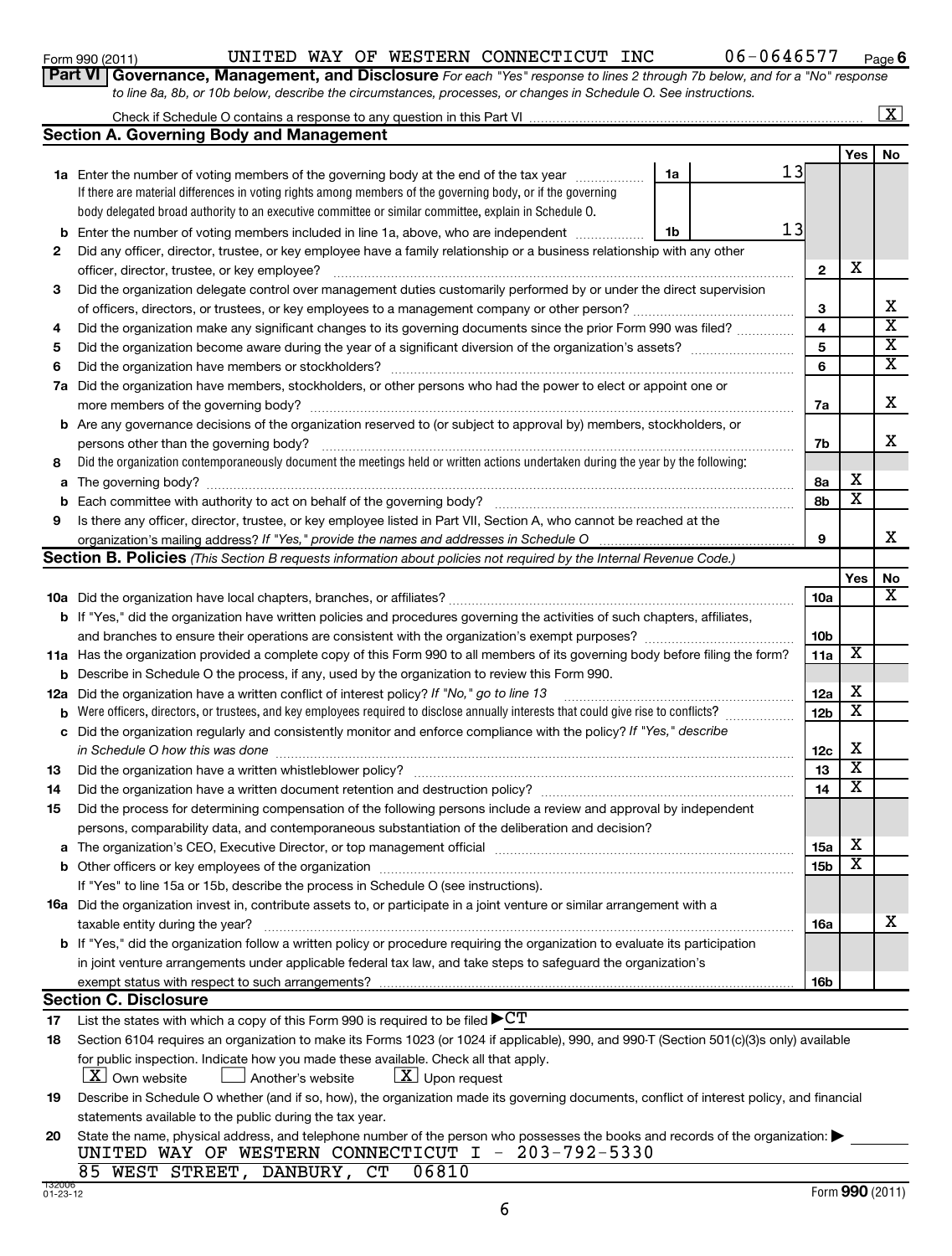Form 990 (2011) UNITED WAY OF WESTERN CONNECTICUT INC 06-0646577 Page 6

**Part VI | Governance, Management, and Disclosure** *For each "Yes" response to lines 2 through 7b below, and for a "No" response to line 8a, 8b, or 10b below, describe the circumstances, processes, or changes in Schedule O. See instructions.*

Check if Schedule O contains a response to any question in this Part VI .......... [X]

## Section A. Governing Body and Management

| | | | | Yes | No |
|---|---|---|---|---|---|
| **1a** | Enter the number of voting members of the governing body at the end of the tax year ... If there are material differences in voting rights among members of the governing body, or if the governing body delegated broad authority to an executive committee or similar committee, explain in Schedule O. | 1a 13 | | | |
| **b** | Enter the number of voting members included in line 1a, above, who are independent ... | 1b 13 | | | |
| **2** | Did any officer, director, trustee, or key employee have a family relationship or a business relationship with any other officer, director, trustee, or key employee? | | 2 | X | |
| **3** | Did the organization delegate control over management duties customarily performed by or under the direct supervision of officers, directors, or trustees, or key employees to a management company or other person? | | 3 | | X |
| **4** | Did the organization make any significant changes to its governing documents since the prior Form 990 was filed? | | 4 | | X |
| **5** | Did the organization become aware during the year of a significant diversion of the organization's assets? | | 5 | | X |
| **6** | Did the organization have members or stockholders? | | 6 | | X |
| **7a** | Did the organization have members, stockholders, or other persons who had the power to elect or appoint one or more members of the governing body? | | 7a | | X |
| **b** | Are any governance decisions of the organization reserved to (or subject to approval by) members, stockholders, or persons other than the governing body? | | 7b | | X |
| **8** | Did the organization contemporaneously document the meetings held or written actions undertaken during the year by the following: | | | | |
| **a** | The governing body? | | 8a | X | |
| **b** | Each committee with authority to act on behalf of the governing body? | | 8b | X | |
| **9** | Is there any officer, director, trustee, or key employee listed in Part VII, Section A, who cannot be reached at the organization's mailing address? *If "Yes," provide the names and addresses in Schedule O* | | 9 | | X |

## Section B. Policies *(This Section B requests information about policies not required by the Internal Revenue Code.)*

| | | | Yes | No |
|---|---|---|---|---|
| **10a** | Did the organization have local chapters, branches, or affiliates? | 10a | | X |
| **b** | If "Yes," did the organization have written policies and procedures governing the activities of such chapters, affiliates, and branches to ensure their operations are consistent with the organization's exempt purposes? | 10b | | |
| **11a** | Has the organization provided a complete copy of this Form 990 to all members of its governing body before filing the form? | 11a | X | |
| **b** | Describe in Schedule O the process, if any, used by the organization to review this Form 990. | | | |
| **12a** | Did the organization have a written conflict of interest policy? *If "No," go to line 13* | 12a | X | |
| **b** | Were officers, directors, or trustees, and key employees required to disclose annually interests that could give rise to conflicts? | 12b | X | |
| **c** | Did the organization regularly and consistently monitor and enforce compliance with the policy? *If "Yes," describe in Schedule O how this was done* | 12c | X | |
| **13** | Did the organization have a written whistleblower policy? | 13 | X | |
| **14** | Did the organization have a written document retention and destruction policy? | 14 | X | |
| **15** | Did the process for determining compensation of the following persons include a review and approval by independent persons, comparability data, and contemporaneous substantiation of the deliberation and decision? | | | |
| **a** | The organization's CEO, Executive Director, or top management official | 15a | X | |
| **b** | Other officers or key employees of the organization | 15b | X | |
| | If "Yes" to line 15a or 15b, describe the process in Schedule O (see instructions). | | | |
| **16a** | Did the organization invest in, contribute assets to, or participate in a joint venture or similar arrangement with a taxable entity during the year? | 16a | | X |
| **b** | If "Yes," did the organization follow a written policy or procedure requiring the organization to evaluate its participation in joint venture arrangements under applicable federal tax law, and take steps to safeguard the organization's exempt status with respect to such arrangements? | 16b | | |

## Section C. Disclosure

**17** List the states with which a copy of this Form 990 is required to be filed ▶ CT

**18** Section 6104 requires an organization to make its Forms 1023 (or 1024 if applicable), 990, and 990-T (Section 501(c)(3)s only) available for public inspection. Indicate how you made these available. Check all that apply.

[X] Own website  [ ] Another's website  [X] Upon request

**19** Describe in Schedule O whether (and if so, how), the organization made its governing documents, conflict of interest policy, and financial statements available to the public during the tax year.

**20** State the name, physical address, and telephone number of the person who possesses the books and records of the organization: ▶

UNITED WAY OF WESTERN CONNECTICUT I - 203-792-5330
85 WEST STREET, DANBURY, CT 06810

132006 01-23-12

Form **990** (2011)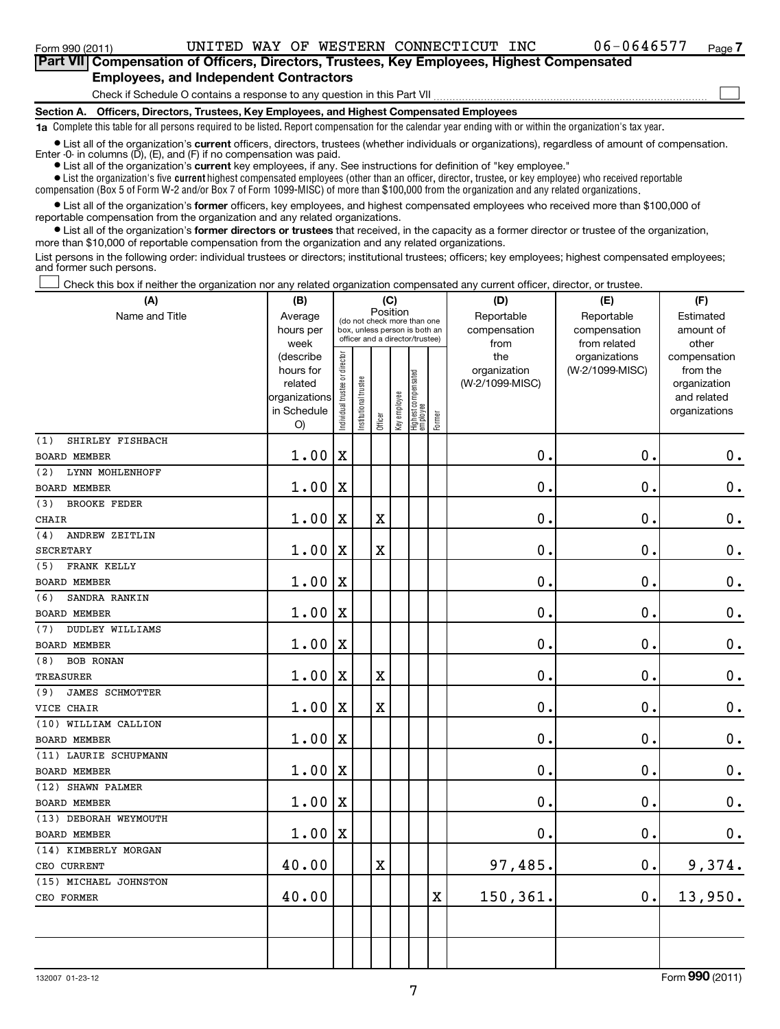Form 990 (2011) UNITED WAY OF WESTERN CONNECTICUT INC 06-0646577 Page 7

## Part VII Compensation of Officers, Directors, Trustees, Key Employees, Highest Compensated Employees, and Independent Contractors

Check if Schedule O contains a response to any question in this Part VII ☐

### Section A. Officers, Directors, Trustees, Key Employees, and Highest Compensated Employees

**1a** Complete this table for all persons required to be listed. Report compensation for the calendar year ending with or within the organization's tax year.

- List all of the organization's **current** officers, directors, trustees (whether individuals or organizations), regardless of amount of compensation. Enter -0- in columns (D), (E), and (F) if no compensation was paid.
- List all of the organization's **current** key employees, if any. See instructions for definition of "key employee."
- List the organization's five **current** highest compensated employees (other than an officer, director, trustee, or key employee) who received reportable compensation (Box 5 of Form W-2 and/or Box 7 of Form 1099-MISC) of more than $100,000 from the organization and any related organizations.
- List all of the organization's **former** officers, key employees, and highest compensated employees who received more than $100,000 of reportable compensation from the organization and any related organizations.
- List all of the organization's **former directors or trustees** that received, in the capacity as a former director or trustee of the organization, more than $10,000 of reportable compensation from the organization and any related organizations.

List persons in the following order: individual trustees or directors; institutional trustees; officers; key employees; highest compensated employees; and former such persons.

☐ Check this box if neither the organization nor any related organization compensated any current officer, director, or trustee.

| (A) Name and Title | (B) Average hours per week (describe hours for related organizations in Schedule O) | (C) Position: Individual trustee or director | Institutional trustee | Officer | Key employee | Highest compensated employee | Former | (D) Reportable compensation from the organization (W-2/1099-MISC) | (E) Reportable compensation from related organizations (W-2/1099-MISC) | (F) Estimated amount of other compensation from the organization and related organizations |
|---|---|---|---|---|---|---|---|---|---|---|
| (1) SHIRLEY FISHBACH<br>BOARD MEMBER | 1.00 | X | | | | | | 0. | 0. | 0. |
| (2) LYNN MOHLENHOFF<br>BOARD MEMBER | 1.00 | X | | | | | | 0. | 0. | 0. |
| (3) BROOKE FEDER<br>CHAIR | 1.00 | X | | X | | | | 0. | 0. | 0. |
| (4) ANDREW ZEITLIN<br>SECRETARY | 1.00 | X | | X | | | | 0. | 0. | 0. |
| (5) FRANK KELLY<br>BOARD MEMBER | 1.00 | X | | | | | | 0. | 0. | 0. |
| (6) SANDRA RANKIN<br>BOARD MEMBER | 1.00 | X | | | | | | 0. | 0. | 0. |
| (7) DUDLEY WILLIAMS<br>BOARD MEMBER | 1.00 | X | | | | | | 0. | 0. | 0. |
| (8) BOB RONAN<br>TREASURER | 1.00 | X | | X | | | | 0. | 0. | 0. |
| (9) JAMES SCHMOTTER<br>VICE CHAIR | 1.00 | X | | X | | | | 0. | 0. | 0. |
| (10) WILLIAM CALLION<br>BOARD MEMBER | 1.00 | X | | | | | | 0. | 0. | 0. |
| (11) LAURIE SCHUPMANN<br>BOARD MEMBER | 1.00 | X | | | | | | 0. | 0. | 0. |
| (12) SHAWN PALMER<br>BOARD MEMBER | 1.00 | X | | | | | | 0. | 0. | 0. |
| (13) DEBORAH WEYMOUTH<br>BOARD MEMBER | 1.00 | X | | | | | | 0. | 0. | 0. |
| (14) KIMBERLY MORGAN<br>CEO CURRENT | 40.00 | | | X | | | | 97,485. | 0. | 9,374. |
| (15) MICHAEL JOHNSTON<br>CEO FORMER | 40.00 | | | | | | X | 150,361. | 0. | 13,950. |
| | | | | | | | | | | |
| | | | | | | | | | | |

132007 01-23-12 Form **990** (2011)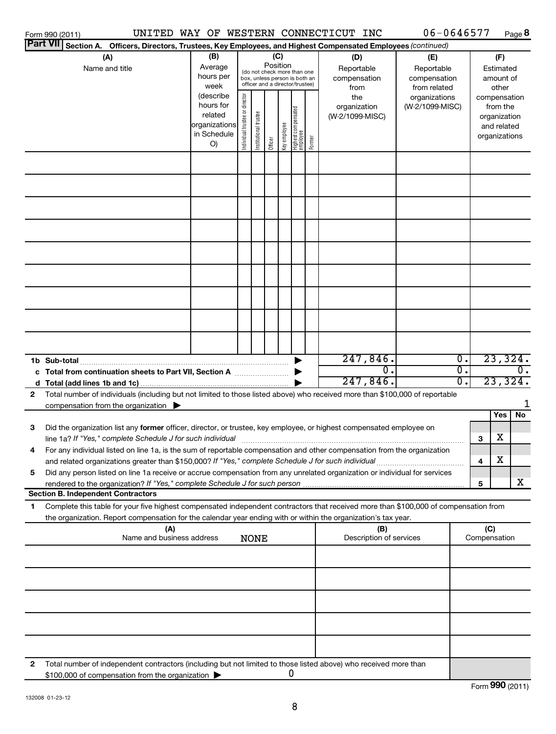Form 990 (2011) UNITED WAY OF WESTERN CONNECTICUT INC 06-0646577 Page 8

**Part VII Section A. Officers, Directors, Trustees, Key Employees, and Highest Compensated Employees** *(continued)*

| (A) Name and title | (B) Average hours per week (describe hours for related organizations in Schedule O) | (C) Position (do not check more than one box, unless person is both an officer and a director/trustee): Individual trustee or director | Institutional trustee | Officer | Key employee | Highest compensated employee | Former | (D) Reportable compensation from the organization (W-2/1099-MISC) | (E) Reportable compensation from related organizations (W-2/1099-MISC) | (F) Estimated amount of other compensation from the organization and related organizations |
|---|---|---|---|---|---|---|---|---|---|---|
| | | | | | | | | | | |
| | | | | | | | | | | |
| | | | | | | | | | | |
| | | | | | | | | | | |
| | | | | | | | | | | |
| | | | | | | | | | | |
| | | | | | | | | | | |
| | | | | | | | | | | |
| | | | | | | | | | | |
| **1b Sub-total** | | | | | | | | 247,846. | 0. | 23,324. |
| **c Total from continuation sheets to Part VII, Section A** | | | | | | | | 0. | 0. | 0. |
| **d Total (add lines 1b and 1c)** | | | | | | | | 247,846. | 0. | 23,324. |

**2** Total number of individuals (including but not limited to those listed above) who received more than $100,000 of reportable compensation from the organization ▶ 1

| | | | Yes | No |
|---|---|---|---|---|
| **3** | Did the organization list any **former** officer, director, or trustee, key employee, or highest compensated employee on line 1a? *If "Yes," complete Schedule J for such individual* | 3 | X | |
| **4** | For any individual listed on line 1a, is the sum of reportable compensation and other compensation from the organization and related organizations greater than $150,000? *If "Yes," complete Schedule J for such individual* | 4 | X | |
| **5** | Did any person listed on line 1a receive or accrue compensation from any unrelated organization or individual for services rendered to the organization? *If "Yes," complete Schedule J for such person* | 5 | | X |

**Section B. Independent Contractors**

**1** Complete this table for your five highest compensated independent contractors that received more than $100,000 of compensation from the organization. Report compensation for the calendar year ending with or within the organization's tax year.

| (A) Name and business address | (B) Description of services | (C) Compensation |
|---|---|---|
| NONE | | |
| | | |
| | | |
| | | |
| | | |

**2** Total number of independent contractors (including but not limited to those listed above) who received more than $100,000 of compensation from the organization ▶ 0

Form **990** (2011)

132008 01-23-12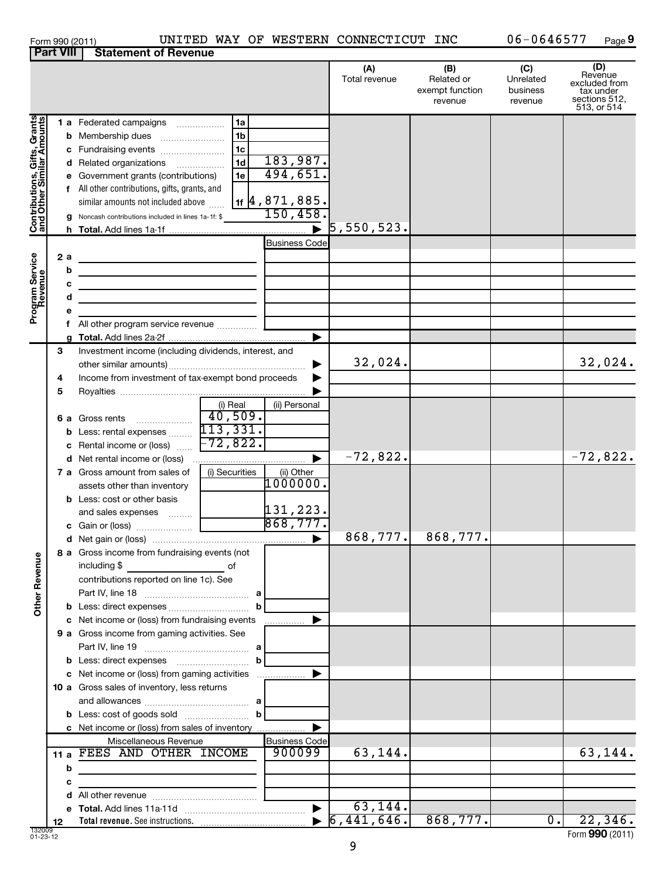Form 990 (2011) UNITED WAY OF WESTERN CONNECTICUT INC 06-0646577

## Part VIII Statement of Revenue

| | | | | (A) Total revenue | (B) Related or exempt function revenue | (C) Unrelated business revenue | (D) Revenue excluded from tax under sections 512, 513, or 514 |
|---|---|---|---|---|---|---|---|
| **Contributions, Gifts, Grants and Other Similar Amounts** | 1 a Federated campaigns | 1a | | | | | |
| | b Membership dues | 1b | | | | | |
| | c Fundraising events | 1c | | | | | |
| | d Related organizations | 1d | 183,987. | | | | |
| | e Government grants (contributions) | 1e | 494,651. | | | | |
| | f All other contributions, gifts, grants, and similar amounts not included above | 1f | 4,871,885. | | | | |
| | g Noncash contributions included in lines 1a-1f: $ | | 150,458. | | | | |
| | h Total. Add lines 1a-1f | | ▶ | 5,550,523. | | | |
| **Program Service Revenue** | | | Business Code | | | | |
| | 2 a | | | | | | |
| | b | | | | | | |
| | c | | | | | | |
| | d | | | | | | |
| | e | | | | | | |
| | f All other program service revenue | | | | | | |
| | g Total. Add lines 2a-2f | | ▶ | | | | |
| **Other Revenue** | 3 Investment income (including dividends, interest, and other similar amounts) | | ▶ | 32,024. | | | 32,024. |
| | 4 Income from investment of tax-exempt bond proceeds | | ▶ | | | | |
| | 5 Royalties | | ▶ | | | | |
| | | (i) Real | (ii) Personal | | | | |
| | 6 a Gross rents | 40,509. | | | | | |
| | b Less: rental expenses | 113,331. | | | | | |
| | c Rental income or (loss) | -72,822. | | | | | |
| | d Net rental income or (loss) | | ▶ | -72,822. | | | -72,822. |
| | 7 a Gross amount from sales of assets other than inventory | (i) Securities | (ii) Other 1000000. | | | | |
| | b Less: cost or other basis and sales expenses | | 131,223. | | | | |
| | c Gain or (loss) | | 868,777. | | | | |
| | d Net gain or (loss) | | ▶ | 868,777. | 868,777. | | |
| | 8 a Gross income from fundraising events (not including $ of contributions reported on line 1c). See Part IV, line 18 | a | | | | | |
| | b Less: direct expenses | b | | | | | |
| | c Net income or (loss) from fundraising events | | ▶ | | | | |
| | 9 a Gross income from gaming activities. See Part IV, line 19 | a | | | | | |
| | b Less: direct expenses | b | | | | | |
| | c Net income or (loss) from gaming activities | | ▶ | | | | |
| | 10 a Gross sales of inventory, less returns and allowances | a | | | | | |
| | b Less: cost of goods sold | b | | | | | |
| | c Net income or (loss) from sales of inventory | | ▶ | | | | |
| | Miscellaneous Revenue | | Business Code | | | | |
| | 11 a FEES AND OTHER INCOME | | 900099 | 63,144. | | | 63,144. |
| | b | | | | | | |
| | c | | | | | | |
| | d All other revenue | | | | | | |
| | e Total. Add lines 11a-11d | | ▶ | 63,144. | | | |
| | 12 Total revenue. See instructions. | | ▶ | 6,441,646. | 868,777. | 0. | 22,346. |

132009 01-23-12

Form **990** (2011)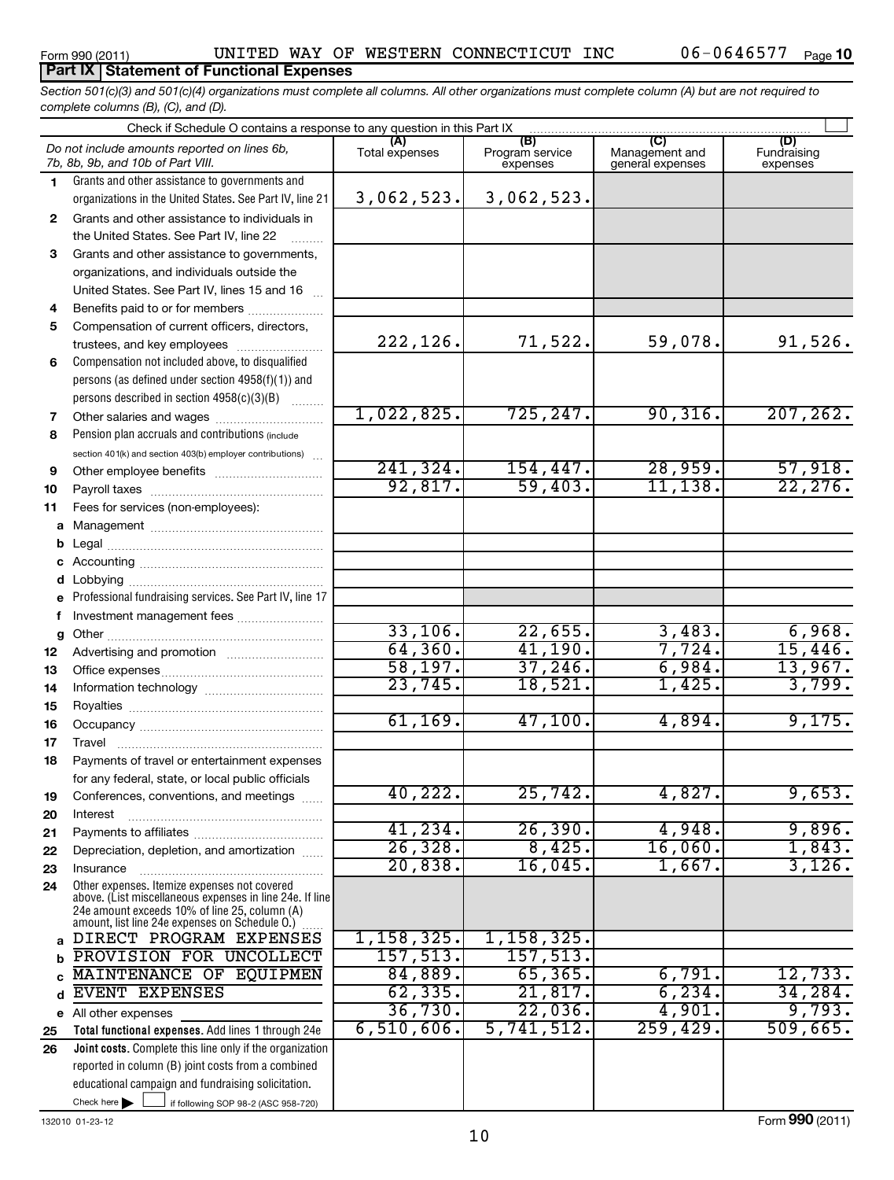Form 990 (2011) UNITED WAY OF WESTERN CONNECTICUT INC 06-0646577

## Part IX Statement of Functional Expenses

*Section 501(c)(3) and 501(c)(4) organizations must complete all columns. All other organizations must complete column (A) but are not required to complete columns (B), (C), and (D).*

Check if Schedule O contains a response to any question in this Part IX

| | *Do not include amounts reported on lines 6b, 7b, 8b, 9b, and 10b of Part VIII.* | (A) Total expenses | (B) Program service expenses | (C) Management and general expenses | (D) Fundraising expenses |
|---|---|---|---|---|---|
| 1 | Grants and other assistance to governments and organizations in the United States. See Part IV, line 21 | 3,062,523. | 3,062,523. | | |
| 2 | Grants and other assistance to individuals in the United States. See Part IV, line 22 | | | | |
| 3 | Grants and other assistance to governments, organizations, and individuals outside the United States. See Part IV, lines 15 and 16 | | | | |
| 4 | Benefits paid to or for members | | | | |
| 5 | Compensation of current officers, directors, trustees, and key employees | 222,126. | 71,522. | 59,078. | 91,526. |
| 6 | Compensation not included above, to disqualified persons (as defined under section 4958(f)(1)) and persons described in section 4958(c)(3)(B) | | | | |
| 7 | Other salaries and wages | 1,022,825. | 725,247. | 90,316. | 207,262. |
| 8 | Pension plan accruals and contributions (include section 401(k) and section 403(b) employer contributions) | | | | |
| 9 | Other employee benefits | 241,324. | 154,447. | 28,959. | 57,918. |
| 10 | Payroll taxes | 92,817. | 59,403. | 11,138. | 22,276. |
| 11 | Fees for services (non-employees): | | | | |
| a | Management | | | | |
| b | Legal | | | | |
| c | Accounting | | | | |
| d | Lobbying | | | | |
| e | Professional fundraising services. See Part IV, line 17 | | | | |
| f | Investment management fees | | | | |
| g | Other | 33,106. | 22,655. | 3,483. | 6,968. |
| 12 | Advertising and promotion | 64,360. | 41,190. | 7,724. | 15,446. |
| 13 | Office expenses | 58,197. | 37,246. | 6,984. | 13,967. |
| 14 | Information technology | 23,745. | 18,521. | 1,425. | 3,799. |
| 15 | Royalties | | | | |
| 16 | Occupancy | 61,169. | 47,100. | 4,894. | 9,175. |
| 17 | Travel | | | | |
| 18 | Payments of travel or entertainment expenses for any federal, state, or local public officials | | | | |
| 19 | Conferences, conventions, and meetings | 40,222. | 25,742. | 4,827. | 9,653. |
| 20 | Interest | | | | |
| 21 | Payments to affiliates | 41,234. | 26,390. | 4,948. | 9,896. |
| 22 | Depreciation, depletion, and amortization | 26,328. | 8,425. | 16,060. | 1,843. |
| 23 | Insurance | 20,838. | 16,045. | 1,667. | 3,126. |
| 24 | Other expenses. Itemize expenses not covered above. (List miscellaneous expenses in line 24e. If line 24e amount exceeds 10% of line 25, column (A) amount, list line 24e expenses on Schedule O.) | | | | |
| a | DIRECT PROGRAM EXPENSES | 1,158,325. | 1,158,325. | | |
| b | PROVISION FOR UNCOLLECT | 157,513. | 157,513. | | |
| c | MAINTENANCE OF EQUIPMEN | 84,889. | 65,365. | 6,791. | 12,733. |
| d | EVENT EXPENSES | 62,335. | 21,817. | 6,234. | 34,284. |
| e | All other expenses | 36,730. | 22,036. | 4,901. | 9,793. |
| 25 | **Total functional expenses.** Add lines 1 through 24e | 6,510,606. | 5,741,512. | 259,429. | 509,665. |
| 26 | **Joint costs.** Complete this line only if the organization reported in column (B) joint costs from a combined educational campaign and fundraising solicitation. Check here ☐ if following SOP 98-2 (ASC 958-720) | | | | |

132010 01-23-12 Form **990** (2011)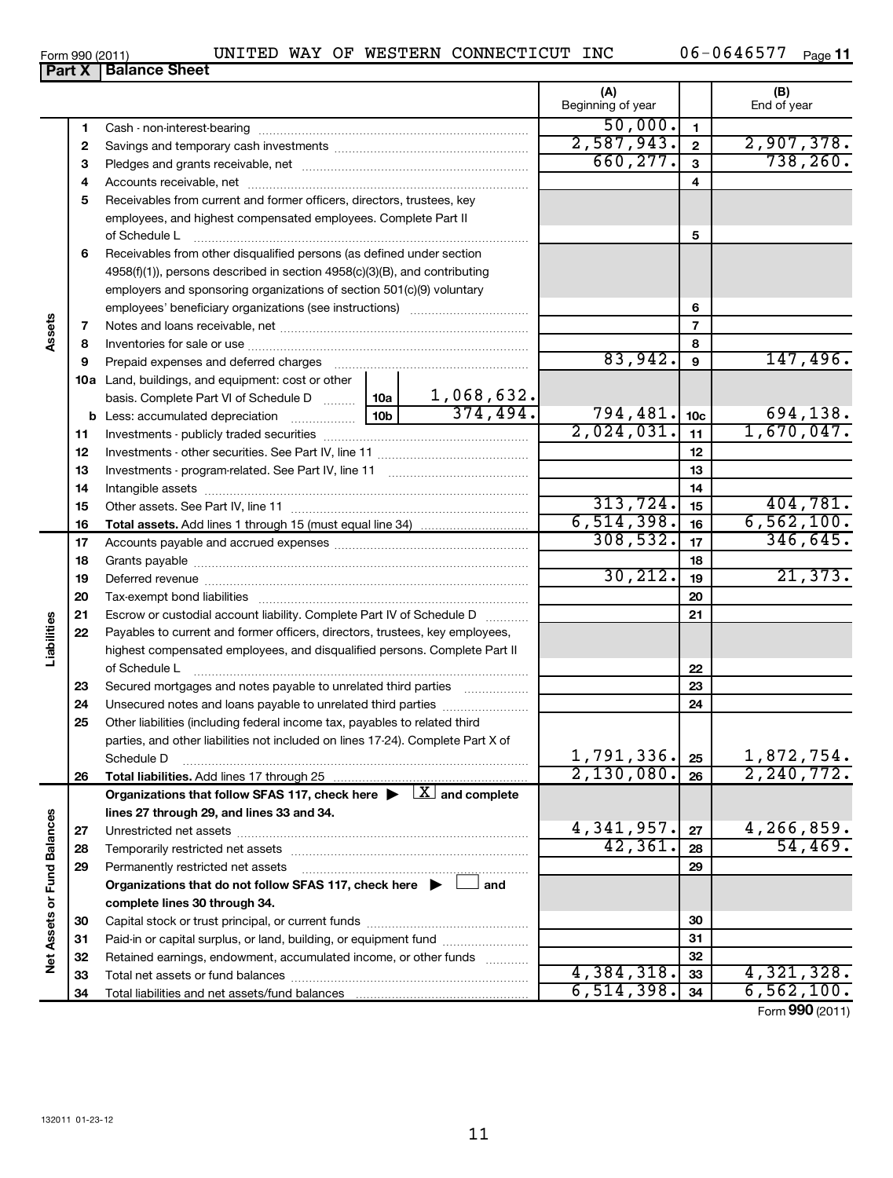Form 990 (2011) UNITED WAY OF WESTERN CONNECTICUT INC 06-0646577

## Part X Balance Sheet

| | | | | (A) Beginning of year | | (B) End of year |
|---|---|---|---|---|---|---|
| Assets | 1 | Cash - non-interest-bearing | | 50,000. | 1 | |
| | 2 | Savings and temporary cash investments | | 2,587,943. | 2 | 2,907,378. |
| | 3 | Pledges and grants receivable, net | | 660,277. | 3 | 738,260. |
| | 4 | Accounts receivable, net | | | 4 | |
| | 5 | Receivables from current and former officers, directors, trustees, key employees, and highest compensated employees. Complete Part II of Schedule L | | | 5 | |
| | 6 | Receivables from other disqualified persons (as defined under section 4958(f)(1)), persons described in section 4958(c)(3)(B), and contributing employers and sponsoring organizations of section 501(c)(9) voluntary employees' beneficiary organizations (see instructions) | | | 6 | |
| | 7 | Notes and loans receivable, net | | | 7 | |
| | 8 | Inventories for sale or use | | | 8 | |
| | 9 | Prepaid expenses and deferred charges | | 83,942. | 9 | 147,496. |
| | 10a | Land, buildings, and equipment: cost or other basis. Complete Part VI of Schedule D | 10a 1,068,632. | | | |
| | b | Less: accumulated depreciation | 10b 374,494. | 794,481. | 10c | 694,138. |
| | 11 | Investments - publicly traded securities | | 2,024,031. | 11 | 1,670,047. |
| | 12 | Investments - other securities. See Part IV, line 11 | | | 12 | |
| | 13 | Investments - program-related. See Part IV, line 11 | | | 13 | |
| | 14 | Intangible assets | | | 14 | |
| | 15 | Other assets. See Part IV, line 11 | | 313,724. | 15 | 404,781. |
| | 16 | **Total assets.** Add lines 1 through 15 (must equal line 34) | | 6,514,398. | 16 | 6,562,100. |
| Liabilities | 17 | Accounts payable and accrued expenses | | 308,532. | 17 | 346,645. |
| | 18 | Grants payable | | | 18 | |
| | 19 | Deferred revenue | | 30,212. | 19 | 21,373. |
| | 20 | Tax-exempt bond liabilities | | | 20 | |
| | 21 | Escrow or custodial account liability. Complete Part IV of Schedule D | | | 21 | |
| | 22 | Payables to current and former officers, directors, trustees, key employees, highest compensated employees, and disqualified persons. Complete Part II of Schedule L | | | 22 | |
| | 23 | Secured mortgages and notes payable to unrelated third parties | | | 23 | |
| | 24 | Unsecured notes and loans payable to unrelated third parties | | | 24 | |
| | 25 | Other liabilities (including federal income tax, payables to related third parties, and other liabilities not included on lines 17-24). Complete Part X of Schedule D | | 1,791,336. | 25 | 1,872,754. |
| | 26 | **Total liabilities.** Add lines 17 through 25 | | 2,130,080. | 26 | 2,240,772. |
| Net Assets or Fund Balances | | **Organizations that follow SFAS 117, check here ▶ [X] and complete lines 27 through 29, and lines 33 and 34.** | | | | |
| | 27 | Unrestricted net assets | | 4,341,957. | 27 | 4,266,859. |
| | 28 | Temporarily restricted net assets | | 42,361. | 28 | 54,469. |
| | 29 | Permanently restricted net assets | | | 29 | |
| | | **Organizations that do not follow SFAS 117, check here ▶ [ ] and complete lines 30 through 34.** | | | | |
| | 30 | Capital stock or trust principal, or current funds | | | 30 | |
| | 31 | Paid-in or capital surplus, or land, building, or equipment fund | | | 31 | |
| | 32 | Retained earnings, endowment, accumulated income, or other funds | | | 32 | |
| | 33 | Total net assets or fund balances | | 4,384,318. | 33 | 4,321,328. |
| | 34 | Total liabilities and net assets/fund balances | | 6,514,398. | 34 | 6,562,100. |

Form 990 (2011)

132011 01-23-12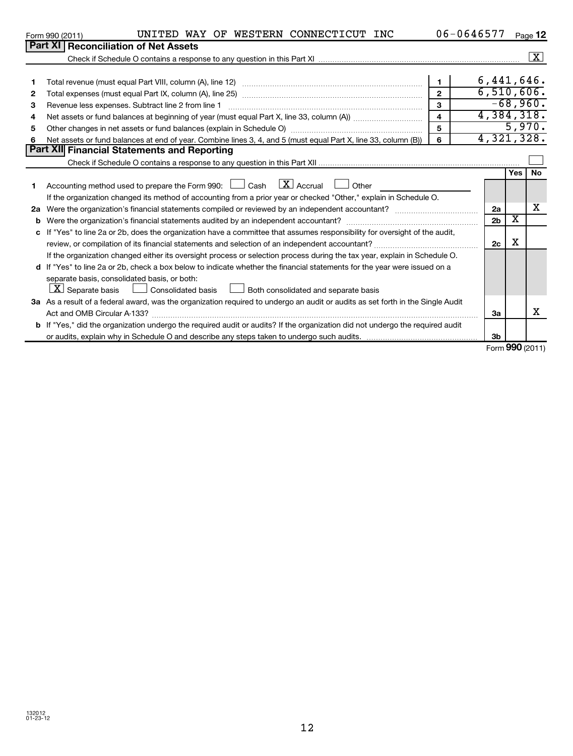Form 990 (2011) UNITED WAY OF WESTERN CONNECTICUT INC 06-0646577 Page 12

## Part XI Reconciliation of Net Assets

Check if Schedule O contains a response to any question in this Part XI .......... [X]

| | | | |
|---|---|---|---|
| 1 | Total revenue (must equal Part VIII, column (A), line 12) | 1 | 6,441,646. |
| 2 | Total expenses (must equal Part IX, column (A), line 25) | 2 | 6,510,606. |
| 3 | Revenue less expenses. Subtract line 2 from line 1 | 3 | -68,960. |
| 4 | Net assets or fund balances at beginning of year (must equal Part X, line 33, column (A)) | 4 | 4,384,318. |
| 5 | Other changes in net assets or fund balances (explain in Schedule O) | 5 | 5,970. |
| 6 | Net assets or fund balances at end of year. Combine lines 3, 4, and 5 (must equal Part X, line 33, column (B)) | 6 | 4,321,328. |

## Part XII Financial Statements and Reporting

Check if Schedule O contains a response to any question in this Part XII .......... [ ]

| | | | Yes | No |
|---|---|---|---|---|
| 1 | Accounting method used to prepare the Form 990: [ ] Cash [X] Accrual [ ] Other ______ <br> If the organization changed its method of accounting from a prior year or checked "Other," explain in Schedule O. | | | |
| 2a | Were the organization's financial statements compiled or reviewed by an independent accountant? | 2a | | X |
| b | Were the organization's financial statements audited by an independent accountant? | 2b | X | |
| c | If "Yes" to line 2a or 2b, does the organization have a committee that assumes responsibility for oversight of the audit, review, or compilation of its financial statements and selection of an independent accountant? <br> If the organization changed either its oversight process or selection process during the tax year, explain in Schedule O. | 2c | X | |
| d | If "Yes" to line 2a or 2b, check a box below to indicate whether the financial statements for the year were issued on a separate basis, consolidated basis, or both: <br> [X] Separate basis [ ] Consolidated basis [ ] Both consolidated and separate basis | | | |
| 3a | As a result of a federal award, was the organization required to undergo an audit or audits as set forth in the Single Audit Act and OMB Circular A-133? | 3a | | X |
| b | If "Yes," did the organization undergo the required audit or audits? If the organization did not undergo the required audit or audits, explain why in Schedule O and describe any steps taken to undergo such audits. | 3b | | |

Form **990** (2011)

132012
01-23-12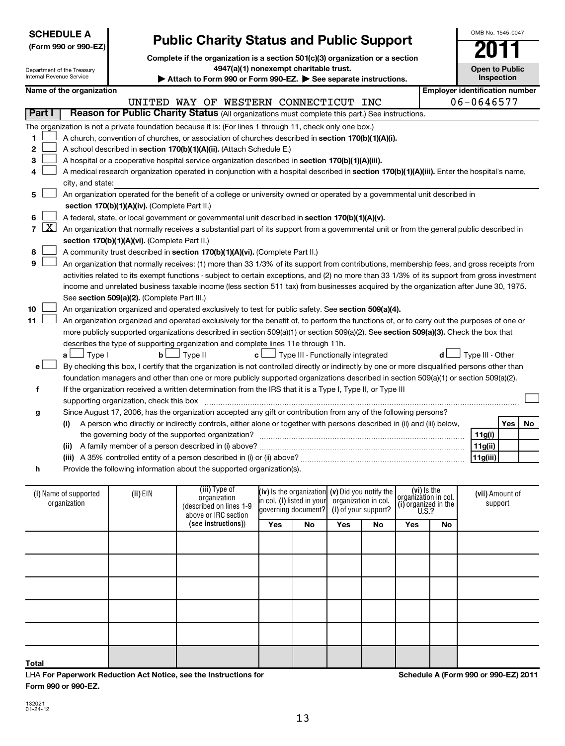**SCHEDULE A**
**(Form 990 or 990-EZ)**

Department of the Treasury
Internal Revenue Service

# Public Charity Status and Public Support

**Complete if the organization is a section 501(c)(3) organization or a section 4947(a)(1) nonexempt charitable trust.**

**▶ Attach to Form 990 or Form 990-EZ. ▶ See separate instructions.**

OMB No. 1545-0047

**2011**

**Open to Public Inspection**

**Name of the organization:** UNITED WAY OF WESTERN CONNECTICUT INC

**Employer identification number:** 06-0646577

## Part I — Reason for Public Charity Status (All organizations must complete this part.) See instructions.

The organization is not a private foundation because it is: (For lines 1 through 11, check only one box.)

1. ☐ A church, convention of churches, or association of churches described in **section 170(b)(1)(A)(i).**
2. ☐ A school described in **section 170(b)(1)(A)(ii).** (Attach Schedule E.)
3. ☐ A hospital or a cooperative hospital service organization described in **section 170(b)(1)(A)(iii).**
4. ☐ A medical research organization operated in conjunction with a hospital described in **section 170(b)(1)(A)(iii).** Enter the hospital's name, city, and state:
5. ☐ An organization operated for the benefit of a college or university owned or operated by a governmental unit described in **section 170(b)(1)(A)(iv).** (Complete Part II.)
6. ☐ A federal, state, or local government or governmental unit described in **section 170(b)(1)(A)(v).**
7. ☒ An organization that normally receives a substantial part of its support from a governmental unit or from the general public described in **section 170(b)(1)(A)(vi).** (Complete Part II.)
8. ☐ A community trust described in **section 170(b)(1)(A)(vi).** (Complete Part II.)
9. ☐ An organization that normally receives: (1) more than 33 1/3% of its support from contributions, membership fees, and gross receipts from activities related to its exempt functions - subject to certain exceptions, and (2) no more than 33 1/3% of its support from gross investment income and unrelated business taxable income (less section 511 tax) from businesses acquired by the organization after June 30, 1975. See **section 509(a)(2).** (Complete Part III.)
10. ☐ An organization organized and operated exclusively to test for public safety. See **section 509(a)(4).**
11. ☐ An organization organized and operated exclusively for the benefit of, to perform the functions of, or to carry out the purposes of one or more publicly supported organizations described in section 509(a)(1) or section 509(a)(2). See **section 509(a)(3).** Check the box that describes the type of supporting organization and complete lines 11e through 11h.
   - **a** ☐ Type I  **b** ☐ Type II  **c** ☐ Type III - Functionally integrated  **d** ☐ Type III - Other
   - **e** ☐ By checking this box, I certify that the organization is not controlled directly or indirectly by one or more disqualified persons other than foundation managers and other than one or more publicly supported organizations described in section 509(a)(1) or section 509(a)(2).
   - **f** If the organization received a written determination from the IRS that it is a Type I, Type II, or Type III supporting organization, check this box ☐
   - **g** Since August 17, 2006, has the organization accepted any gift or contribution from any of the following persons?

| | | | Yes | No |
|---|---|---|---|---|
| (i) | A person who directly or indirectly controls, either alone or together with persons described in (ii) and (iii) below, the governing body of the supported organization? | 11g(i) | | |
| (ii) | A family member of a person described in (i) above? | 11g(ii) | | |
| (iii) | A 35% controlled entity of a person described in (i) or (ii) above? | 11g(iii) | | |

   - **h** Provide the following information about the supported organization(s).

| (i) Name of supported organization | (ii) EIN | (iii) Type of organization (described on lines 1-9 above or IRC section (see instructions)) | (iv) Is the organization in col. (i) listed in your governing document? | | (v) Did you notify the organization in col. (i) of your support? | | (vi) Is the organization in col. (i) organized in the U.S.? | | (vii) Amount of support |
|---|---|---|---|---|---|---|---|---|---|
| | | | Yes | No | Yes | No | Yes | No | |
| | | | | | | | | | |
| | | | | | | | | | |
| | | | | | | | | | |
| | | | | | | | | | |
| | | | | | | | | | |
| **Total** | | | | | | | | | |

LHA **For Paperwork Reduction Act Notice, see the Instructions for Form 990 or 990-EZ.**

**Schedule A (Form 990 or 990-EZ) 2011**

132021
01-24-12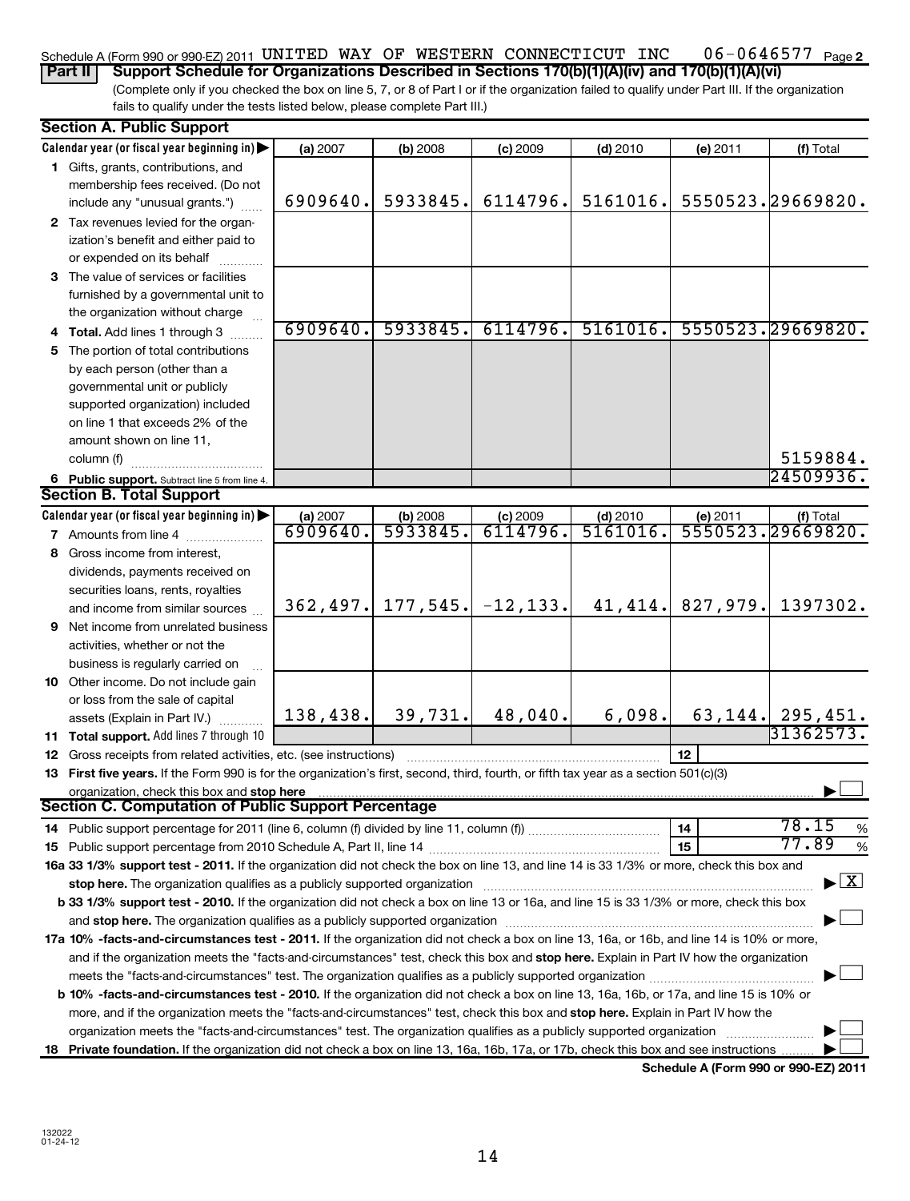Schedule A (Form 990 or 990-EZ) 2011 UNITED WAY OF WESTERN CONNECTICUT INC 06-0646577 Page 2

**Part II** **Support Schedule for Organizations Described in Sections 170(b)(1)(A)(iv) and 170(b)(1)(A)(vi)**

(Complete only if you checked the box on line 5, 7, or 8 of Part I or if the organization failed to qualify under Part III. If the organization fails to qualify under the tests listed below, please complete Part III.)

**Section A. Public Support**

| Calendar year (or fiscal year beginning in) ▶ | (a) 2007 | (b) 2008 | (c) 2009 | (d) 2010 | (e) 2011 | (f) Total |
|---|---|---|---|---|---|---|
| **1** Gifts, grants, contributions, and membership fees received. (Do not include any "unusual grants.") | 6909640. | 5933845. | 6114796. | 5161016. | 5550523. | 29669820. |
| **2** Tax revenues levied for the organization's benefit and either paid to or expended on its behalf | | | | | | |
| **3** The value of services or facilities furnished by a governmental unit to the organization without charge | | | | | | |
| **4 Total.** Add lines 1 through 3 | 6909640. | 5933845. | 6114796. | 5161016. | 5550523. | 29669820. |
| **5** The portion of total contributions by each person (other than a governmental unit or publicly supported organization) included on line 1 that exceeds 2% of the amount shown on line 11, column (f) | | | | | | 5159884. |
| **6 Public support.** Subtract line 5 from line 4. | | | | | | 24509936. |

**Section B. Total Support**

| Calendar year (or fiscal year beginning in) ▶ | (a) 2007 | (b) 2008 | (c) 2009 | (d) 2010 | (e) 2011 | (f) Total |
|---|---|---|---|---|---|---|
| **7** Amounts from line 4 | 6909640. | 5933845. | 6114796. | 5161016. | 5550523. | 29669820. |
| **8** Gross income from interest, dividends, payments received on securities loans, rents, royalties and income from similar sources | 362,497. | 177,545. | -12,133. | 41,414. | 827,979. | 1397302. |
| **9** Net income from unrelated business activities, whether or not the business is regularly carried on | | | | | | |
| **10** Other income. Do not include gain or loss from the sale of capital assets (Explain in Part IV.) | 138,438. | 39,731. | 48,040. | 6,098. | 63,144. | 295,451. |
| **11 Total support.** Add lines 7 through 10 | | | | | | 31362573. |

**12** Gross receipts from related activities, etc. (see instructions) | **12** |

**13 First five years.** If the Form 990 is for the organization's first, second, third, fourth, or fifth tax year as a section 501(c)(3) organization, check this box and **stop here** ▶ ☐

**Section C. Computation of Public Support Percentage**

**14** Public support percentage for 2011 (line 6, column (f) divided by line 11, column (f)) | **14** | 78.15 %

**15** Public support percentage from 2010 Schedule A, Part II, line 14 | **15** | 77.89 %

**16a 33 1/3% support test - 2011.** If the organization did not check the box on line 13, and line 14 is 33 1/3% or more, check this box and **stop here.** The organization qualifies as a publicly supported organization ▶ ☒

**b 33 1/3% support test - 2010.** If the organization did not check a box on line 13 or 16a, and line 15 is 33 1/3% or more, check this box and **stop here.** The organization qualifies as a publicly supported organization ▶ ☐

**17a 10% -facts-and-circumstances test - 2011.** If the organization did not check a box on line 13, 16a, or 16b, and line 14 is 10% or more, and if the organization meets the "facts-and-circumstances" test, check this box and **stop here.** Explain in Part IV how the organization meets the "facts-and-circumstances" test. The organization qualifies as a publicly supported organization ▶ ☐

**b 10% -facts-and-circumstances test - 2010.** If the organization did not check a box on line 13, 16a, 16b, or 17a, and line 15 is 10% or more, and if the organization meets the "facts-and-circumstances" test, check this box and **stop here.** Explain in Part IV how the organization meets the "facts-and-circumstances" test. The organization qualifies as a publicly supported organization ▶ ☐

**18 Private foundation.** If the organization did not check a box on line 13, 16a, 16b, 17a, or 17b, check this box and see instructions ▶ ☐

**Schedule A (Form 990 or 990-EZ) 2011**

132022
01-24-12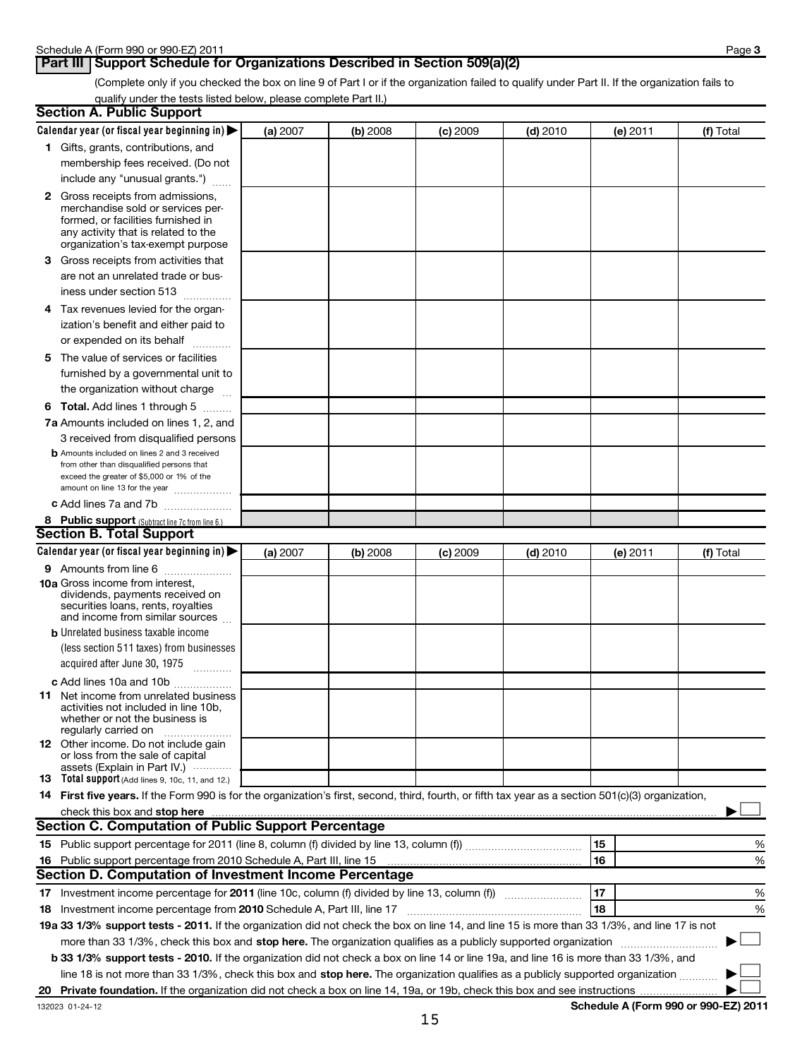Schedule A (Form 990 or 990-EZ) 2011 Page **3**

## Part III Support Schedule for Organizations Described in Section 509(a)(2)

(Complete only if you checked the box on line 9 of Part I or if the organization failed to qualify under Part II. If the organization fails to qualify under the tests listed below, please complete Part II.)

### Section A. Public Support

| Calendar year (or fiscal year beginning in) ▶ | (a) 2007 | (b) 2008 | (c) 2009 | (d) 2010 | (e) 2011 | (f) Total |
|---|---|---|---|---|---|---|
| **1** Gifts, grants, contributions, and membership fees received. (Do not include any "unusual grants.") | | | | | | |
| **2** Gross receipts from admissions, merchandise sold or services performed, or facilities furnished in any activity that is related to the organization's tax-exempt purpose | | | | | | |
| **3** Gross receipts from activities that are not an unrelated trade or business under section 513 | | | | | | |
| **4** Tax revenues levied for the organization's benefit and either paid to or expended on its behalf | | | | | | |
| **5** The value of services or facilities furnished by a governmental unit to the organization without charge | | | | | | |
| **6 Total.** Add lines 1 through 5 | | | | | | |
| **7a** Amounts included on lines 1, 2, and 3 received from disqualified persons | | | | | | |
| **b** Amounts included on lines 2 and 3 received from other than disqualified persons that exceed the greater of $5,000 or 1% of the amount on line 13 for the year | | | | | | |
| **c** Add lines 7a and 7b | | | | | | |
| **8 Public support** (Subtract line 7c from line 6.) | | | | | | |

### Section B. Total Support

| Calendar year (or fiscal year beginning in) ▶ | (a) 2007 | (b) 2008 | (c) 2009 | (d) 2010 | (e) 2011 | (f) Total |
|---|---|---|---|---|---|---|
| **9** Amounts from line 6 | | | | | | |
| **10a** Gross income from interest, dividends, payments received on securities loans, rents, royalties and income from similar sources | | | | | | |
| **b** Unrelated business taxable income (less section 511 taxes) from businesses acquired after June 30, 1975 | | | | | | |
| **c** Add lines 10a and 10b | | | | | | |
| **11** Net income from unrelated business activities not included in line 10b, whether or not the business is regularly carried on | | | | | | |
| **12** Other income. Do not include gain or loss from the sale of capital assets (Explain in Part IV.) | | | | | | |
| **13 Total support** (Add lines 9, 10c, 11, and 12.) | | | | | | |

**14 First five years.** If the Form 990 is for the organization's first, second, third, fourth, or fifth tax year as a section 501(c)(3) organization, check this box and **stop here** ▶ ☐

### Section C. Computation of Public Support Percentage

| | | |
|---|---|---|
| **15** Public support percentage for 2011 (line 8, column (f) divided by line 13, column (f)) | 15 | % |
| **16** Public support percentage from 2010 Schedule A, Part III, line 15 | 16 | % |

### Section D. Computation of Investment Income Percentage

| | | |
|---|---|---|
| **17** Investment income percentage for **2011** (line 10c, column (f) divided by line 13, column (f)) | 17 | % |
| **18** Investment income percentage from **2010** Schedule A, Part III, line 17 | 18 | % |

**19a 33 1/3% support tests - 2011.** If the organization did not check the box on line 14, and line 15 is more than 33 1/3%, and line 17 is not more than 33 1/3%, check this box and **stop here.** The organization qualifies as a publicly supported organization ▶ ☐

**b 33 1/3% support tests - 2010.** If the organization did not check a box on line 14 or line 19a, and line 16 is more than 33 1/3%, and line 18 is not more than 33 1/3%, check this box and **stop here.** The organization qualifies as a publicly supported organization ▶ ☐

**20 Private foundation.** If the organization did not check a box on line 14, 19a, or 19b, check this box and see instructions ▶ ☐

132023 01-24-12 **Schedule A (Form 990 or 990-EZ) 2011**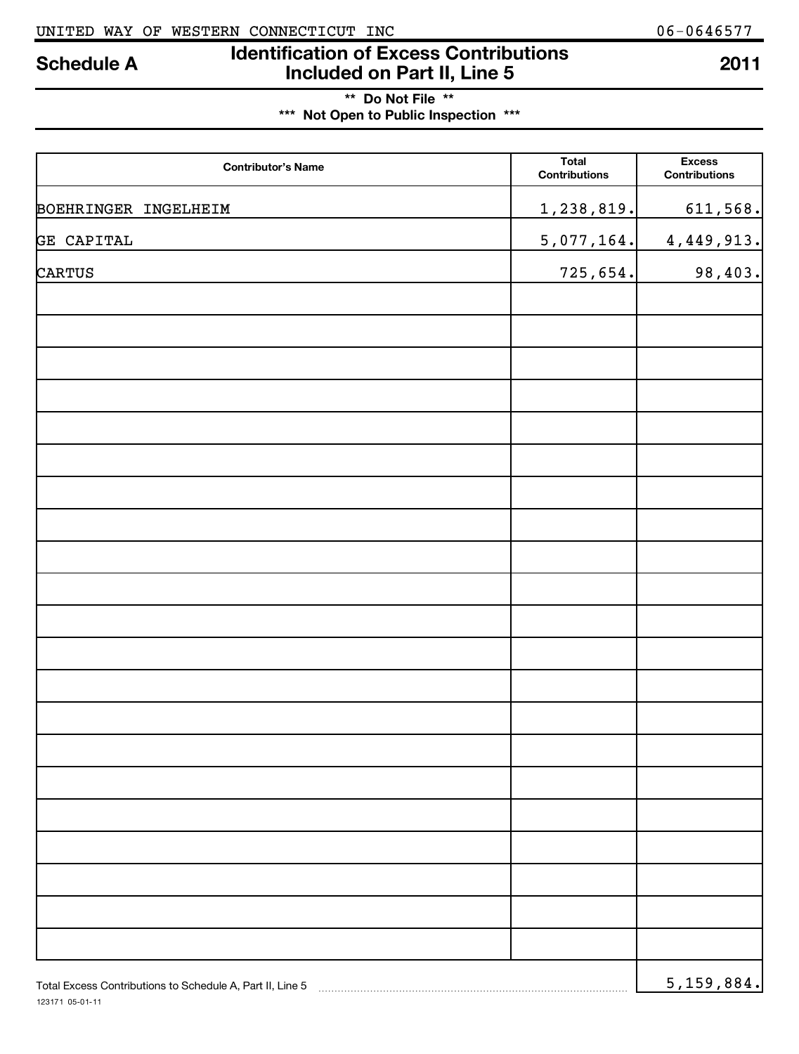UNITED WAY OF WESTERN CONNECTICUT INC 06-0646577

# Schedule A — Identification of Excess Contributions Included on Part II, Line 5 — 2011

**\*\* Do Not File \*\***

**\*\*\* Not Open to Public Inspection \*\*\***

| Contributor's Name | Total Contributions | Excess Contributions |
|---|---|---|
| BOEHRINGER INGELHEIM | 1,238,819. | 611,568. |
| GE CAPITAL | 5,077,164. | 4,449,913. |
| CARTUS | 725,654. | 98,403. |

Total Excess Contributions to Schedule A, Part II, Line 5 ..... 5,159,884.

123171 05-01-11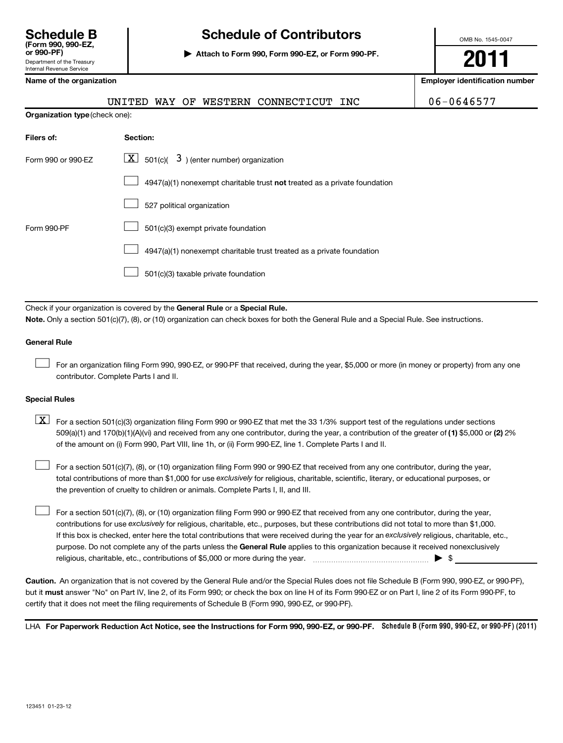# Schedule B (Form 990, 990-EZ, or 990-PF)

Department of the Treasury
Internal Revenue Service

## Schedule of Contributors

▶ Attach to Form 990, Form 990-EZ, or Form 990-PF.

OMB No. 1545-0047

**2011**

| Name of the organization | Employer identification number |
|---|---|
| UNITED WAY OF WESTERN CONNECTICUT INC | 06-0646577 |

**Organization type** (check one):

| Filers of: | Section: |
|---|---|
| Form 990 or 990-EZ | [X] 501(c)( 3 ) (enter number) organization |
| | [ ] 4947(a)(1) nonexempt charitable trust **not** treated as a private foundation |
| | [ ] 527 political organization |
| Form 990-PF | [ ] 501(c)(3) exempt private foundation |
| | [ ] 4947(a)(1) nonexempt charitable trust treated as a private foundation |
| | [ ] 501(c)(3) taxable private foundation |

Check if your organization is covered by the **General Rule** or a **Special Rule.**

**Note.** Only a section 501(c)(7), (8), or (10) organization can check boxes for both the General Rule and a Special Rule. See instructions.

### General Rule

[ ] For an organization filing Form 990, 990-EZ, or 990-PF that received, during the year, $5,000 or more (in money or property) from any one contributor. Complete Parts I and II.

### Special Rules

[X] For a section 501(c)(3) organization filing Form 990 or 990-EZ that met the 33 1/3% support test of the regulations under sections 509(a)(1) and 170(b)(1)(A)(vi) and received from any one contributor, during the year, a contribution of the greater of **(1)** $5,000 or **(2)** 2% of the amount on (i) Form 990, Part VIII, line 1h, or (ii) Form 990-EZ, line 1. Complete Parts I and II.

[ ] For a section 501(c)(7), (8), or (10) organization filing Form 990 or 990-EZ that received from any one contributor, during the year, total contributions of more than $1,000 for use *exclusively* for religious, charitable, scientific, literary, or educational purposes, or the prevention of cruelty to children or animals. Complete Parts I, II, and III.

[ ] For a section 501(c)(7), (8), or (10) organization filing Form 990 or 990-EZ that received from any one contributor, during the year, contributions for use *exclusively* for religious, charitable, etc., purposes, but these contributions did not total to more than $1,000. If this box is checked, enter here the total contributions that were received during the year for an *exclusively* religious, charitable, etc., purpose. Do not complete any of the parts unless the **General Rule** applies to this organization because it received nonexclusively religious, charitable, etc., contributions of $5,000 or more during the year. ▶ $ ____________

**Caution.** An organization that is not covered by the General Rule and/or the Special Rules does not file Schedule B (Form 990, 990-EZ, or 990-PF), but it **must** answer "No" on Part IV, line 2, of its Form 990; or check the box on line H of its Form 990-EZ or on Part I, line 2 of its Form 990-PF, to certify that it does not meet the filing requirements of Schedule B (Form 990, 990-EZ, or 990-PF).

LHA **For Paperwork Reduction Act Notice, see the Instructions for Form 990, 990-EZ, or 990-PF.** **Schedule B (Form 990, 990-EZ, or 990-PF) (2011)**

123451 01-23-12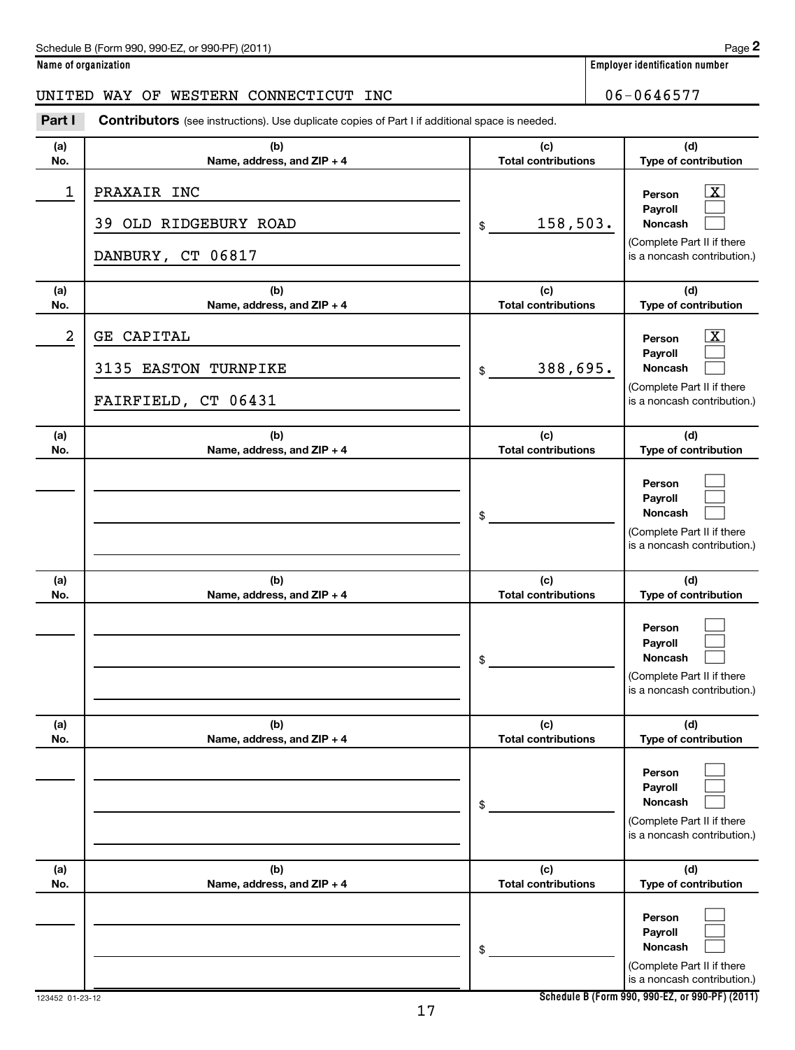Schedule B (Form 990, 990-EZ, or 990-PF) (2011) Page **2**

**Name of organization**: UNITED WAY OF WESTERN CONNECTICUT INC

**Employer identification number**: 06-0646577

**Part I** **Contributors** (see instructions). Use duplicate copies of Part I if additional space is needed.

| (a) No. | (b) Name, address, and ZIP + 4 | (c) Total contributions | (d) Type of contribution |
|---|---|---|---|
| 1 | PRAXAIR INC<br>39 OLD RIDGEBURY ROAD<br>DANBURY, CT 06817 | $ 158,503. | Person [X]<br>Payroll [ ]<br>Noncash [ ]<br>(Complete Part II if there is a noncash contribution.) |
| 2 | GE CAPITAL<br>3135 EASTON TURNPIKE<br>FAIRFIELD, CT 06431 | $ 388,695. | Person [X]<br>Payroll [ ]<br>Noncash [ ]<br>(Complete Part II if there is a noncash contribution.) |
| | | $ | Person [ ]<br>Payroll [ ]<br>Noncash [ ]<br>(Complete Part II if there is a noncash contribution.) |
| | | $ | Person [ ]<br>Payroll [ ]<br>Noncash [ ]<br>(Complete Part II if there is a noncash contribution.) |
| | | $ | Person [ ]<br>Payroll [ ]<br>Noncash [ ]<br>(Complete Part II if there is a noncash contribution.) |
| | | $ | Person [ ]<br>Payroll [ ]<br>Noncash [ ]<br>(Complete Part II if there is a noncash contribution.) |

123452 01-23-12

**Schedule B (Form 990, 990-EZ, or 990-PF) (2011)**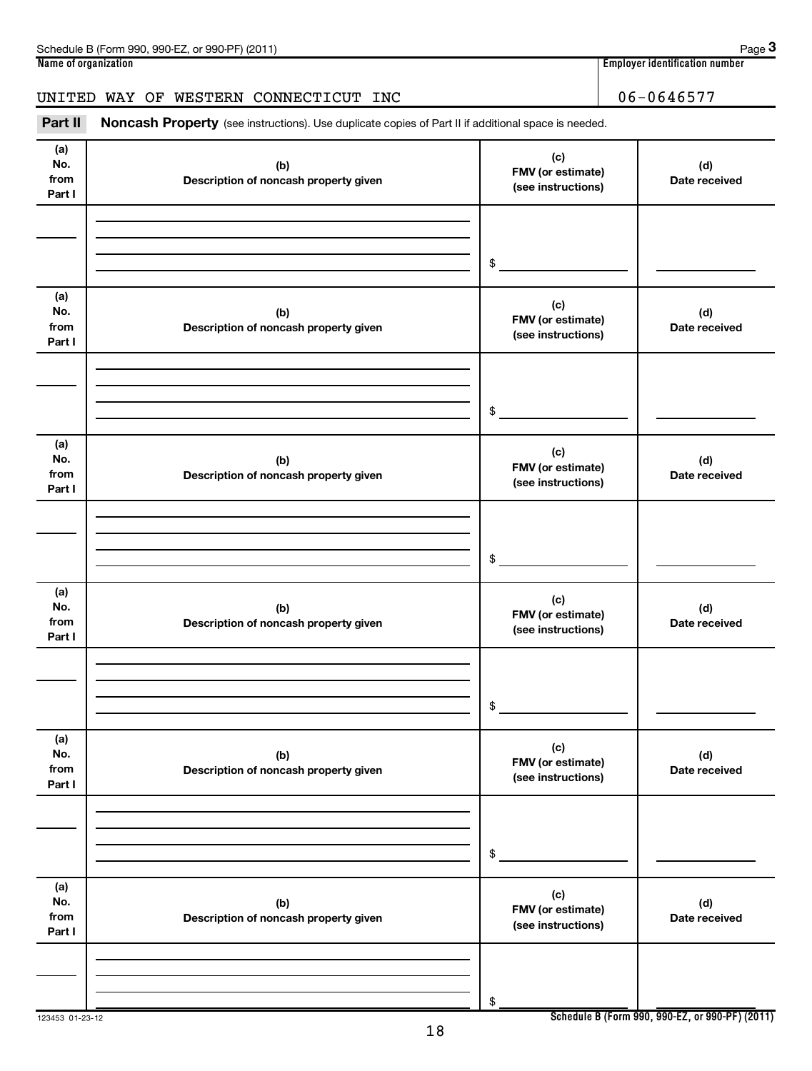Name of organization: UNITED WAY OF WESTERN CONNECTICUT INC

Employer identification number: 06-0646577

**Part II** **Noncash Property** (see instructions). Use duplicate copies of Part II if additional space is needed.

| (a) No. from Part I | (b) Description of noncash property given | (c) FMV (or estimate) (see instructions) | (d) Date received |
|---|---|---|---|
| | | $ | |

| (a) No. from Part I | (b) Description of noncash property given | (c) FMV (or estimate) (see instructions) | (d) Date received |
|---|---|---|---|
| | | $ | |

| (a) No. from Part I | (b) Description of noncash property given | (c) FMV (or estimate) (see instructions) | (d) Date received |
|---|---|---|---|
| | | $ | |

| (a) No. from Part I | (b) Description of noncash property given | (c) FMV (or estimate) (see instructions) | (d) Date received |
|---|---|---|---|
| | | $ | |

| (a) No. from Part I | (b) Description of noncash property given | (c) FMV (or estimate) (see instructions) | (d) Date received |
|---|---|---|---|
| | | $ | |

| (a) No. from Part I | (b) Description of noncash property given | (c) FMV (or estimate) (see instructions) | (d) Date received |
|---|---|---|---|
| | | $ | |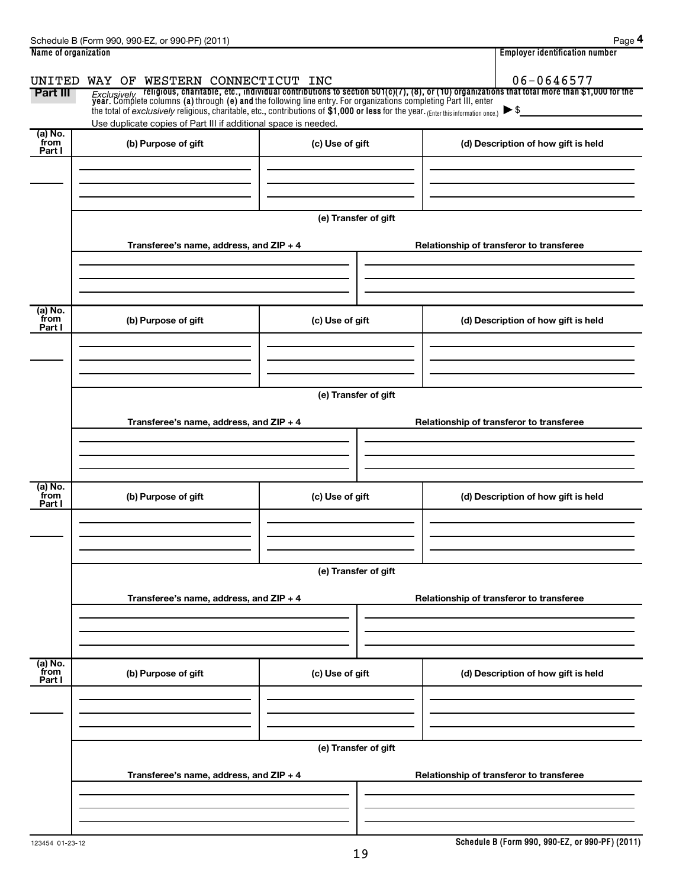Schedule B (Form 990, 990-EZ, or 990-PF) (2011) Page **4**

**Name of organization** | **Employer identification number**

UNITED WAY OF WESTERN CONNECTICUT INC | 06-0646577

**Part III** *Exclusively* **religious, charitable, etc., individual contributions to section 501(c)(7), (8), or (10) organizations that total more than $1,000 for the year.** Complete columns **(a)** through **(e)** and the following line entry. For organizations completing Part III, enter the total of *exclusively* religious, charitable, etc., contributions of **$1,000 or less** for the year. (Enter this information once.) ▶ $

Use duplicate copies of Part III if additional space is needed.

| (a) No. from Part I | (b) Purpose of gift | (c) Use of gift | (d) Description of how gift is held |
|---|---|---|---|
| | | | |

**(e) Transfer of gift**

| Transferee's name, address, and ZIP + 4 | Relationship of transferor to transferee |
|---|---|
| | |

| (a) No. from Part I | (b) Purpose of gift | (c) Use of gift | (d) Description of how gift is held |
|---|---|---|---|
| | | | |

**(e) Transfer of gift**

| Transferee's name, address, and ZIP + 4 | Relationship of transferor to transferee |
|---|---|
| | |

| (a) No. from Part I | (b) Purpose of gift | (c) Use of gift | (d) Description of how gift is held |
|---|---|---|---|
| | | | |

**(e) Transfer of gift**

| Transferee's name, address, and ZIP + 4 | Relationship of transferor to transferee |
|---|---|
| | |

| (a) No. from Part I | (b) Purpose of gift | (c) Use of gift | (d) Description of how gift is held |
|---|---|---|---|
| | | | |

**(e) Transfer of gift**

| Transferee's name, address, and ZIP + 4 | Relationship of transferor to transferee |
|---|---|
| | |

123454 01-23-12

**Schedule B (Form 990, 990-EZ, or 990-PF) (2011)**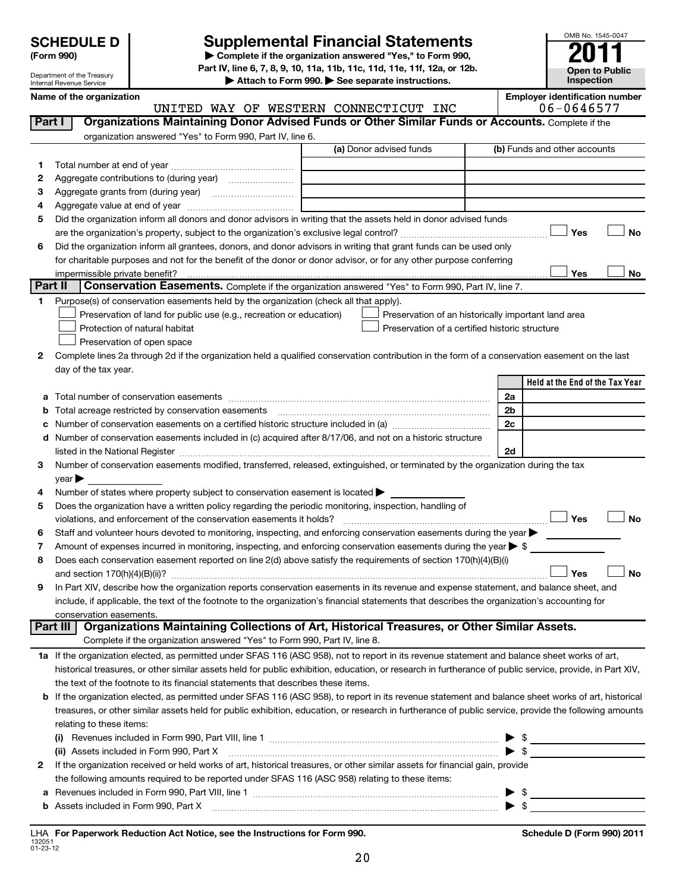# SCHEDULE D (Form 990)

Department of the Treasury
Internal Revenue Service

# Supplemental Financial Statements

▶ Complete if the organization answered "Yes," to Form 990, Part IV, line 6, 7, 8, 9, 10, 11a, 11b, 11c, 11d, 11e, 11f, 12a, or 12b.
▶ Attach to Form 990. ▶ See separate instructions.

OMB No. 1545-0047
**2011**
**Open to Public Inspection**

**Name of the organization:** UNITED WAY OF WESTERN CONNECTICUT INC
**Employer identification number:** 06-0646577

## Part I Organizations Maintaining Donor Advised Funds or Other Similar Funds or Accounts.

Complete if the organization answered "Yes" to Form 990, Part IV, line 6.

| | | (a) Donor advised funds | (b) Funds and other accounts |
|---|---|---|---|
| 1 | Total number at end of year | | |
| 2 | Aggregate contributions to (during year) | | |
| 3 | Aggregate grants from (during year) | | |
| 4 | Aggregate value at end of year | | |

5 Did the organization inform all donors and donor advisors in writing that the assets held in donor advised funds are the organization's property, subject to the organization's exclusive legal control? ☐ Yes ☐ No

6 Did the organization inform all grantees, donors, and donor advisors in writing that grant funds can be used only for charitable purposes and not for the benefit of the donor or donor advisor, or for any other purpose conferring impermissible private benefit? ☐ Yes ☐ No

## Part II Conservation Easements.

Complete if the organization answered "Yes" to Form 990, Part IV, line 7.

1 Purpose(s) of conservation easements held by the organization (check all that apply).

- ☐ Preservation of land for public use (e.g., recreation or education)
- ☐ Preservation of an historically important land area
- ☐ Protection of natural habitat
- ☐ Preservation of a certified historic structure
- ☐ Preservation of open space

2 Complete lines 2a through 2d if the organization held a qualified conservation contribution in the form of a conservation easement on the last day of the tax year.

| | | | Held at the End of the Tax Year |
|---|---|---|---|
| a | Total number of conservation easements | 2a | |
| b | Total acreage restricted by conservation easements | 2b | |
| c | Number of conservation easements on a certified historic structure included in (a) | 2c | |
| d | Number of conservation easements included in (c) acquired after 8/17/06, and not on a historic structure listed in the National Register | 2d | |

3 Number of conservation easements modified, transferred, released, extinguished, or terminated by the organization during the tax year ▶

4 Number of states where property subject to conservation easement is located ▶

5 Does the organization have a written policy regarding the periodic monitoring, inspection, handling of violations, and enforcement of the conservation easements it holds? ☐ Yes ☐ No

6 Staff and volunteer hours devoted to monitoring, inspecting, and enforcing conservation easements during the year ▶

7 Amount of expenses incurred in monitoring, inspecting, and enforcing conservation easements during the year ▶ $

8 Does each conservation easement reported on line 2(d) above satisfy the requirements of section 170(h)(4)(B)(i) and section 170(h)(4)(B)(ii)? ☐ Yes ☐ No

9 In Part XIV, describe how the organization reports conservation easements in its revenue and expense statement, and balance sheet, and include, if applicable, the text of the footnote to the organization's financial statements that describes the organization's accounting for conservation easements.

## Part III Organizations Maintaining Collections of Art, Historical Treasures, or Other Similar Assets.

Complete if the organization answered "Yes" to Form 990, Part IV, line 8.

1a If the organization elected, as permitted under SFAS 116 (ASC 958), not to report in its revenue statement and balance sheet works of art, historical treasures, or other similar assets held for public exhibition, education, or research in furtherance of public service, provide, in Part XIV, the text of the footnote to its financial statements that describes these items.

b If the organization elected, as permitted under SFAS 116 (ASC 958), to report in its revenue statement and balance sheet works of art, historical treasures, or other similar assets held for public exhibition, education, or research in furtherance of public service, provide the following amounts relating to these items:

(i) Revenues included in Form 990, Part VIII, line 1 ▶ $

(ii) Assets included in Form 990, Part X ▶ $

2 If the organization received or held works of art, historical treasures, or other similar assets for financial gain, provide the following amounts required to be reported under SFAS 116 (ASC 958) relating to these items:

a Revenues included in Form 990, Part VIII, line 1 ▶ $

b Assets included in Form 990, Part X ▶ $

LHA For Paperwork Reduction Act Notice, see the Instructions for Form 990. Schedule D (Form 990) 2011

132051
01-23-12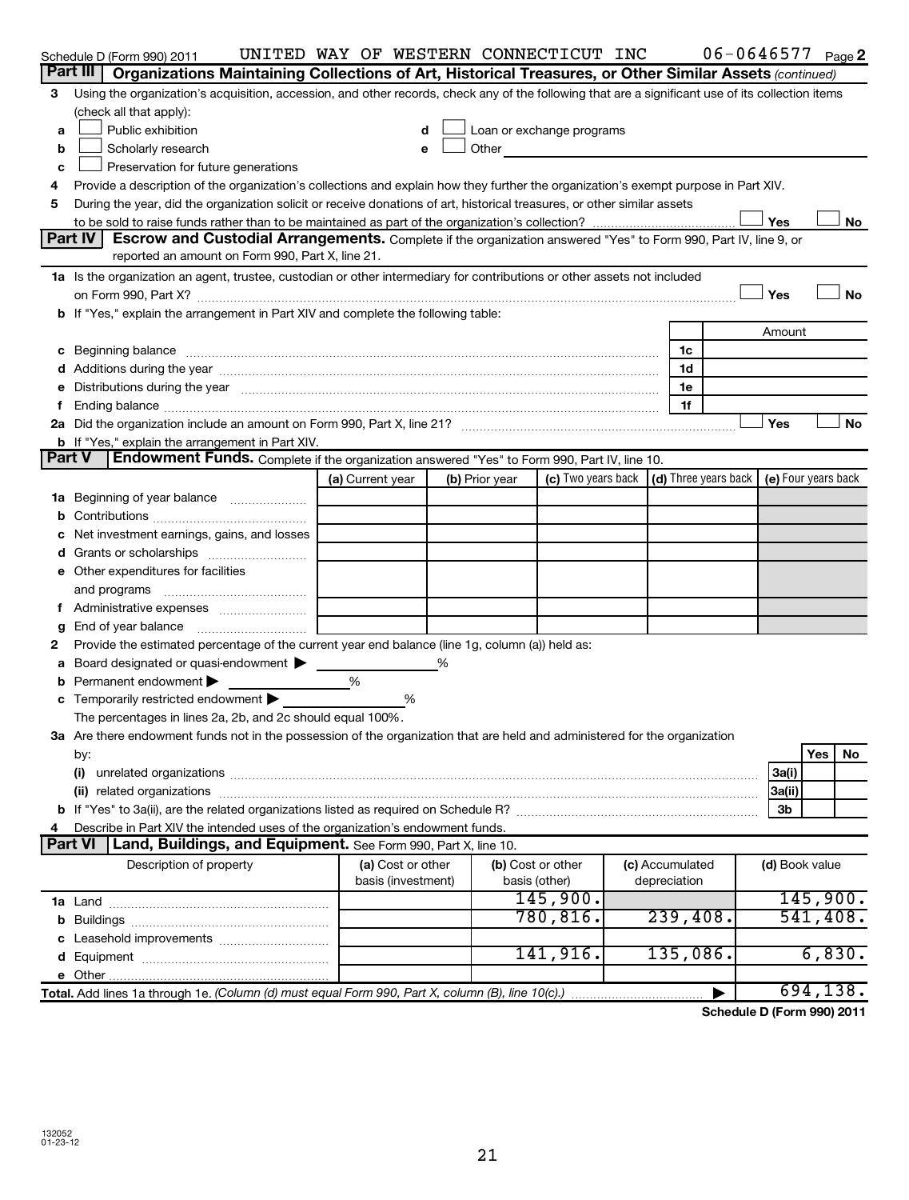Schedule D (Form 990) 2011 UNITED WAY OF WESTERN CONNECTICUT INC 06-0646577 Page 2

## Part III Organizations Maintaining Collections of Art, Historical Treasures, or Other Similar Assets *(continued)*

3 Using the organization's acquisition, accession, and other records, check any of the following that are a significant use of its collection items (check all that apply):

- a ☐ Public exhibition
- b ☐ Scholarly research
- c ☐ Preservation for future generations
- d ☐ Loan or exchange programs
- e ☐ Other

4 Provide a description of the organization's collections and explain how they further the organization's exempt purpose in Part XIV.

5 During the year, did the organization solicit or receive donations of art, historical treasures, or other similar assets to be sold to raise funds rather than to be maintained as part of the organization's collection? ☐ Yes ☐ No

## Part IV Escrow and Custodial Arrangements.

Complete if the organization answered "Yes" to Form 990, Part IV, line 9, or reported an amount on Form 990, Part X, line 21.

1a Is the organization an agent, trustee, custodian or other intermediary for contributions or other assets not included on Form 990, Part X? ☐ Yes ☐ No

b If "Yes," explain the arrangement in Part XIV and complete the following table:

| | | Amount |
|---|---|---|
| c Beginning balance | 1c | |
| d Additions during the year | 1d | |
| e Distributions during the year | 1e | |
| f Ending balance | 1f | |

2a Did the organization include an amount on Form 990, Part X, line 21? ☐ Yes ☐ No

b If "Yes," explain the arrangement in Part XIV.

## Part V Endowment Funds.

Complete if the organization answered "Yes" to Form 990, Part IV, line 10.

| | (a) Current year | (b) Prior year | (c) Two years back | (d) Three years back | (e) Four years back |
|---|---|---|---|---|---|
| 1a Beginning of year balance | | | | | |
| b Contributions | | | | | |
| c Net investment earnings, gains, and losses | | | | | |
| d Grants or scholarships | | | | | |
| e Other expenditures for facilities and programs | | | | | |
| f Administrative expenses | | | | | |
| g End of year balance | | | | | |

2 Provide the estimated percentage of the current year end balance (line 1g, column (a)) held as:

- a Board designated or quasi-endowment ▶ %
- b Permanent endowment ▶ %
- c Temporarily restricted endowment ▶ %

The percentages in lines 2a, 2b, and 2c should equal 100%.

3a Are there endowment funds not in the possession of the organization that are held and administered for the organization by:

| | | Yes | No |
|---|---|---|---|
| (i) unrelated organizations | 3a(i) | | |
| (ii) related organizations | 3a(ii) | | |
| b If "Yes" to 3a(ii), are the related organizations listed as required on Schedule R? | 3b | | |

4 Describe in Part XIV the intended uses of the organization's endowment funds.

## Part VI Land, Buildings, and Equipment.

See Form 990, Part X, line 10.

| Description of property | (a) Cost or other basis (investment) | (b) Cost or other basis (other) | (c) Accumulated depreciation | (d) Book value |
|---|---|---|---|---|
| 1a Land | | 145,900. | | 145,900. |
| b Buildings | | 780,816. | 239,408. | 541,408. |
| c Leasehold improvements | | | | |
| d Equipment | | 141,916. | 135,086. | 6,830. |
| e Other | | | | |
| **Total.** Add lines 1a through 1e. *(Column (d) must equal Form 990, Part X, column (B), line 10(c).)* | | | ▶ | 694,138. |

**Schedule D (Form 990) 2011**

132052 01-23-12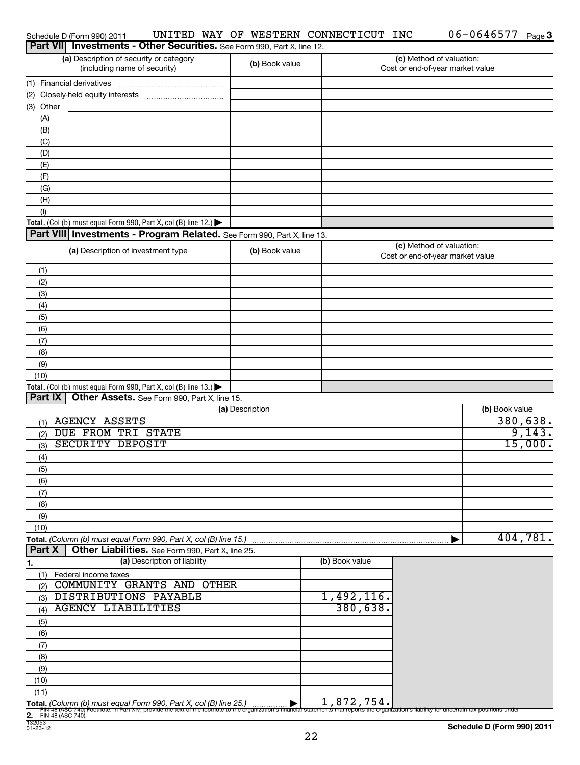Schedule D (Form 990) 2011 UNITED WAY OF WESTERN CONNECTICUT INC 06-0646577 Page 3

## Part VII Investments - Other Securities. See Form 990, Part X, line 12.

| (a) Description of security or category (including name of security) | (b) Book value | (c) Method of valuation: Cost or end-of-year market value |
|---|---|---|
| (1) Financial derivatives | | |
| (2) Closely-held equity interests | | |
| (3) Other | | |
| (A) | | |
| (B) | | |
| (C) | | |
| (D) | | |
| (E) | | |
| (F) | | |
| (G) | | |
| (H) | | |
| (I) | | |
| **Total.** (Col (b) must equal Form 990, Part X, col (B) line 12.) ▶ | | |

## Part VIII Investments - Program Related. See Form 990, Part X, line 13.

| (a) Description of investment type | (b) Book value | (c) Method of valuation: Cost or end-of-year market value |
|---|---|---|
| (1) | | |
| (2) | | |
| (3) | | |
| (4) | | |
| (5) | | |
| (6) | | |
| (7) | | |
| (8) | | |
| (9) | | |
| (10) | | |
| **Total.** (Col (b) must equal Form 990, Part X, col (B) line 13.) ▶ | | |

## Part IX Other Assets. See Form 990, Part X, line 15.

| (a) Description | (b) Book value |
|---|---|
| (1) AGENCY ASSETS | 380,638. |
| (2) DUE FROM TRI STATE | 9,143. |
| (3) SECURITY DEPOSIT | 15,000. |
| (4) | |
| (5) | |
| (6) | |
| (7) | |
| (8) | |
| (9) | |
| (10) | |
| **Total.** *(Column (b) must equal Form 990, Part X, col (B) line 15.)* ▶ | 404,781. |

## Part X Other Liabilities. See Form 990, Part X, line 25.

| 1. (a) Description of liability | (b) Book value |
|---|---|
| (1) Federal income taxes | |
| (2) COMMUNITY GRANTS AND OTHER | |
| (3) DISTRIBUTIONS PAYABLE | 1,492,116. |
| (4) AGENCY LIABILITIES | 380,638. |
| (5) | |
| (6) | |
| (7) | |
| (8) | |
| (9) | |
| (10) | |
| (11) | |
| **Total.** *(Column (b) must equal Form 990, Part X, col (B) line 25.)* ▶ | 1,872,754. |

**2.** FIN 48 (ASC 740) Footnote. In Part XIV, provide the text of the footnote to the organization's financial statements that reports the organization's liability for uncertain tax positions under FIN 48 (ASC 740).

132053 01-23-12

**Schedule D (Form 990) 2011**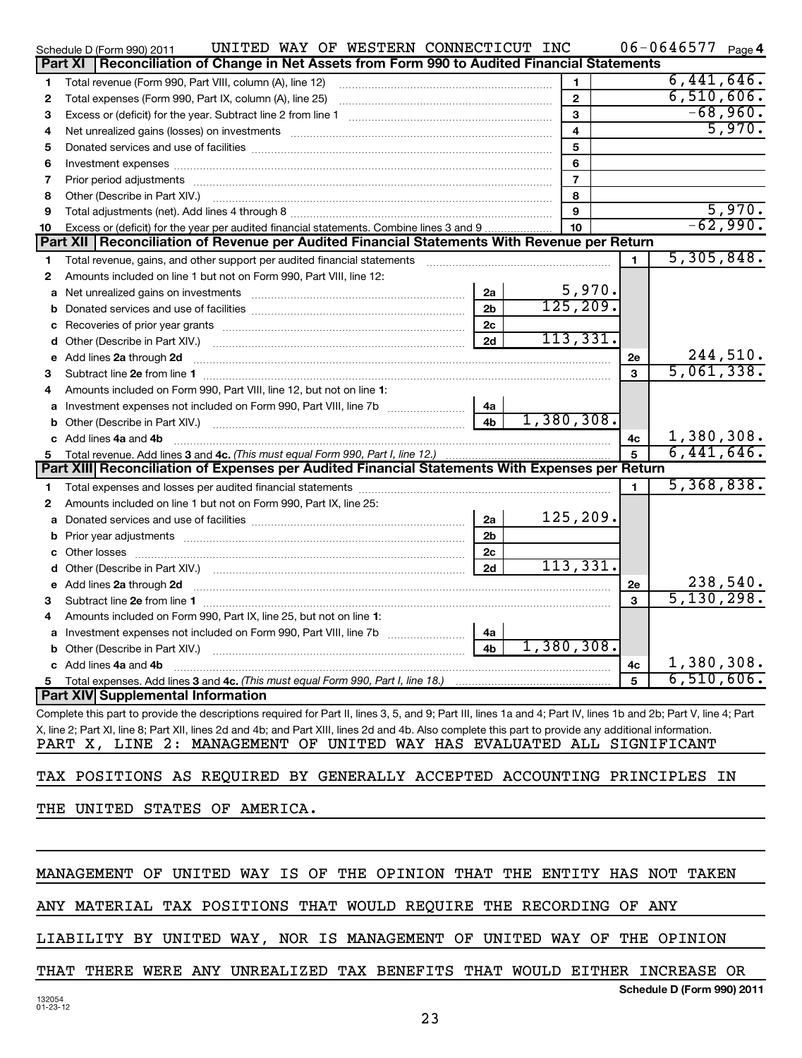Schedule D (Form 990) 2011 UNITED WAY OF WESTERN CONNECTICUT INC 06-0646577 Page 4

## Part XI Reconciliation of Change in Net Assets from Form 990 to Audited Financial Statements

| | | | |
|---|---|---|---|
| 1 | Total revenue (Form 990, Part VIII, column (A), line 12) | 1 | 6,441,646. |
| 2 | Total expenses (Form 990, Part IX, column (A), line 25) | 2 | 6,510,606. |
| 3 | Excess or (deficit) for the year. Subtract line 2 from line 1 | 3 | -68,960. |
| 4 | Net unrealized gains (losses) on investments | 4 | 5,970. |
| 5 | Donated services and use of facilities | 5 | |
| 6 | Investment expenses | 6 | |
| 7 | Prior period adjustments | 7 | |
| 8 | Other (Describe in Part XIV.) | 8 | |
| 9 | Total adjustments (net). Add lines 4 through 8 | 9 | 5,970. |
| 10 | Excess or (deficit) for the year per audited financial statements. Combine lines 3 and 9 | 10 | -62,990. |

## Part XII Reconciliation of Revenue per Audited Financial Statements With Revenue per Return

| | | | | | |
|---|---|---|---|---|---|
| 1 | Total revenue, gains, and other support per audited financial statements | | | 1 | 5,305,848. |
| 2 | Amounts included on line 1 but not on Form 990, Part VIII, line 12: | | | | |
| a | Net unrealized gains on investments | 2a | 5,970. | | |
| b | Donated services and use of facilities | 2b | 125,209. | | |
| c | Recoveries of prior year grants | 2c | | | |
| d | Other (Describe in Part XIV.) | 2d | 113,331. | | |
| e | Add lines **2a** through **2d** | | | 2e | 244,510. |
| 3 | Subtract line **2e** from line **1** | | | 3 | 5,061,338. |
| 4 | Amounts included on Form 990, Part VIII, line 12, but not on line **1**: | | | | |
| a | Investment expenses not included on Form 990, Part VIII, line 7b | 4a | | | |
| b | Other (Describe in Part XIV.) | 4b | 1,380,308. | | |
| c | Add lines **4a** and **4b** | | | 4c | 1,380,308. |
| 5 | Total revenue. Add lines **3** and **4c.** *(This must equal Form 990, Part I, line 12.)* | | | 5 | 6,441,646. |

## Part XIII Reconciliation of Expenses per Audited Financial Statements With Expenses per Return

| | | | | | |
|---|---|---|---|---|---|
| 1 | Total expenses and losses per audited financial statements | | | 1 | 5,368,838. |
| 2 | Amounts included on line 1 but not on Form 990, Part IX, line 25: | | | | |
| a | Donated services and use of facilities | 2a | 125,209. | | |
| b | Prior year adjustments | 2b | | | |
| c | Other losses | 2c | | | |
| d | Other (Describe in Part XIV.) | 2d | 113,331. | | |
| e | Add lines **2a** through **2d** | | | 2e | 238,540. |
| 3 | Subtract line **2e** from line **1** | | | 3 | 5,130,298. |
| 4 | Amounts included on Form 990, Part IX, line 25, but not on line **1**: | | | | |
| a | Investment expenses not included on Form 990, Part VIII, line 7b | 4a | | | |
| b | Other (Describe in Part XIV.) | 4b | 1,380,308. | | |
| c | Add lines **4a** and **4b** | | | 4c | 1,380,308. |
| 5 | Total expenses. Add lines **3** and **4c.** *(This must equal Form 990, Part I, line 18.)* | | | 5 | 6,510,606. |

## Part XIV Supplemental Information

Complete this part to provide the descriptions required for Part II, lines 3, 5, and 9; Part III, lines 1a and 4; Part IV, lines 1b and 2b; Part V, line 4; Part X, line 2; Part XI, line 8; Part XII, lines 2d and 4b; and Part XIII, lines 2d and 4b. Also complete this part to provide any additional information.

PART X, LINE 2: MANAGEMENT OF UNITED WAY HAS EVALUATED ALL SIGNIFICANT TAX POSITIONS AS REQUIRED BY GENERALLY ACCEPTED ACCOUNTING PRINCIPLES IN THE UNITED STATES OF AMERICA.

MANAGEMENT OF UNITED WAY IS OF THE OPINION THAT THE ENTITY HAS NOT TAKEN ANY MATERIAL TAX POSITIONS THAT WOULD REQUIRE THE RECORDING OF ANY LIABILITY BY UNITED WAY, NOR IS MANAGEMENT OF UNITED WAY OF THE OPINION THAT THERE WERE ANY UNREALIZED TAX BENEFITS THAT WOULD EITHER INCREASE OR

**Schedule D (Form 990) 2011**

132054 01-23-12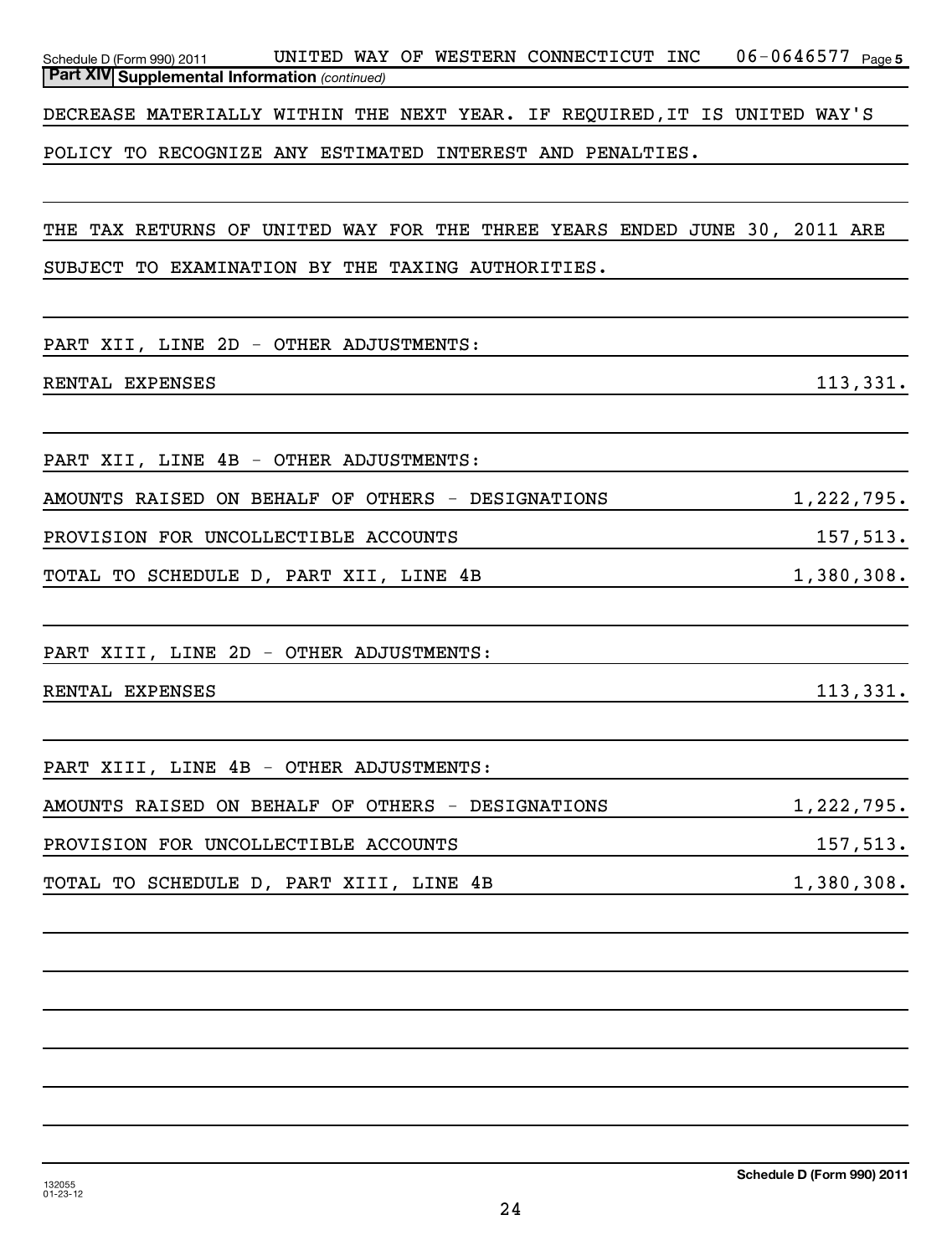Schedule D (Form 990) 2011 UNITED WAY OF WESTERN CONNECTICUT INC 06-0646577 Page 5

**Part XIV Supplemental Information** *(continued)*

DECREASE MATERIALLY WITHIN THE NEXT YEAR. IF REQUIRED,IT IS UNITED WAY'S POLICY TO RECOGNIZE ANY ESTIMATED INTEREST AND PENALTIES.

THE TAX RETURNS OF UNITED WAY FOR THE THREE YEARS ENDED JUNE 30, 2011 ARE SUBJECT TO EXAMINATION BY THE TAXING AUTHORITIES.

PART XII, LINE 2D - OTHER ADJUSTMENTS:

| | |
|---|---|
| RENTAL EXPENSES | 113,331. |

PART XII, LINE 4B - OTHER ADJUSTMENTS:

| | |
|---|---|
| AMOUNTS RAISED ON BEHALF OF OTHERS - DESIGNATIONS | 1,222,795. |
| PROVISION FOR UNCOLLECTIBLE ACCOUNTS | 157,513. |
| TOTAL TO SCHEDULE D, PART XII, LINE 4B | 1,380,308. |

PART XIII, LINE 2D - OTHER ADJUSTMENTS:

| | |
|---|---|
| RENTAL EXPENSES | 113,331. |

PART XIII, LINE 4B - OTHER ADJUSTMENTS:

| | |
|---|---|
| AMOUNTS RAISED ON BEHALF OF OTHERS - DESIGNATIONS | 1,222,795. |
| PROVISION FOR UNCOLLECTIBLE ACCOUNTS | 157,513. |
| TOTAL TO SCHEDULE D, PART XIII, LINE 4B | 1,380,308. |

132055 01-23-12

**Schedule D (Form 990) 2011**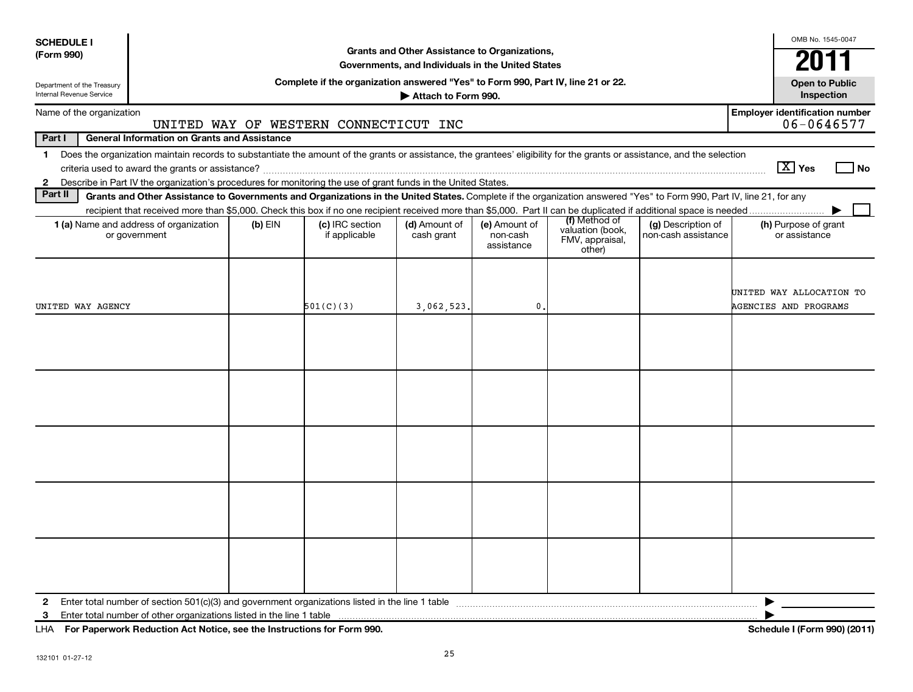**SCHEDULE I**
**(Form 990)**

Department of the Treasury
Internal Revenue Service

**Grants and Other Assistance to Organizations, Governments, and Individuals in the United States**

**Complete if the organization answered "Yes" to Form 990, Part IV, line 21 or 22.**

**▶ Attach to Form 990.**

OMB No. 1545-0047

**2011**

**Open to Public Inspection**

Name of the organization: UNITED WAY OF WESTERN CONNECTICUT INC

**Employer identification number** 06-0646577

**Part I — General Information on Grants and Assistance**

1 Does the organization maintain records to substantiate the amount of the grants or assistance, the grantees' eligibility for the grants or assistance, and the selection criteria used to award the grants or assistance? [X] Yes [ ] No

2 Describe in Part IV the organization's procedures for monitoring the use of grant funds in the United States.

**Part II — Grants and Other Assistance to Governments and Organizations in the United States.** Complete if the organization answered "Yes" to Form 990, Part IV, line 21, for any recipient that received more than $5,000. Check this box if no one recipient received more than $5,000. Part II can be duplicated if additional space is needed ▶ [ ]

| 1 (a) Name and address of organization or government | (b) EIN | (c) IRC section if applicable | (d) Amount of cash grant | (e) Amount of non-cash assistance | (f) Method of valuation (book, FMV, appraisal, other) | (g) Description of non-cash assistance | (h) Purpose of grant or assistance |
|---|---|---|---|---|---|---|---|
| UNITED WAY AGENCY | | 501(C)(3) | 3,062,523. | 0. | | | UNITED WAY ALLOCATION TO AGENCIES AND PROGRAMS |
| | | | | | | | |
| | | | | | | | |
| | | | | | | | |
| | | | | | | | |
| | | | | | | | |

2 Enter total number of section 501(c)(3) and government organizations listed in the line 1 table ▶

3 Enter total number of other organizations listed in the line 1 table ▶

LHA **For Paperwork Reduction Act Notice, see the Instructions for Form 990.** **Schedule I (Form 990) (2011)**

132101 01-27-12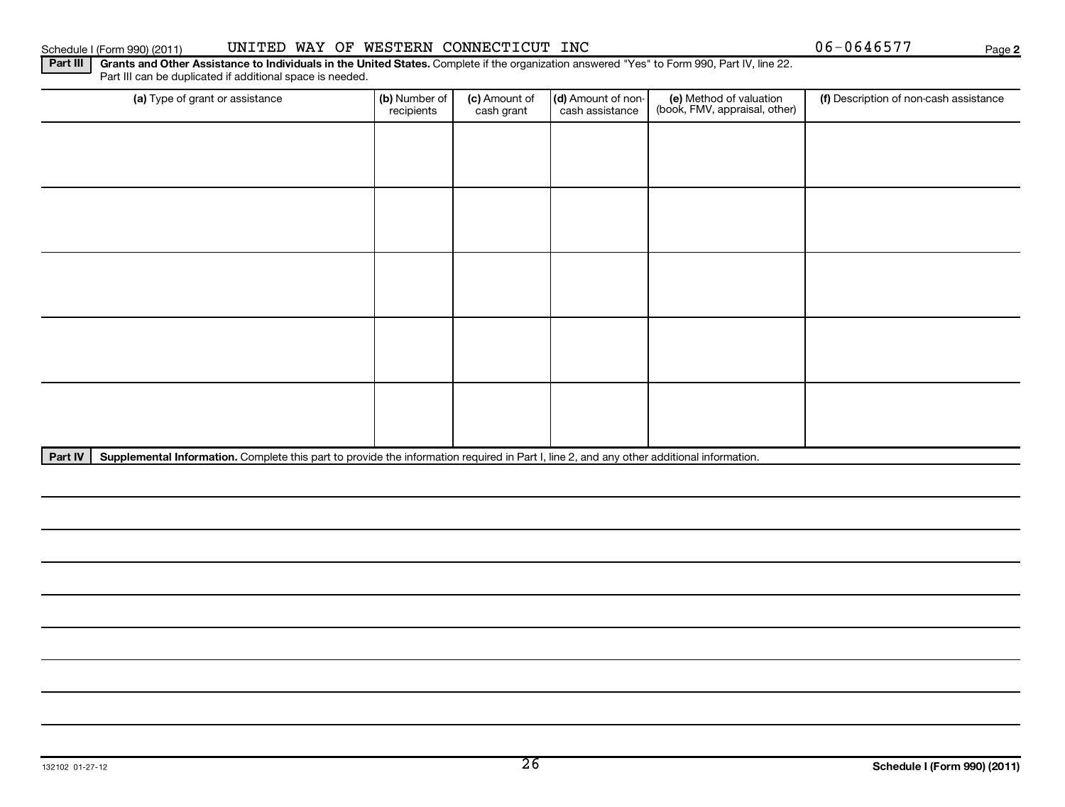Schedule I (Form 990) (2011) UNITED WAY OF WESTERN CONNECTICUT INC 06-0646577 Page **2**

**Part III** **Grants and Other Assistance to Individuals in the United States.** Complete if the organization answered "Yes" to Form 990, Part IV, line 22. Part III can be duplicated if additional space is needed.

| (a) Type of grant or assistance | (b) Number of recipients | (c) Amount of cash grant | (d) Amount of non-cash assistance | (e) Method of valuation (book, FMV, appraisal, other) | (f) Description of non-cash assistance |
|---|---|---|---|---|---|
| | | | | | |
| | | | | | |
| | | | | | |
| | | | | | |
| | | | | | |

**Part IV** **Supplemental Information.** Complete this part to provide the information required in Part I, line 2, and any other additional information.

132102 01-27-12 **Schedule I (Form 990) (2011)**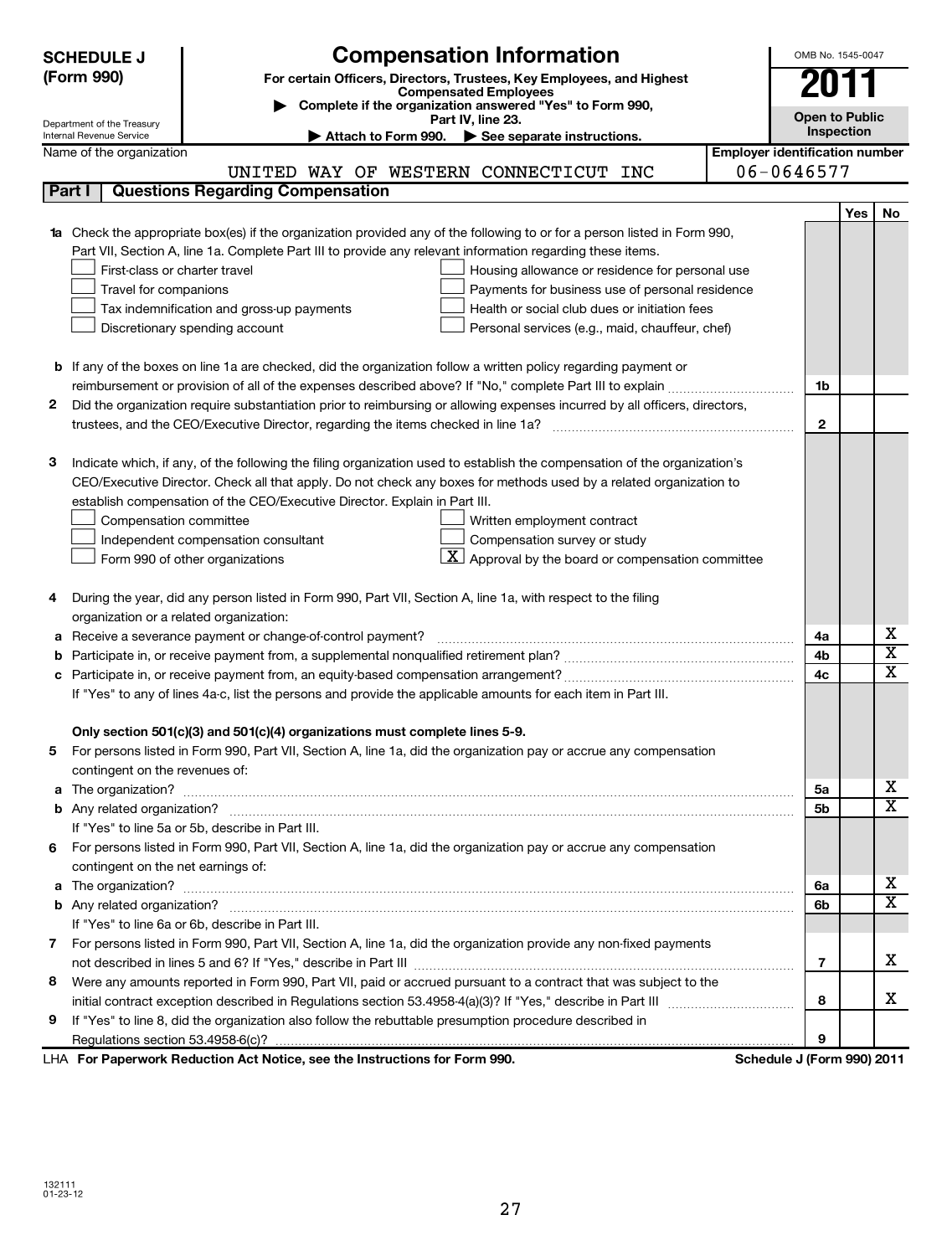**SCHEDULE J (Form 990)**

Department of the Treasury
Internal Revenue Service

# Compensation Information

**For certain Officers, Directors, Trustees, Key Employees, and Highest Compensated Employees**

▶ **Complete if the organization answered "Yes" to Form 990, Part IV, line 23.**

▶ **Attach to Form 990.** ▶ **See separate instructions.**

OMB No. 1545-0047

**2011**

**Open to Public Inspection**

Name of the organization: UNITED WAY OF WESTERN CONNECTICUT INC

Employer identification number: 06-0646577

## Part I Questions Regarding Compensation

| | | | Yes | No |
|---|---|---|---|---|
| **1a** | Check the appropriate box(es) if the organization provided any of the following to or for a person listed in Form 990, Part VII, Section A, line 1a. Complete Part III to provide any relevant information regarding these items.<br>☐ First-class or charter travel ☐ Housing allowance or residence for personal use<br>☐ Travel for companions ☐ Payments for business use of personal residence<br>☐ Tax indemnification and gross-up payments ☐ Health or social club dues or initiation fees<br>☐ Discretionary spending account ☐ Personal services (e.g., maid, chauffeur, chef) | | | |
| **b** | If any of the boxes on line 1a are checked, did the organization follow a written policy regarding payment or reimbursement or provision of all of the expenses described above? If "No," complete Part III to explain | 1b | | |
| **2** | Did the organization require substantiation prior to reimbursing or allowing expenses incurred by all officers, directors, trustees, and the CEO/Executive Director, regarding the items checked in line 1a? | 2 | | |
| **3** | Indicate which, if any, of the following the filing organization used to establish the compensation of the organization's CEO/Executive Director. Check all that apply. Do not check any boxes for methods used by a related organization to establish compensation of the CEO/Executive Director. Explain in Part III.<br>☐ Compensation committee ☐ Written employment contract<br>☐ Independent compensation consultant ☐ Compensation survey or study<br>☐ Form 990 of other organizations ☒ Approval by the board or compensation committee | | | |
| **4** | During the year, did any person listed in Form 990, Part VII, Section A, line 1a, with respect to the filing organization or a related organization: | | | |
| **a** | Receive a severance payment or change-of-control payment? | 4a | | X |
| **b** | Participate in, or receive payment from, a supplemental nonqualified retirement plan? | 4b | | X |
| **c** | Participate in, or receive payment from, an equity-based compensation arrangement? | 4c | | X |
| | If "Yes" to any of lines 4a-c, list the persons and provide the applicable amounts for each item in Part III. | | | |
| | **Only section 501(c)(3) and 501(c)(4) organizations must complete lines 5-9.** | | | |
| **5** | For persons listed in Form 990, Part VII, Section A, line 1a, did the organization pay or accrue any compensation contingent on the revenues of: | | | |
| **a** | The organization? | 5a | | X |
| **b** | Any related organization? | 5b | | X |
| | If "Yes" to line 5a or 5b, describe in Part III. | | | |
| **6** | For persons listed in Form 990, Part VII, Section A, line 1a, did the organization pay or accrue any compensation contingent on the net earnings of: | | | |
| **a** | The organization? | 6a | | X |
| **b** | Any related organization? | 6b | | X |
| | If "Yes" to line 6a or 6b, describe in Part III. | | | |
| **7** | For persons listed in Form 990, Part VII, Section A, line 1a, did the organization provide any non-fixed payments not described in lines 5 and 6? If "Yes," describe in Part III | 7 | | X |
| **8** | Were any amounts reported in Form 990, Part VII, paid or accrued pursuant to a contract that was subject to the initial contract exception described in Regulations section 53.4958-4(a)(3)? If "Yes," describe in Part III | 8 | | X |
| **9** | If "Yes" to line 8, did the organization also follow the rebuttable presumption procedure described in Regulations section 53.4958-6(c)? | 9 | | |

LHA **For Paperwork Reduction Act Notice, see the Instructions for Form 990.** **Schedule J (Form 990) 2011**

132111
01-23-12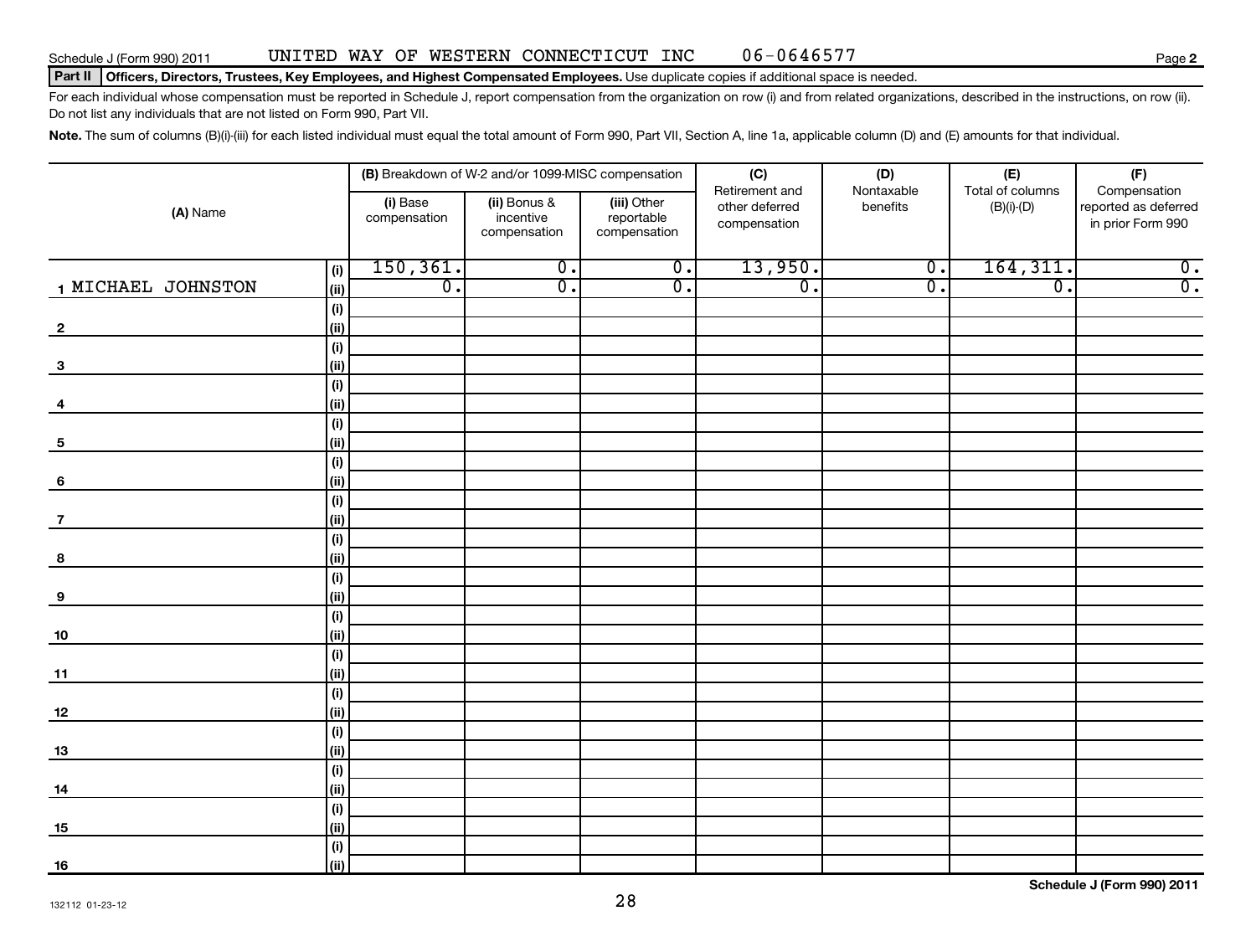Schedule J (Form 990) 2011 UNITED WAY OF WESTERN CONNECTICUT INC 06-0646577 Page **2**

**Part II** **Officers, Directors, Trustees, Key Employees, and Highest Compensated Employees.** Use duplicate copies if additional space is needed.

For each individual whose compensation must be reported in Schedule J, report compensation from the organization on row (i) and from related organizations, described in the instructions, on row (ii). Do not list any individuals that are not listed on Form 990, Part VII.

**Note.** The sum of columns (B)(i)-(iii) for each listed individual must equal the total amount of Form 990, Part VII, Section A, line 1a, applicable column (D) and (E) amounts for that individual.

| (A) Name | | (B) Breakdown of W-2 and/or 1099-MISC compensation | | | (C) Retirement and other deferred compensation | (D) Nontaxable benefits | (E) Total of columns (B)(i)-(D) | (F) Compensation reported as deferred in prior Form 990 |
|---|---|---|---|---|---|---|---|---|
| | | (i) Base compensation | (ii) Bonus & incentive compensation | (iii) Other reportable compensation | | | | |
| 1 MICHAEL JOHNSTON | (i) | 150,361. | 0. | 0. | 13,950. | 0. | 164,311. | 0. |
| | (ii) | 0. | 0. | 0. | 0. | 0. | 0. | 0. |
| 2 | (i) | | | | | | | |
| | (ii) | | | | | | | |
| 3 | (i) | | | | | | | |
| | (ii) | | | | | | | |
| 4 | (i) | | | | | | | |
| | (ii) | | | | | | | |
| 5 | (i) | | | | | | | |
| | (ii) | | | | | | | |
| 6 | (i) | | | | | | | |
| | (ii) | | | | | | | |
| 7 | (i) | | | | | | | |
| | (ii) | | | | | | | |
| 8 | (i) | | | | | | | |
| | (ii) | | | | | | | |
| 9 | (i) | | | | | | | |
| | (ii) | | | | | | | |
| 10 | (i) | | | | | | | |
| | (ii) | | | | | | | |
| 11 | (i) | | | | | | | |
| | (ii) | | | | | | | |
| 12 | (i) | | | | | | | |
| | (ii) | | | | | | | |
| 13 | (i) | | | | | | | |
| | (ii) | | | | | | | |
| 14 | (i) | | | | | | | |
| | (ii) | | | | | | | |
| 15 | (i) | | | | | | | |
| | (ii) | | | | | | | |
| 16 | (i) | | | | | | | |
| | (ii) | | | | | | | |

**Schedule J (Form 990) 2011**

132112 01-23-12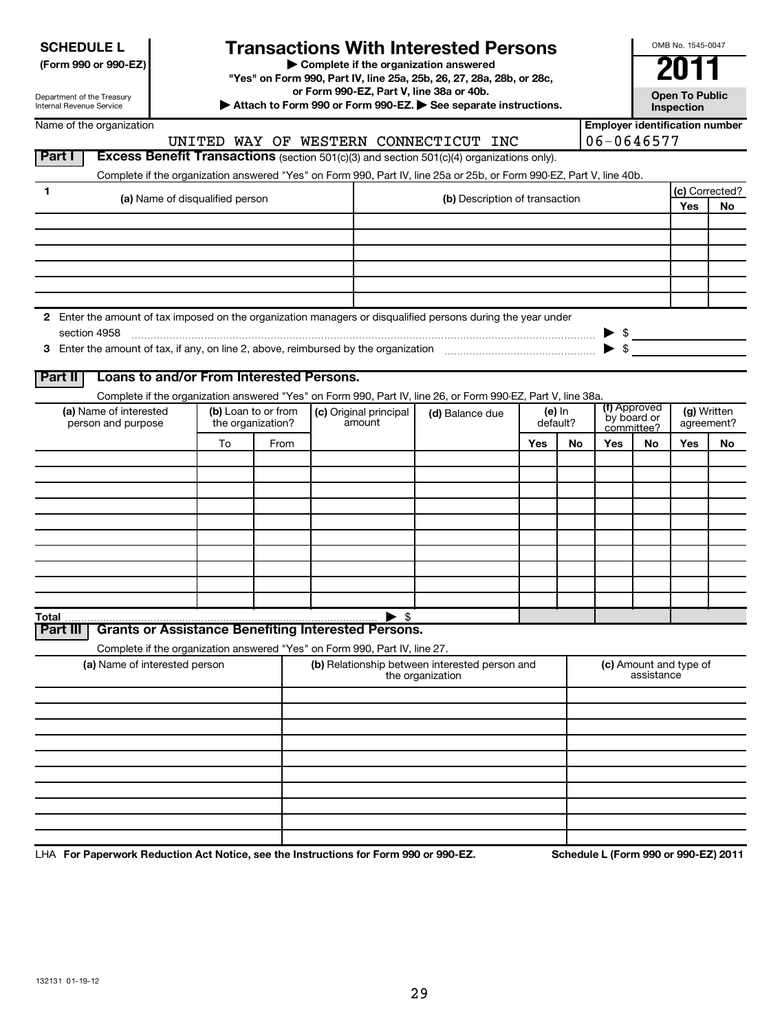**SCHEDULE L**
**(Form 990 or 990-EZ)**

Department of the Treasury
Internal Revenue Service

# Transactions With Interested Persons

▶ **Complete if the organization answered "Yes" on Form 990, Part IV, line 25a, 25b, 26, 27, 28a, 28b, or 28c, or Form 990-EZ, Part V, line 38a or 40b.**
▶ **Attach to Form 990 or Form 990-EZ.** ▶ **See separate instructions.**

OMB No. 1545-0047

**2011**

**Open To Public Inspection**

Name of the organization: UNITED WAY OF WESTERN CONNECTICUT INC

Employer identification number: 06-0646577

## Part I Excess Benefit Transactions (section 501(c)(3) and section 501(c)(4) organizations only).

Complete if the organization answered "Yes" on Form 990, Part IV, line 25a or 25b, or Form 990-EZ, Part V, line 40b.

| 1 (a) Name of disqualified person | (b) Description of transaction | (c) Corrected? Yes | No |
|---|---|---|---|
| | | | |
| | | | |
| | | | |
| | | | |
| | | | |
| | | | |

2 Enter the amount of tax imposed on the organization managers or disqualified persons during the year under section 4958 ▶ $

3 Enter the amount of tax, if any, on line 2, above, reimbursed by the organization ▶ $

## Part II Loans to and/or From Interested Persons.

Complete if the organization answered "Yes" on Form 990, Part IV, line 26, or Form 990-EZ, Part V, line 38a.

| (a) Name of interested person and purpose | (b) Loan to or from the organization? | | (c) Original principal amount | (d) Balance due | (e) In default? | | (f) Approved by board or committee? | | (g) Written agreement? | |
|---|---|---|---|---|---|---|---|---|---|---|
| | To | From | | | Yes | No | Yes | No | Yes | No |
| | | | | | | | | | | |
| | | | | | | | | | | |
| | | | | | | | | | | |
| | | | | | | | | | | |
| | | | | | | | | | | |
| | | | | | | | | | | |
| | | | | | | | | | | |
| | | | | | | | | | | |
| | | | | | | | | | | |
| | | | | | | | | | | |
| **Total** | | | ▶ $ | | | | | | | |

## Part III Grants or Assistance Benefiting Interested Persons.

Complete if the organization answered "Yes" on Form 990, Part IV, line 27.

| (a) Name of interested person | (b) Relationship between interested person and the organization | (c) Amount and type of assistance |
|---|---|---|
| | | |
| | | |
| | | |
| | | |
| | | |
| | | |
| | | |
| | | |
| | | |
| | | |

LHA **For Paperwork Reduction Act Notice, see the Instructions for Form 990 or 990-EZ.** **Schedule L (Form 990 or 990-EZ) 2011**

132131 01-19-12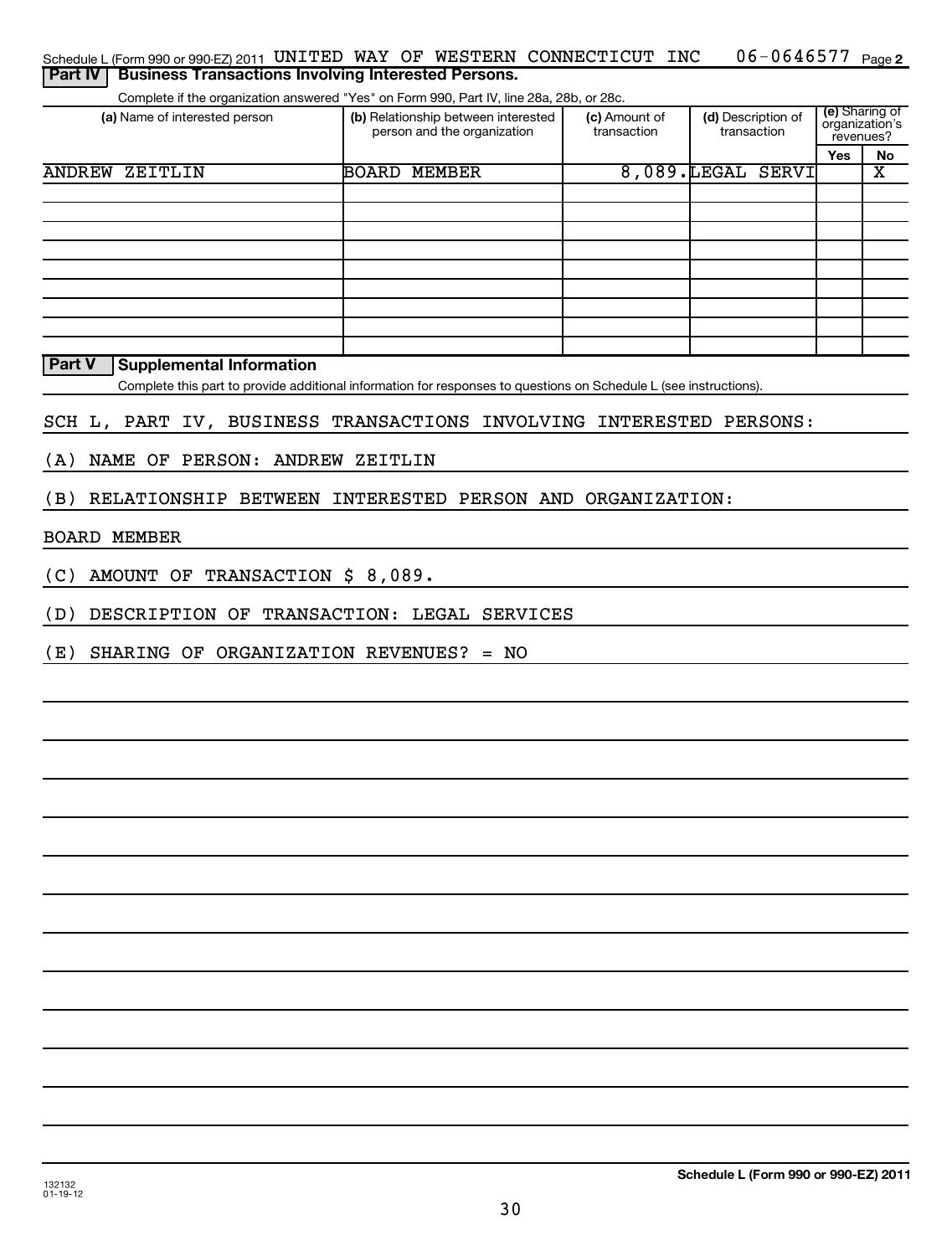Schedule L (Form 990 or 990-EZ) 2011 UNITED WAY OF WESTERN CONNECTICUT INC 06-0646577 Page 2

## Part IV Business Transactions Involving Interested Persons.

Complete if the organization answered "Yes" on Form 990, Part IV, line 28a, 28b, or 28c.

| (a) Name of interested person | (b) Relationship between interested person and the organization | (c) Amount of transaction | (d) Description of transaction | (e) Sharing of organization's revenues? | |
|---|---|---|---|---|---|
| | | | | Yes | No |
| ANDREW ZEITLIN | BOARD MEMBER | 8,089. | LEGAL SERVI | | X |
| | | | | | |
| | | | | | |
| | | | | | |
| | | | | | |
| | | | | | |
| | | | | | |
| | | | | | |
| | | | | | |

## Part V Supplemental Information

Complete this part to provide additional information for responses to questions on Schedule L (see instructions).

SCH L, PART IV, BUSINESS TRANSACTIONS INVOLVING INTERESTED PERSONS:

(A) NAME OF PERSON: ANDREW ZEITLIN

(B) RELATIONSHIP BETWEEN INTERESTED PERSON AND ORGANIZATION:

BOARD MEMBER

(C) AMOUNT OF TRANSACTION $ 8,089.

(D) DESCRIPTION OF TRANSACTION: LEGAL SERVICES

(E) SHARING OF ORGANIZATION REVENUES? = NO

132132 01-19-12

**Schedule L (Form 990 or 990-EZ) 2011**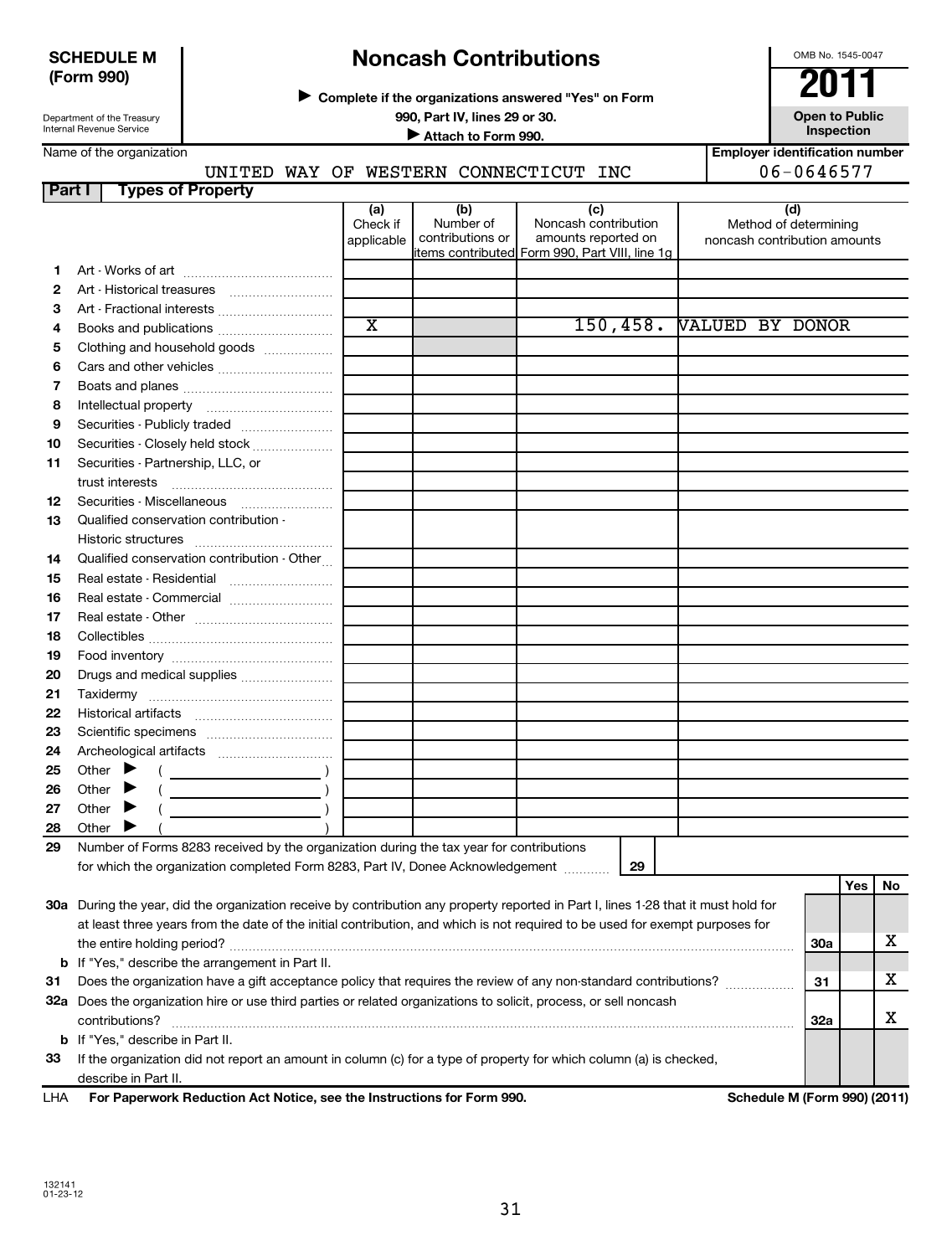**SCHEDULE M (Form 990)**

Department of the Treasury
Internal Revenue Service

# Noncash Contributions

▶ Complete if the organizations answered "Yes" on Form 990, Part IV, lines 29 or 30.

▶ Attach to Form 990.

OMB No. 1545-0047

**2011**

**Open to Public Inspection**

Name of the organization: UNITED WAY OF WESTERN CONNECTICUT INC

Employer identification number: 06-0646577

## Part I Types of Property

| | | (a) Check if applicable | (b) Number of contributions or items contributed | (c) Noncash contribution amounts reported on Form 990, Part VIII, line 1g | (d) Method of determining noncash contribution amounts |
|---|---|---|---|---|---|
| 1 | Art - Works of art | | | | |
| 2 | Art - Historical treasures | | | | |
| 3 | Art - Fractional interests | | | | |
| 4 | Books and publications | X | | 150,458. | VALUED BY DONOR |
| 5 | Clothing and household goods | | | | |
| 6 | Cars and other vehicles | | | | |
| 7 | Boats and planes | | | | |
| 8 | Intellectual property | | | | |
| 9 | Securities - Publicly traded | | | | |
| 10 | Securities - Closely held stock | | | | |
| 11 | Securities - Partnership, LLC, or trust interests | | | | |
| 12 | Securities - Miscellaneous | | | | |
| 13 | Qualified conservation contribution - Historic structures | | | | |
| 14 | Qualified conservation contribution - Other | | | | |
| 15 | Real estate - Residential | | | | |
| 16 | Real estate - Commercial | | | | |
| 17 | Real estate - Other | | | | |
| 18 | Collectibles | | | | |
| 19 | Food inventory | | | | |
| 20 | Drugs and medical supplies | | | | |
| 21 | Taxidermy | | | | |
| 22 | Historical artifacts | | | | |
| 23 | Scientific specimens | | | | |
| 24 | Archeological artifacts | | | | |
| 25 | Other ▶ ( ) | | | | |
| 26 | Other ▶ ( ) | | | | |
| 27 | Other ▶ ( ) | | | | |
| 28 | Other ▶ ( ) | | | | |

29 Number of Forms 8283 received by the organization during the tax year for contributions for which the organization completed Form 8283, Part IV, Donee Acknowledgement ..... **29**

| | | | Yes | No |
|---|---|---|---|---|
| 30a | During the year, did the organization receive by contribution any property reported in Part I, lines 1-28 that it must hold for at least three years from the date of the initial contribution, and which is not required to be used for exempt purposes for the entire holding period? | 30a | | X |
| b | If "Yes," describe the arrangement in Part II. | | | |
| 31 | Does the organization have a gift acceptance policy that requires the review of any non-standard contributions? | 31 | | X |
| 32a | Does the organization hire or use third parties or related organizations to solicit, process, or sell noncash contributions? | 32a | | X |
| b | If "Yes," describe in Part II. | | | |
| 33 | If the organization did not report an amount in column (c) for a type of property for which column (a) is checked, describe in Part II. | | | |

LHA **For Paperwork Reduction Act Notice, see the Instructions for Form 990.** **Schedule M (Form 990) (2011)**

132141
01-23-12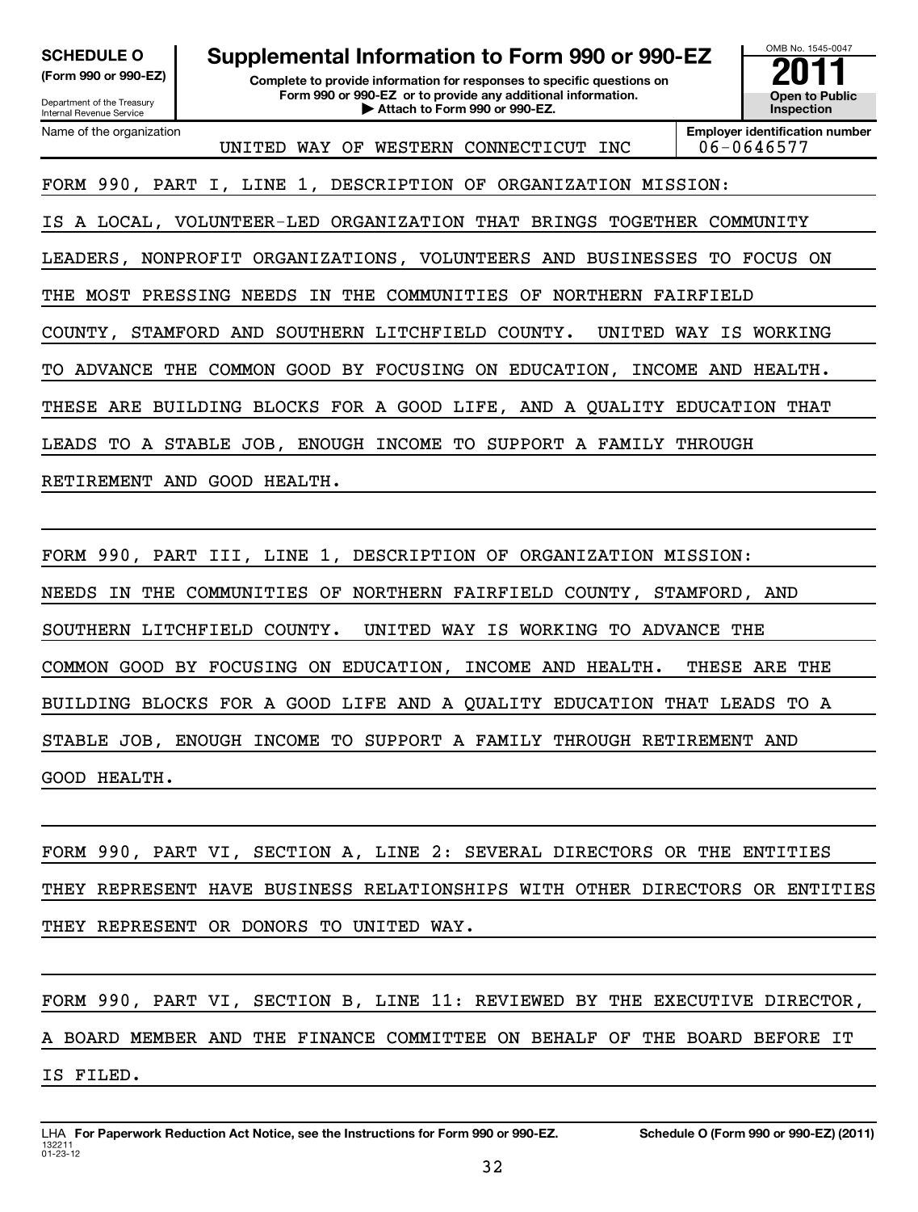**SCHEDULE O**
**(Form 990 or 990-EZ)**

Department of the Treasury
Internal Revenue Service

# Supplemental Information to Form 990 or 990-EZ

**Complete to provide information for responses to specific questions on Form 990 or 990-EZ or to provide any additional information.**
**▶ Attach to Form 990 or 990-EZ.**

OMB No. 1545-0047

**2011**

**Open to Public Inspection**

| Name of the organization | Employer identification number |
|---|---|
| UNITED WAY OF WESTERN CONNECTICUT INC | 06-0646577 |

FORM 990, PART I, LINE 1, DESCRIPTION OF ORGANIZATION MISSION:
IS A LOCAL, VOLUNTEER-LED ORGANIZATION THAT BRINGS TOGETHER COMMUNITY LEADERS, NONPROFIT ORGANIZATIONS, VOLUNTEERS AND BUSINESSES TO FOCUS ON THE MOST PRESSING NEEDS IN THE COMMUNITIES OF NORTHERN FAIRFIELD COUNTY, STAMFORD AND SOUTHERN LITCHFIELD COUNTY. UNITED WAY IS WORKING TO ADVANCE THE COMMON GOOD BY FOCUSING ON EDUCATION, INCOME AND HEALTH. THESE ARE BUILDING BLOCKS FOR A GOOD LIFE, AND A QUALITY EDUCATION THAT LEADS TO A STABLE JOB, ENOUGH INCOME TO SUPPORT A FAMILY THROUGH RETIREMENT AND GOOD HEALTH.

FORM 990, PART III, LINE 1, DESCRIPTION OF ORGANIZATION MISSION:
NEEDS IN THE COMMUNITIES OF NORTHERN FAIRFIELD COUNTY, STAMFORD, AND SOUTHERN LITCHFIELD COUNTY. UNITED WAY IS WORKING TO ADVANCE THE COMMON GOOD BY FOCUSING ON EDUCATION, INCOME AND HEALTH. THESE ARE THE BUILDING BLOCKS FOR A GOOD LIFE AND A QUALITY EDUCATION THAT LEADS TO A STABLE JOB, ENOUGH INCOME TO SUPPORT A FAMILY THROUGH RETIREMENT AND GOOD HEALTH.

FORM 990, PART VI, SECTION A, LINE 2: SEVERAL DIRECTORS OR THE ENTITIES THEY REPRESENT HAVE BUSINESS RELATIONSHIPS WITH OTHER DIRECTORS OR ENTITIES THEY REPRESENT OR DONORS TO UNITED WAY.

FORM 990, PART VI, SECTION B, LINE 11: REVIEWED BY THE EXECUTIVE DIRECTOR, A BOARD MEMBER AND THE FINANCE COMMITTEE ON BEHALF OF THE BOARD BEFORE IT IS FILED.

LHA **For Paperwork Reduction Act Notice, see the Instructions for Form 990 or 990-EZ.** **Schedule O (Form 990 or 990-EZ) (2011)**
132211
01-23-12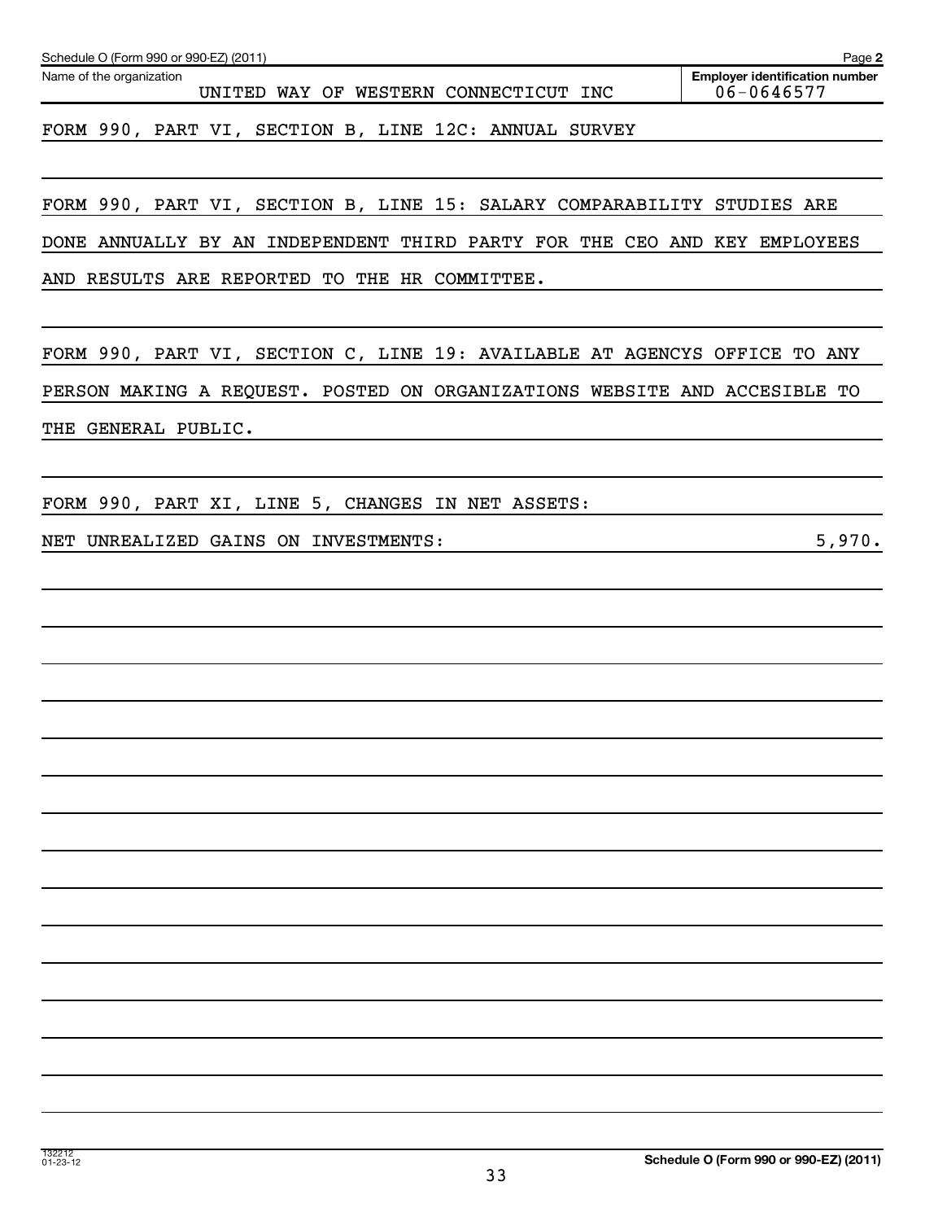Schedule O (Form 990 or 990-EZ) (2011) Page **2**

| Name of the organization | Employer identification number |
| --- | --- |
| UNITED WAY OF WESTERN CONNECTICUT INC | 06-0646577 |

FORM 990, PART VI, SECTION B, LINE 12C: ANNUAL SURVEY

FORM 990, PART VI, SECTION B, LINE 15: SALARY COMPARABILITY STUDIES ARE DONE ANNUALLY BY AN INDEPENDENT THIRD PARTY FOR THE CEO AND KEY EMPLOYEES AND RESULTS ARE REPORTED TO THE HR COMMITTEE.

FORM 990, PART VI, SECTION C, LINE 19: AVAILABLE AT AGENCYS OFFICE TO ANY PERSON MAKING A REQUEST. POSTED ON ORGANIZATIONS WEBSITE AND ACCESIBLE TO THE GENERAL PUBLIC.

FORM 990, PART XI, LINE 5, CHANGES IN NET ASSETS:

NET UNREALIZED GAINS ON INVESTMENTS: 5,970.

132212 01-23-12

**Schedule O (Form 990 or 990-EZ) (2011)**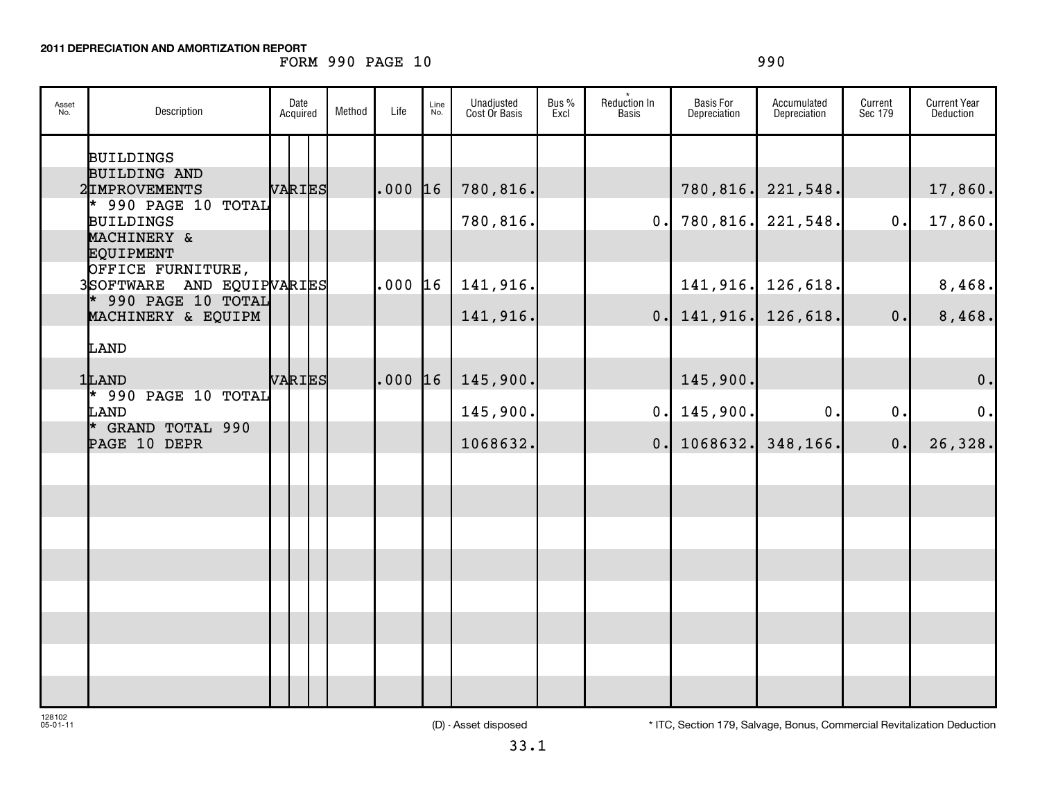**2011 DEPRECIATION AND AMORTIZATION REPORT**

FORM 990 PAGE 10 990

| Asset No. | Description | Date Acquired | Method | Life | Line No. | Unadjusted Cost Or Basis | Bus % Excl | * Reduction In Basis | Basis For Depreciation | Accumulated Depreciation | Current Sec 179 | Current Year Deduction |
|---|---|---|---|---|---|---|---|---|---|---|---|---|
| | BUILDINGS | | | | | | | | | | | |
| 2 | BUILDING AND IMPROVEMENTS | VARIES | | .000 | 16 | 780,816. | | | 780,816. | 221,548. | | 17,860. |
| | * 990 PAGE 10 TOTAL BUILDINGS | | | | | 780,816. | | 0. | 780,816. | 221,548. | 0. | 17,860. |
| | MACHINERY & EQUIPMENT | | | | | | | | | | | |
| 3 | OFFICE FURNITURE, SOFTWARE AND EQUIP | VARIES | | .000 | 16 | 141,916. | | | 141,916. | 126,618. | | 8,468. |
| | * 990 PAGE 10 TOTAL MACHINERY & EQUIPM | | | | | 141,916. | | 0. | 141,916. | 126,618. | 0. | 8,468. |
| | LAND | | | | | | | | | | | |
| 1 | LAND | VARIES | | .000 | 16 | 145,900. | | | 145,900. | | | 0. |
| | * 990 PAGE 10 TOTAL LAND | | | | | 145,900. | | 0. | 145,900. | 0. | 0. | 0. |
| | * GRAND TOTAL 990 PAGE 10 DEPR | | | | | 1068632. | | 0. | 1068632. | 348,166. | 0. | 26,328. |

128102 05-01-11

(D) - Asset disposed

* ITC, Section 179, Salvage, Bonus, Commercial Revitalization Deduction

33.1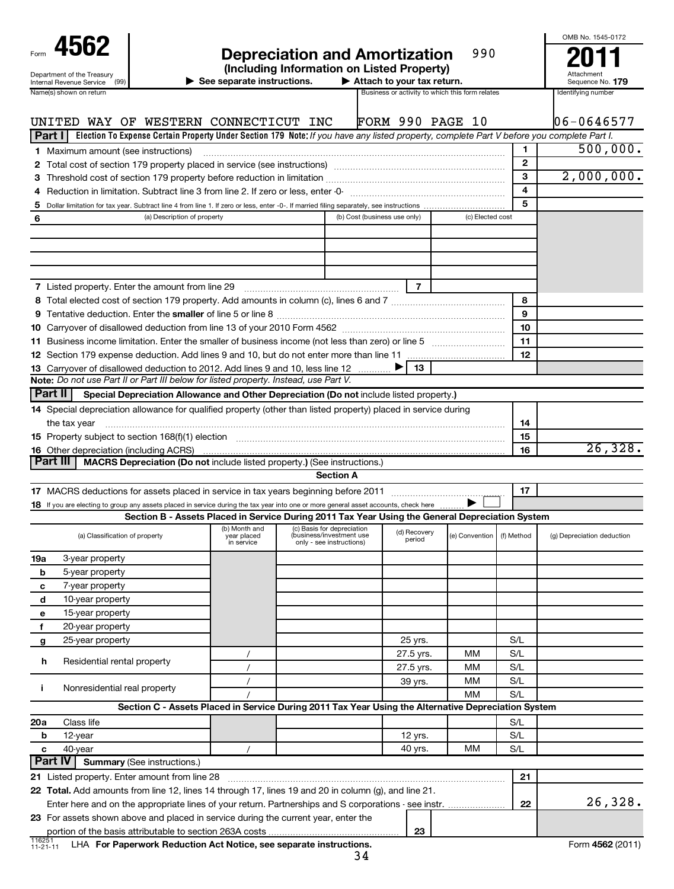Form **4562**

Department of the Treasury
Internal Revenue Service (99)

# Depreciation and Amortization

990

**(Including Information on Listed Property)**

▶ See separate instructions. ▶ Attach to your tax return.

OMB No. 1545-0172

**2011**

Attachment Sequence No. **179**

| Name(s) shown on return | Business or activity to which this form relates | Identifying number |
|---|---|---|
| UNITED WAY OF WESTERN CONNECTICUT INC | FORM 990 PAGE 10 | 06-0646577 |

**Part I** **Election To Expense Certain Property Under Section 179** **Note:** *If you have any listed property, complete Part V before you complete Part I.*

| | | | |
|---|---|---|---|
| 1 | Maximum amount (see instructions) | 1 | 500,000. |
| 2 | Total cost of section 179 property placed in service (see instructions) | 2 | |
| 3 | Threshold cost of section 179 property before reduction in limitation | 3 | 2,000,000. |
| 4 | Reduction in limitation. Subtract line 3 from line 2. If zero or less, enter -0- | 4 | |
| 5 | Dollar limitation for tax year. Subtract line 4 from line 1. If zero or less, enter -0-. If married filing separately, see instructions | 5 | |

| 6 | (a) Description of property | (b) Cost (business use only) | (c) Elected cost |
|---|---|---|---|
| | | | |
| | | | |
| | | | |
| | | | |

| | | | |
|---|---|---|---|
| 7 | Listed property. Enter the amount from line 29 | 7 | |
| 8 | Total elected cost of section 179 property. Add amounts in column (c), lines 6 and 7 | 8 | |
| 9 | Tentative deduction. Enter the **smaller** of line 5 or line 8 | 9 | |
| 10 | Carryover of disallowed deduction from line 13 of your 2010 Form 4562 | 10 | |
| 11 | Business income limitation. Enter the smaller of business income (not less than zero) or line 5 | 11 | |
| 12 | Section 179 expense deduction. Add lines 9 and 10, but do not enter more than line 11 | 12 | |
| 13 | Carryover of disallowed deduction to 2012. Add lines 9 and 10, less line 12 ▶ | 13 | |

**Note:** *Do not use Part II or Part III below for listed property. Instead, use Part V.*

**Part II** **Special Depreciation Allowance and Other Depreciation (Do not include listed property.)**

| | | | |
|---|---|---|---|
| 14 | Special depreciation allowance for qualified property (other than listed property) placed in service during the tax year | 14 | |
| 15 | Property subject to section 168(f)(1) election | 15 | |
| 16 | Other depreciation (including ACRS) | 16 | 26,328. |

**Part III** **MACRS Depreciation (Do not include listed property.) (See instructions.)**

**Section A**

| | | | |
|---|---|---|---|
| 17 | MACRS deductions for assets placed in service in tax years beginning before 2011 | 17 | |
| 18 | If you are electing to group any assets placed in service during the tax year into one or more general asset accounts, check here ▶ ☐ | | |

**Section B - Assets Placed in Service During 2011 Tax Year Using the General Depreciation System**

| | (a) Classification of property | (b) Month and year placed in service | (c) Basis for depreciation (business/investment use only - see instructions) | (d) Recovery period | (e) Convention | (f) Method | (g) Depreciation deduction |
|---|---|---|---|---|---|---|---|
| 19a | 3-year property | | | | | | |
| b | 5-year property | | | | | | |
| c | 7-year property | | | | | | |
| d | 10-year property | | | | | | |
| e | 15-year property | | | | | | |
| f | 20-year property | | | | | | |
| g | 25-year property | | | 25 yrs. | | S/L | |
| h | Residential rental property | / | | 27.5 yrs. | MM | S/L | |
| | | / | | 27.5 yrs. | MM | S/L | |
| i | Nonresidential real property | / | | 39 yrs. | MM | S/L | |
| | | / | | | MM | S/L | |

**Section C - Assets Placed in Service During 2011 Tax Year Using the Alternative Depreciation System**

| | | | | | | | |
|---|---|---|---|---|---|---|---|
| 20a | Class life | | | | | S/L | |
| b | 12-year | | | 12 yrs. | | S/L | |
| c | 40-year | / | | 40 yrs. | MM | S/L | |

**Part IV** **Summary** (See instructions.)

| | | | |
|---|---|---|---|
| 21 | Listed property. Enter amount from line 28 | 21 | |
| 22 | **Total.** Add amounts from line 12, lines 14 through 17, lines 19 and 20 in column (g), and line 21. Enter here and on the appropriate lines of your return. Partnerships and S corporations - see instr. | 22 | 26,328. |
| 23 | For assets shown above and placed in service during the current year, enter the portion of the basis attributable to section 263A costs | 23 | |

116251 11-21-11 LHA **For Paperwork Reduction Act Notice, see separate instructions.** Form **4562** (2011)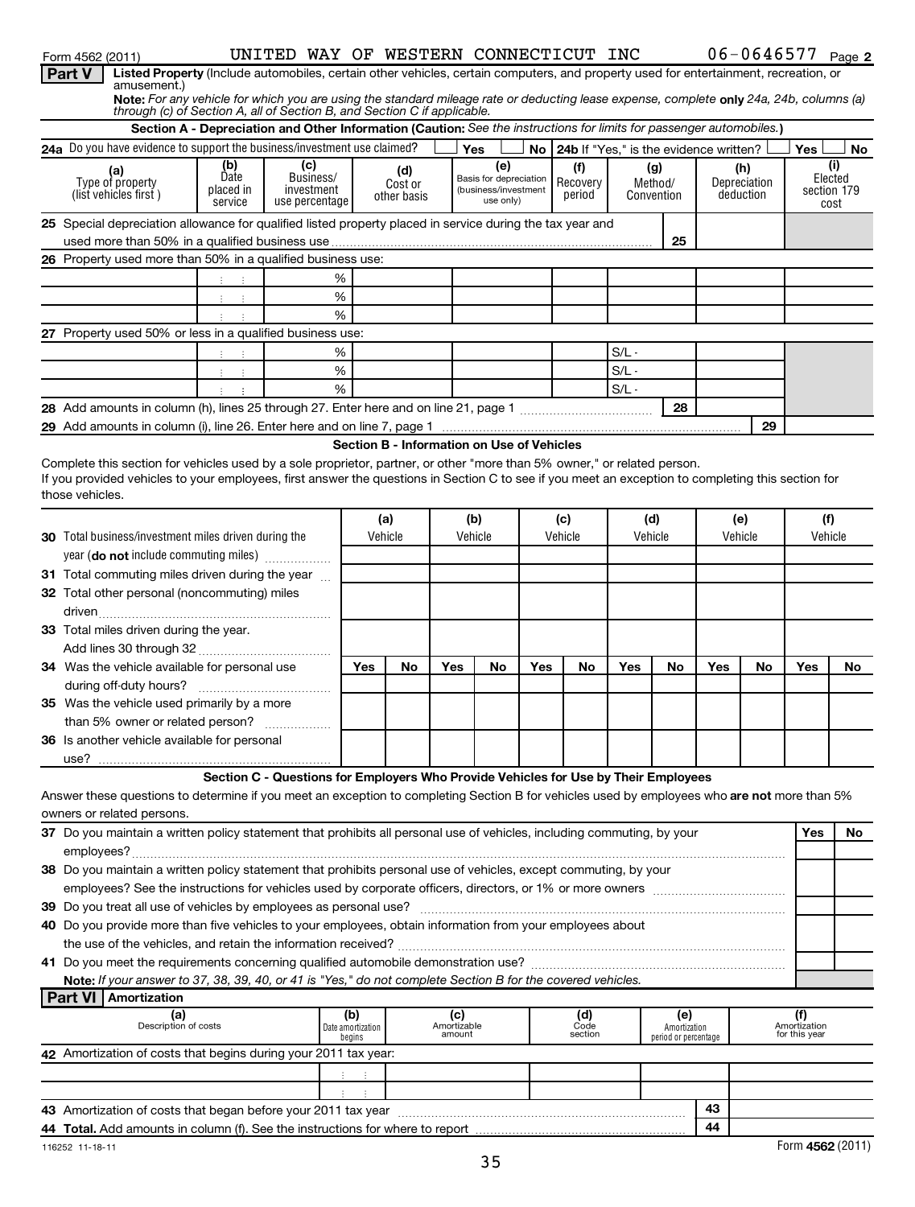Form 4562 (2011) UNITED WAY OF WESTERN CONNECTICUT INC 06-0646577 Page 2

## Part V Listed Property (Include automobiles, certain other vehicles, certain computers, and property used for entertainment, recreation, or amusement.)

**Note:** *For any vehicle for which you are using the standard mileage rate or deducting lease expense, complete* **only** *24a, 24b, columns (a) through (c) of Section A, all of Section B, and Section C if applicable.*

### Section A - Depreciation and Other Information (Caution: *See the instructions for limits for passenger automobiles.*)

24a Do you have evidence to support the business/investment use claimed? ☐ Yes ☐ No | 24b If "Yes," is the evidence written? ☐ Yes ☐ No

| (a) Type of property (list vehicles first) | (b) Date placed in service | (c) Business/ investment use percentage | (d) Cost or other basis | (e) Basis for depreciation (business/investment use only) | (f) Recovery period | (g) Method/ Convention | (h) Depreciation deduction | (i) Elected section 179 cost |
|---|---|---|---|---|---|---|---|---|
| **25** Special depreciation allowance for qualified listed property placed in service during the tax year and used more than 50% in a qualified business use | | | | | | 25 | | |
| **26** Property used more than 50% in a qualified business use: | | | | | | | | |
| | | % | | | | | | |
| | | % | | | | | | |
| | | % | | | | | | |
| **27** Property used 50% or less in a qualified business use: | | | | | | | | |
| | | % | | | | S/L - | | |
| | | % | | | | S/L - | | |
| | | % | | | | S/L - | | |
| **28** Add amounts in column (h), lines 25 through 27. Enter here and on line 21, page 1 | | | | | | 28 | | |
| **29** Add amounts in column (i), line 26. Enter here and on line 7, page 1 | | | | | | | 29 | |

### Section B - Information on Use of Vehicles

Complete this section for vehicles used by a sole proprietor, partner, or other "more than 5% owner," or related person.
If you provided vehicles to your employees, first answer the questions in Section C to see if you meet an exception to completing this section for those vehicles.

| | (a) Vehicle | | (b) Vehicle | | (c) Vehicle | | (d) Vehicle | | (e) Vehicle | | (f) Vehicle | |
|---|---|---|---|---|---|---|---|---|---|---|---|---|
| **30** Total business/investment miles driven during the year (**do not** include commuting miles) | | | | | | | | | | | | |
| **31** Total commuting miles driven during the year | | | | | | | | | | | | |
| **32** Total other personal (noncommuting) miles driven | | | | | | | | | | | | |
| **33** Total miles driven during the year. Add lines 30 through 32 | | | | | | | | | | | | |
| | Yes | No | Yes | No | Yes | No | Yes | No | Yes | No | Yes | No |
| **34** Was the vehicle available for personal use during off-duty hours? | | | | | | | | | | | | |
| **35** Was the vehicle used primarily by a more than 5% owner or related person? | | | | | | | | | | | | |
| **36** Is another vehicle available for personal use? | | | | | | | | | | | | |

### Section C - Questions for Employers Who Provide Vehicles for Use by Their Employees

Answer these questions to determine if you meet an exception to completing Section B for vehicles used by employees who **are not** more than 5% owners or related persons.

| | Yes | No |
|---|---|---|
| **37** Do you maintain a written policy statement that prohibits all personal use of vehicles, including commuting, by your employees? | | |
| **38** Do you maintain a written policy statement that prohibits personal use of vehicles, except commuting, by your employees? See the instructions for vehicles used by corporate officers, directors, or 1% or more owners | | |
| **39** Do you treat all use of vehicles by employees as personal use? | | |
| **40** Do you provide more than five vehicles to your employees, obtain information from your employees about the use of the vehicles, and retain the information received? | | |
| **41** Do you meet the requirements concerning qualified automobile demonstration use? | | |

**Note:** *If your answer to 37, 38, 39, 40, or 41 is "Yes," do not complete Section B for the covered vehicles.*

## Part VI Amortization

| (a) Description of costs | (b) Date amortization begins | (c) Amortizable amount | (d) Code section | (e) Amortization period or percentage | (f) Amortization for this year |
|---|---|---|---|---|---|
| **42** Amortization of costs that begins during your 2011 tax year: | | | | | |
| | | | | | |
| | | | | | |
| **43** Amortization of costs that began before your 2011 tax year | | | | 43 | |
| **44 Total.** Add amounts in column (f). See the instructions for where to report | | | | 44 | |

116252 11-18-11 Form **4562** (2011)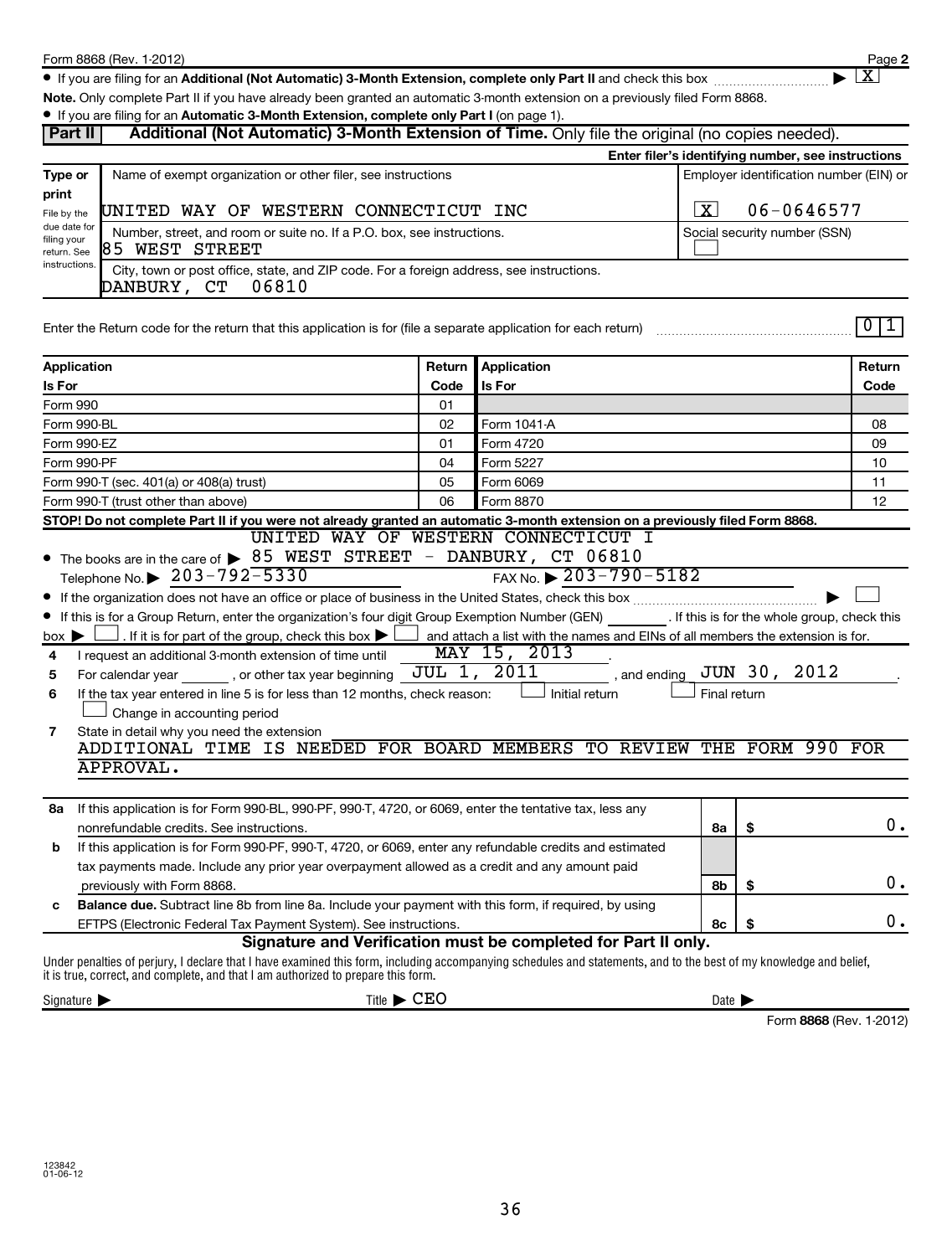Form 8868 (Rev. 1-2012)

- If you are filing for an **Additional (Not Automatic) 3-Month Extension, complete only Part II** and check this box ▶ [X]

**Note.** Only complete Part II if you have already been granted an automatic 3-month extension on a previously filed Form 8868.

- If you are filing for an **Automatic 3-Month Extension, complete only Part I** (on page 1).

## Part II — Additional (Not Automatic) 3-Month Extension of Time. Only file the original (no copies needed).

**Enter filer's identifying number, see instructions**

| Type or print | | |
|---|---|---|
| File by the due date for filing your return. See instructions. | Name of exempt organization or other filer, see instructions<br>UNITED WAY OF WESTERN CONNECTICUT INC | Employer identification number (EIN) or<br>[X] 06-0646577 |
| | Number, street, and room or suite no. If a P.O. box, see instructions.<br>85 WEST STREET | Social security number (SSN)<br>[ ] |
| | City, town or post office, state, and ZIP code. For a foreign address, see instructions.<br>DANBURY, CT 06810 | |

Enter the Return code for the return that this application is for (file a separate application for each return) ..... 0 1

| Application Is For | Return Code | Application Is For | Return Code |
|---|---|---|---|
| Form 990 | 01 | | |
| Form 990-BL | 02 | Form 1041-A | 08 |
| Form 990-EZ | 01 | Form 4720 | 09 |
| Form 990-PF | 04 | Form 5227 | 10 |
| Form 990-T (sec. 401(a) or 408(a) trust) | 05 | Form 6069 | 11 |
| Form 990-T (trust other than above) | 06 | Form 8870 | 12 |

**STOP! Do not complete Part II if you were not already granted an automatic 3-month extension on a previously filed Form 8868.**

- The books are in the care of ▶ UNITED WAY OF WESTERN CONNECTICUT I 85 WEST STREET - DANBURY, CT 06810

  Telephone No. ▶ 203-792-5330 FAX No. ▶ 203-790-5182

- If the organization does not have an office or place of business in the United States, check this box ▶ [ ]
- If this is for a Group Return, enter the organization's four digit Group Exemption Number (GEN) ______. If this is for the whole group, check this box ▶ [ ]. If it is for part of the group, check this box ▶ [ ] and attach a list with the names and EINs of all members the extension is for.

4 I request an additional 3-month extension of time until MAY 15, 2013.

5 For calendar year ______, or other tax year beginning JUL 1, 2011, and ending JUN 30, 2012.

6 If the tax year entered in line 5 is for less than 12 months, check reason: [ ] Initial return [ ] Final return [ ] Change in accounting period

7 State in detail why you need the extension
ADDITIONAL TIME IS NEEDED FOR BOARD MEMBERS TO REVIEW THE FORM 990 FOR APPROVAL.

| | | | |
|---|---|---|---|
| **8a** | If this application is for Form 990-BL, 990-PF, 990-T, 4720, or 6069, enter the tentative tax, less any nonrefundable credits. See instructions. | 8a | $ 0. |
| **b** | If this application is for Form 990-PF, 990-T, 4720, or 6069, enter any refundable credits and estimated tax payments made. Include any prior year overpayment allowed as a credit and any amount paid previously with Form 8868. | 8b | $ 0. |
| **c** | **Balance due.** Subtract line 8b from line 8a. Include your payment with this form, if required, by using EFTPS (Electronic Federal Tax Payment System). See instructions. | 8c | $ 0. |

### Signature and Verification must be completed for Part II only.

Under penalties of perjury, I declare that I have examined this form, including accompanying schedules and statements, and to the best of my knowledge and belief, it is true, correct, and complete, and that I am authorized to prepare this form.

Signature ▶ Title ▶ CEO Date ▶

Form **8868** (Rev. 1-2012)

123842 01-06-12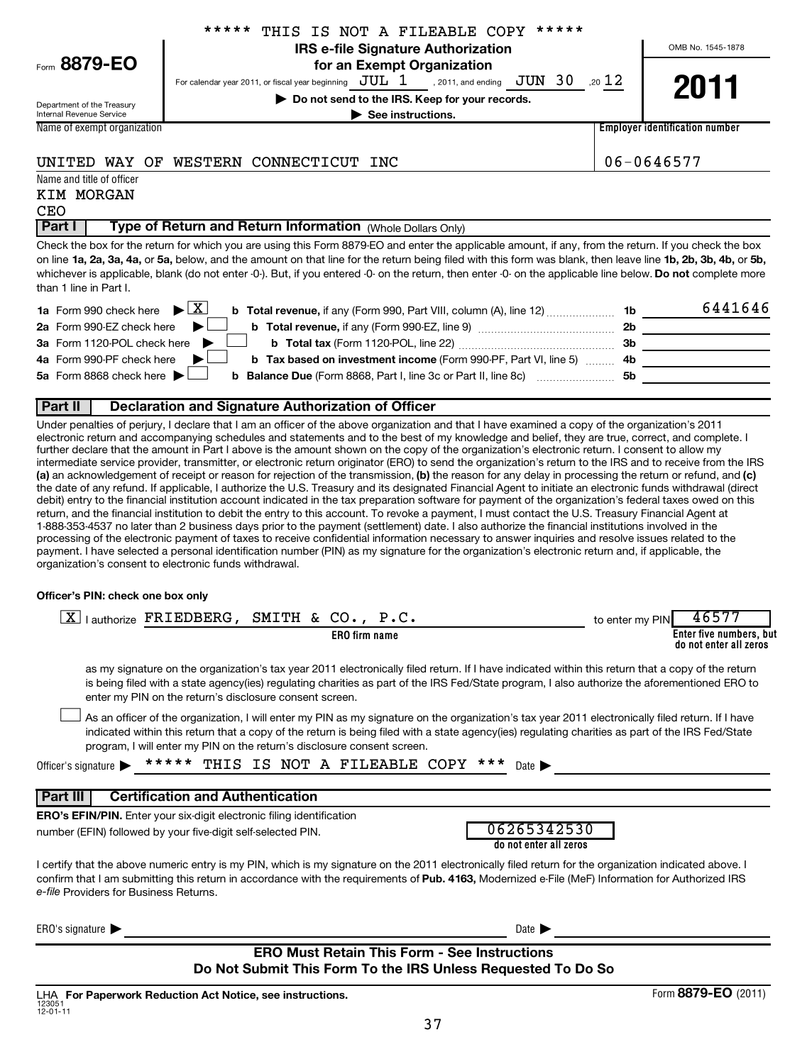\*\*\*\*\* THIS IS NOT A FILEABLE COPY \*\*\*\*\*

Form **8879-EO**

Department of the Treasury
Internal Revenue Service

**IRS e-file Signature Authorization for an Exempt Organization**

For calendar year 2011, or fiscal year beginning JUL 1 , 2011, and ending JUN 30 , 20 12

▶ **Do not send to the IRS. Keep for your records.**

▶ **See instructions.**

OMB No. 1545-1878

**2011**

| Name of exempt organization | Employer identification number |
|---|---|
| UNITED WAY OF WESTERN CONNECTICUT INC | 06-0646577 |

Name and title of officer
KIM MORGAN
CEO

**Part I** **Type of Return and Return Information** (Whole Dollars Only)

Check the box for the return for which you are using this Form 8879-EO and enter the applicable amount, if any, from the return. If you check the box on line **1a, 2a, 3a, 4a,** or **5a,** below, and the amount on that line for the return being filed with this form was blank, then leave line **1b, 2b, 3b, 4b,** or **5b,** whichever is applicable, blank (do not enter -0-). But, if you entered -0- on the return, then enter -0- on the applicable line below. **Do not** complete more than 1 line in Part I.

| | | | |
|---|---|---|---|
| **1a** Form 990 check here ▶ [X] | **b Total revenue,** if any (Form 990, Part VIII, column (A), line 12) | **1b** | 6441646 |
| **2a** Form 990-EZ check here ▶ [ ] | **b Total revenue,** if any (Form 990-EZ, line 9) | **2b** | |
| **3a** Form 1120-POL check here ▶ [ ] | **b Total tax** (Form 1120-POL, line 22) | **3b** | |
| **4a** Form 990-PF check here ▶ [ ] | **b Tax based on investment income** (Form 990-PF, Part VI, line 5) | **4b** | |
| **5a** Form 8868 check here ▶ [ ] | **b Balance Due** (Form 8868, Part I, line 3c or Part II, line 8c) | **5b** | |

**Part II** **Declaration and Signature Authorization of Officer**

Under penalties of perjury, I declare that I am an officer of the above organization and that I have examined a copy of the organization's 2011 electronic return and accompanying schedules and statements and to the best of my knowledge and belief, they are true, correct, and complete. I further declare that the amount in Part I above is the amount shown on the copy of the organization's electronic return. I consent to allow my intermediate service provider, transmitter, or electronic return originator (ERO) to send the organization's return to the IRS and to receive from the IRS **(a)** an acknowledgement of receipt or reason for rejection of the transmission, **(b)** the reason for any delay in processing the return or refund, and **(c)** the date of any refund. If applicable, I authorize the U.S. Treasury and its designated Financial Agent to initiate an electronic funds withdrawal (direct debit) entry to the financial institution account indicated in the tax preparation software for payment of the organization's federal taxes owed on this return, and the financial institution to debit the entry to this account. To revoke a payment, I must contact the U.S. Treasury Financial Agent at 1-888-353-4537 no later than 2 business days prior to the payment (settlement) date. I also authorize the financial institutions involved in the processing of the electronic payment of taxes to receive confidential information necessary to answer inquiries and resolve issues related to the payment. I have selected a personal identification number (PIN) as my signature for the organization's electronic return and, if applicable, the organization's consent to electronic funds withdrawal.

**Officer's PIN: check one box only**

[X] I authorize FRIEDBERG, SMITH & CO., P.C. to enter my PIN 46577

**ERO firm name** — Enter five numbers, but do not enter all zeros

as my signature on the organization's tax year 2011 electronically filed return. If I have indicated within this return that a copy of the return is being filed with a state agency(ies) regulating charities as part of the IRS Fed/State program, I also authorize the aforementioned ERO to enter my PIN on the return's disclosure consent screen.

[ ] As an officer of the organization, I will enter my PIN as my signature on the organization's tax year 2011 electronically filed return. If I have indicated within this return that a copy of the return is being filed with a state agency(ies) regulating charities as part of the IRS Fed/State program, I will enter my PIN on the return's disclosure consent screen.

Officer's signature ▶ \*\*\*\*\* THIS IS NOT A FILEABLE COPY \*\*\* Date ▶

**Part III** **Certification and Authentication**

**ERO's EFIN/PIN.** Enter your six-digit electronic filing identification number (EFIN) followed by your five-digit self-selected PIN. 06265342530 (do not enter all zeros)

I certify that the above numeric entry is my PIN, which is my signature on the 2011 electronically filed return for the organization indicated above. I confirm that I am submitting this return in accordance with the requirements of **Pub. 4163,** Modernized e-File (MeF) Information for Authorized IRS *e-file* Providers for Business Returns.

ERO's signature ▶ Date ▶

**ERO Must Retain This Form - See Instructions**
**Do Not Submit This Form To the IRS Unless Requested To Do So**

LHA **For Paperwork Reduction Act Notice, see instructions.**
123051
12-01-11

Form **8879-EO** (2011)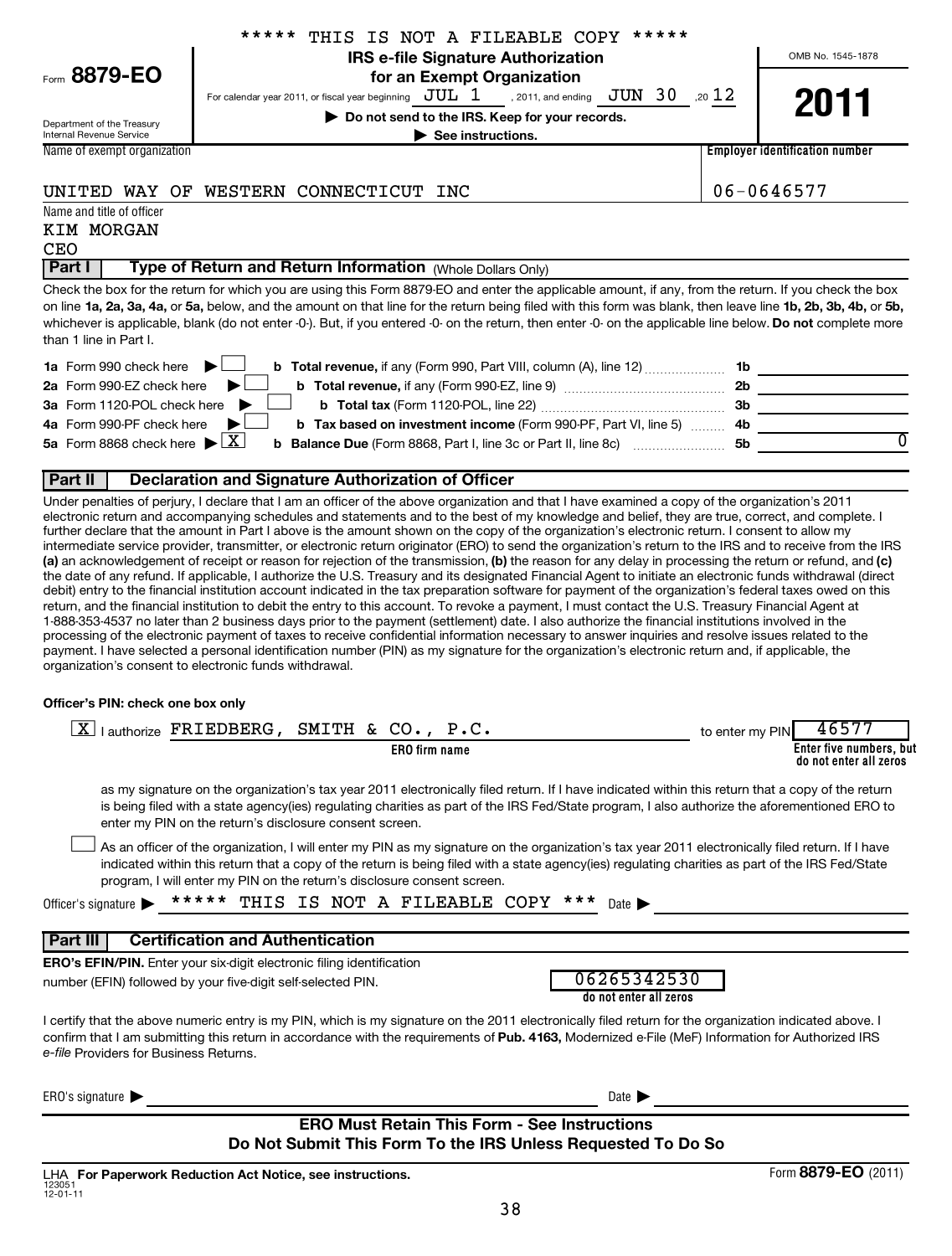***** THIS IS NOT A FILEABLE COPY *****

Form **8879-EO**

Department of the Treasury
Internal Revenue Service

**IRS e-file Signature Authorization for an Exempt Organization**

For calendar year 2011, or fiscal year beginning JUL 1 , 2011, and ending JUN 30 , 20 12

▶ **Do not send to the IRS. Keep for your records.**

▶ **See instructions.**

OMB No. 1545-1878

**2011**

Name of exempt organization: UNITED WAY OF WESTERN CONNECTICUT INC

**Employer identification number:** 06-0646577

Name and title of officer: KIM MORGAN, CEO

## Part I — Type of Return and Return Information (Whole Dollars Only)

Check the box for the return for which you are using this Form 8879-EO and enter the applicable amount, if any, from the return. If you check the box on line **1a, 2a, 3a, 4a,** or **5a,** below, and the amount on that line for the return being filed with this form was blank, then leave line **1b, 2b, 3b, 4b,** or **5b,** whichever is applicable, blank (do not enter -0-). But, if you entered -0- on the return, then enter -0- on the applicable line below. **Do not** complete more than 1 line in Part I.

| | | | |
|---|---|---|---|
| **1a** Form 990 check here ▶ ☐ | **b Total revenue,** if any (Form 990, Part VIII, column (A), line 12) | **1b** | |
| **2a** Form 990-EZ check here ▶ ☐ | **b Total revenue,** if any (Form 990-EZ, line 9) | **2b** | |
| **3a** Form 1120-POL check here ▶ ☐ | **b Total tax** (Form 1120-POL, line 22) | **3b** | |
| **4a** Form 990-PF check here ▶ ☐ | **b Tax based on investment income** (Form 990-PF, Part VI, line 5) | **4b** | |
| **5a** Form 8868 check here ▶ ☒ | **b Balance Due** (Form 8868, Part I, line 3c or Part II, line 8c) | **5b** | 0 |

## Part II — Declaration and Signature Authorization of Officer

Under penalties of perjury, I declare that I am an officer of the above organization and that I have examined a copy of the organization's 2011 electronic return and accompanying schedules and statements and to the best of my knowledge and belief, they are true, correct, and complete. I further declare that the amount in Part I above is the amount shown on the copy of the organization's electronic return. I consent to allow my intermediate service provider, transmitter, or electronic return originator (ERO) to send the organization's return to the IRS and to receive from the IRS **(a)** an acknowledgement of receipt or reason for rejection of the transmission, **(b)** the reason for any delay in processing the return or refund, and **(c)** the date of any refund. If applicable, I authorize the U.S. Treasury and its designated Financial Agent to initiate an electronic funds withdrawal (direct debit) entry to the financial institution account indicated in the tax preparation software for payment of the organization's federal taxes owed on this return, and the financial institution to debit the entry to this account. To revoke a payment, I must contact the U.S. Treasury Financial Agent at 1-888-353-4537 no later than 2 business days prior to the payment (settlement) date. I also authorize the financial institutions involved in the processing of the electronic payment of taxes to receive confidential information necessary to answer inquiries and resolve issues related to the payment. I have selected a personal identification number (PIN) as my signature for the organization's electronic return and, if applicable, the organization's consent to electronic funds withdrawal.

**Officer's PIN: check one box only**

☒ I authorize FRIEDBERG, SMITH & CO., P.C. (**ERO firm name**) to enter my PIN 46577 (**Enter five numbers, but do not enter all zeros**)

as my signature on the organization's tax year 2011 electronically filed return. If I have indicated within this return that a copy of the return is being filed with a state agency(ies) regulating charities as part of the IRS Fed/State program, I also authorize the aforementioned ERO to enter my PIN on the return's disclosure consent screen.

☐ As an officer of the organization, I will enter my PIN as my signature on the organization's tax year 2011 electronically filed return. If I have indicated within this return that a copy of the return is being filed with a state agency(ies) regulating charities as part of the IRS Fed/State program, I will enter my PIN on the return's disclosure consent screen.

Officer's signature ▶ ***** THIS IS NOT A FILEABLE COPY *** Date ▶

## Part III — Certification and Authentication

**ERO's EFIN/PIN.** Enter your six-digit electronic filing identification number (EFIN) followed by your five-digit self-selected PIN. 06265342530 (**do not enter all zeros**)

I certify that the above numeric entry is my PIN, which is my signature on the 2011 electronically filed return for the organization indicated above. I confirm that I am submitting this return in accordance with the requirements of **Pub. 4163,** Modernized e-File (MeF) Information for Authorized IRS *e-file* Providers for Business Returns.

ERO's signature ▶ Date ▶

**ERO Must Retain This Form - See Instructions**

**Do Not Submit This Form To the IRS Unless Requested To Do So**

LHA **For Paperwork Reduction Act Notice, see instructions.**
123051
12-01-11

Form **8879-EO** (2011)